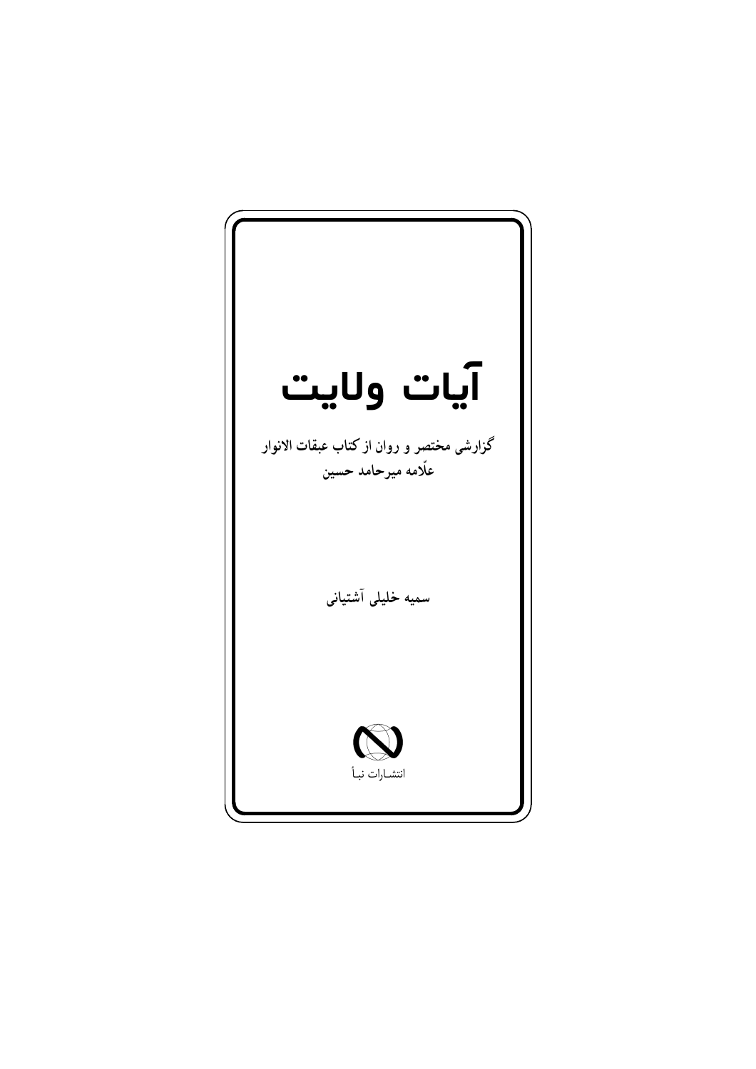# آیات ولایت

**گزارشی مختصر و روان از کتاب عبقات الانوار**
**علّامه میرحامد حسین**

**سمیه خلیلی آشتیانی**

انتشارات نبأ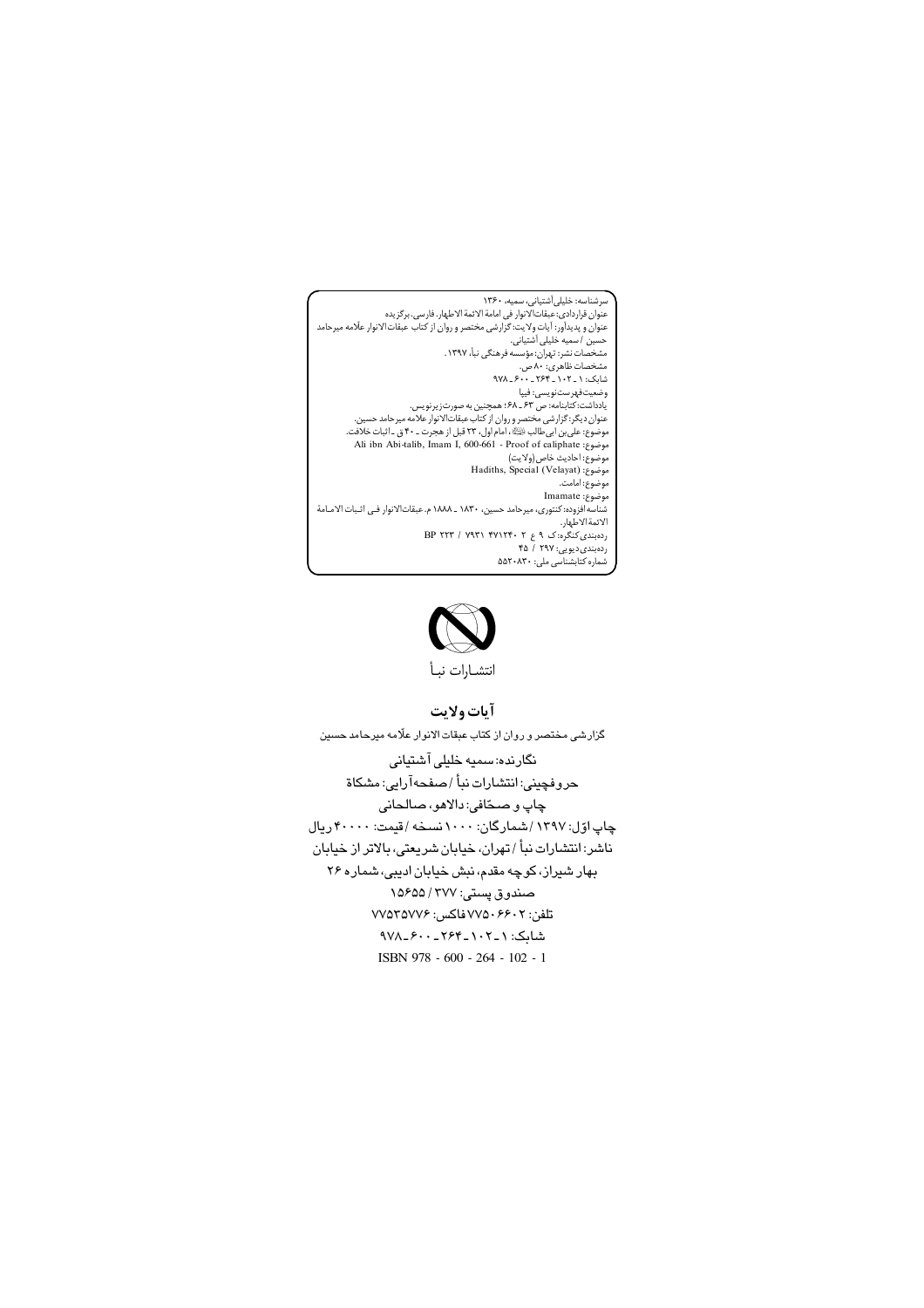سرشناسه: خلیلی آشتیانی، سمیه، ۱۳۶۰
عنوان قراردادی: عبقات‌الانوار فی امامة الائمة الاطهار. فارسی. برگزیده
عنوان و پدیدآور: آیات ولایت: گزارشی مختصر و روان از کتاب عبقات الانوار علّامه میرحامد حسین / سمیه خلیلی آشتیانی.
مشخصات نشر: تهران: مؤسسه فرهنگی نبأ، ۱۳۹۷.
مشخصات ظاهری: ۸۰ ص.
شابک: ۱ـ ۱۰۲ـ ۲۶۴ـ ۶۰۰ـ ۹۷۸
وضعیت فهرست نویسی: فیپا
یادداشت: کتابنامه: ص ۶۳ـ ۶۸؛ همچنین به صورت زیرنویس.
عنوان دیگر: گزارشی مختصر و روان از کتاب عبقات‌الانوار علامه میرحامد حسین.
موضوع: علی بن ابی‌طالب علیه‌السلام، امام اول، ۲۳ قبل از هجرت ـ ۴۰ ق ـ اثبات خلافت.
موضوع: Ali ibn Abi-talib, Imam I, 600-661 - Proof of caliphate
موضوع: احادیث خاص (ولایت)
موضوع: Hadiths, Special (Velayat)
موضوع: امامت.
موضوع: Imamate
شناسه افزوده: کنتوری، میرحامد حسین، ۱۸۳۰ـ ۱۸۸۸ م. عبقات‌الانوار فی اثبات الامامة الائمة الاطهار.
رده‌بندی کنگره: ک ۹ ع ۲ ۴۷۱۲۴۰ / BP ۲۲۳ / ۷۹۳۱
رده‌بندی دیویی: ۲۹۷ / ۴۵
شماره کتابشناسی ملی: ۵۵۲۰۸۳۰

انتشارات نبأ

## آیات ولایت

گزارشی مختصر و روان از کتاب عبقات الانوار علّامه میرحامد حسین

نگارنده: سمیه خلیلی آشتیانی
حروفچینی: انتشارات نبأ / صفحه‌آرایی: مشکاة
چاپ و صحّافی: دالاهو، صالحانی
چاپ اوّل: ۱۳۹۷ / شمارگان: ۱۰۰۰ نسخه / قیمت: ۴۰۰۰۰ ریال
ناشر: انتشارات نبأ / تهران، خیابان شریعتی، بالاتر از خیابان بهار شیراز، کوچه مقدم، نبش خیابان ادیبی، شماره ۲۶
صندوق پستی: ۳۷۷ / ۱۵۶۵۵
تلفن: ۷۷۵۰۶۶۰۲ فاکس: ۷۷۵۳۵۷۷۶
شابک: ۱ـ۱۰۲ـ۲۶۴ـ۶۰۰ـ۹۷۸
ISBN 978 - 600 - 264 - 102 - 1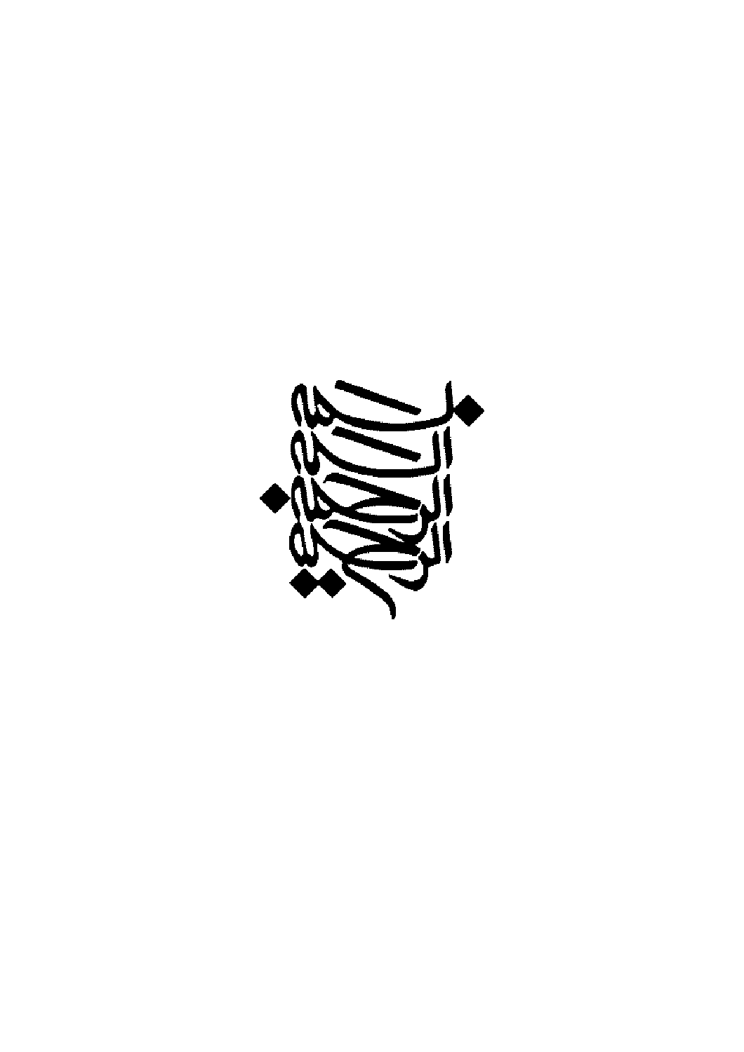بسم الله الرحمن الرحيم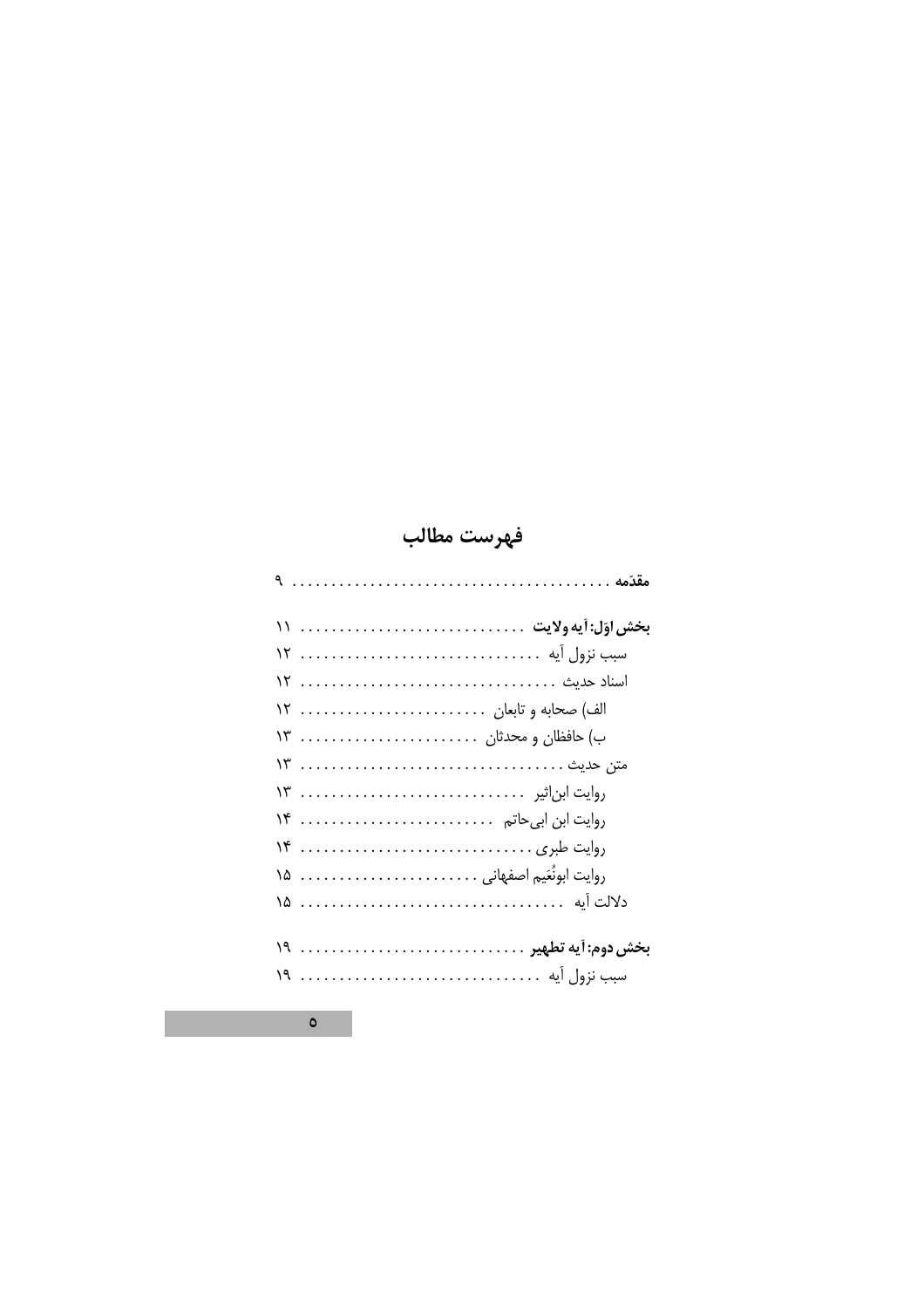# فهرست مطالب

**مقدّمه** ........................................ ۹

**بخش اوّل: آیه ولایت** ........................................ ۱۱

سبب نزول آیه ........................................ ۱۲

اسناد حدیث ........................................ ۱۲

الف) صحابه و تابعان ........................................ ۱۲

ب) حافظان و محدثان ........................................ ۱۳

متن حدیث ........................................ ۱۳

روایت ابن‌اثیر ........................................ ۱۳

روایت ابن ابی‌حاتم ........................................ ۱۴

روایت طبری ........................................ ۱۴

روایت ابونُعَیم اصفهانی ........................................ ۱۵

دلالت آیه ........................................ ۱۵

**بخش دوم: آیه تطهیر** ........................................ ۱۹

سبب نزول آیه ........................................ ۱۹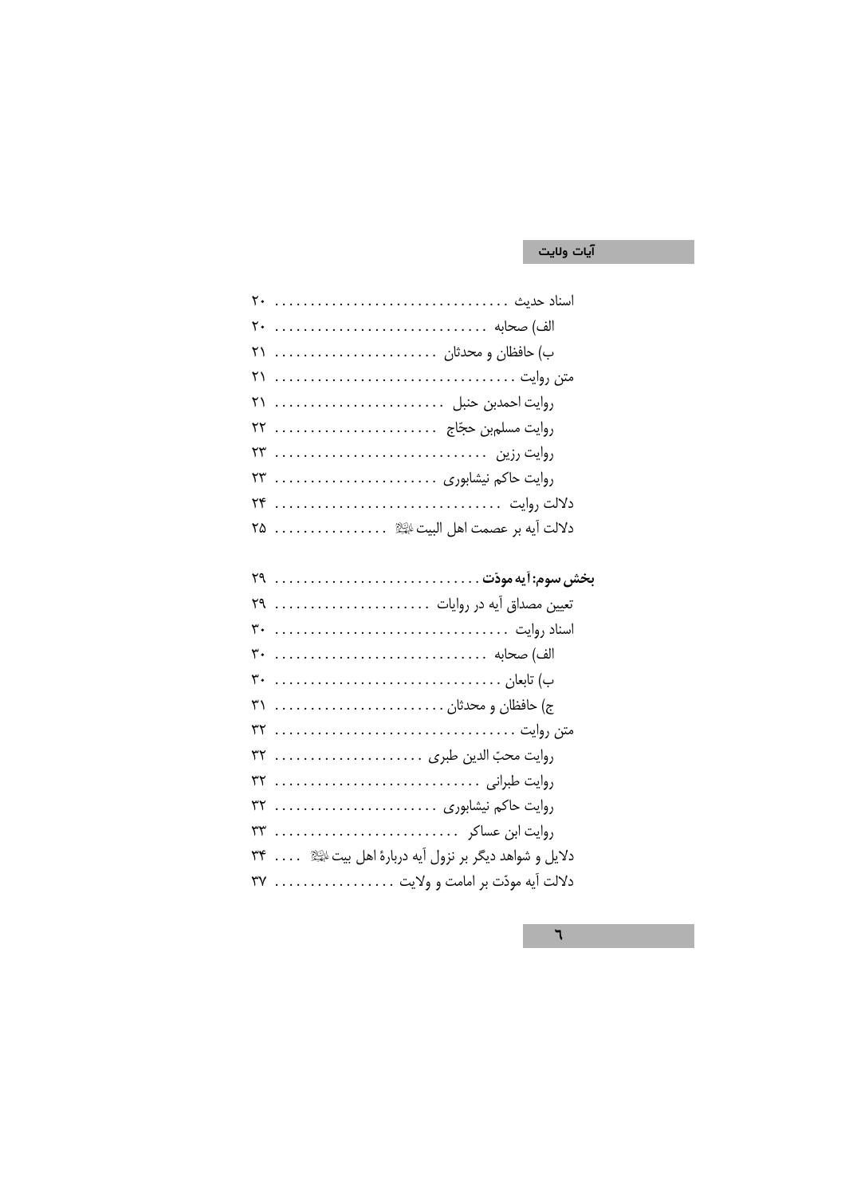اسناد حدیث ........ ۲۰

الف) صحابه ........ ۲۰

ب) حافظان و محدثان ........ ۲۱

متن روایت ........ ۲۱

روایت احمدبن حنبل ........ ۲۱

روایت مسلم‌بن حجّاج ........ ۲۲

روایت رزین ........ ۲۳

روایت حاکم نیشابوری ........ ۲۳

دلالت روایت ........ ۲۴

دلالت آیه بر عصمت اهل البیت علیهم‌السلام ........ ۲۵

**بخش سوم: آیه مودّت** ........ ۲۹

تعیین مصداق آیه در روایات ........ ۲۹

اسناد روایت ........ ۳۰

الف) صحابه ........ ۳۰

ب) تابعان ........ ۳۰

ج) حافظان و محدثان ........ ۳۱

متن روایت ........ ۳۲

روایت محبّ الدین طبری ........ ۳۲

روایت طبرانی ........ ۳۲

روایت حاکم نیشابوری ........ ۳۲

روایت ابن عساکر ........ ۳۳

دلایل و شواهد دیگر بر نزول آیه دربارهٔ اهل بیت علیهم‌السلام ........ ۳۴

دلالت آیه مودّت بر امامت و ولایت ........ ۳۷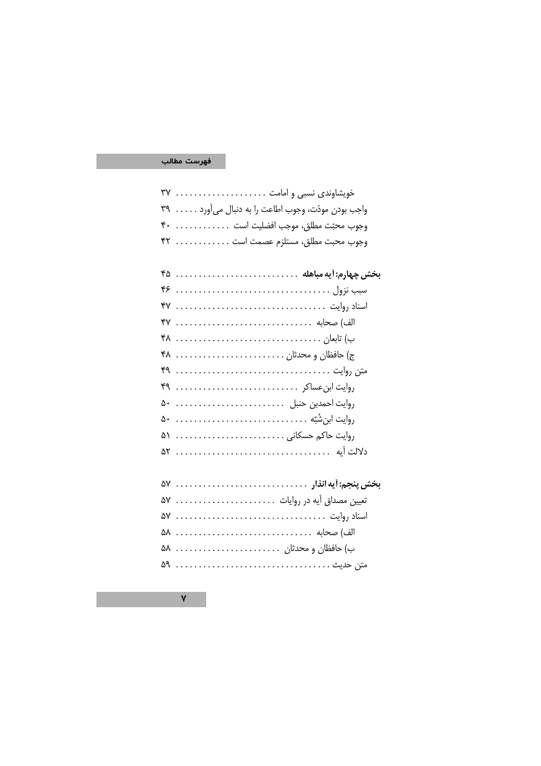خویشاوندی نسبی و امامت ..................... ۳۷

واجب بودن مودّت، وجوب اطاعت را به دنبال می‌آورد ..... ۳۹

وجوب محبّت مطلق، موجب افضلیت است ............ ۴۰

وجوب محبت مطلق، مستلزم عصمت است ............ ۴۲

**بخش چهارم: آیه مباهله** ........................... ۴۵

سبب نزول .................................. ۴۶

اسناد روایت ................................. ۴۷

الف) صحابه ................................ ۴۷

ب) تابعان ................................. ۴۸

ج) حافظان و محدثان ........................ ۴۸

متن روایت .................................. ۴۹

روایت ابن‌عساکر ............................ ۴۹

روایت احمدبن حنبل ........................ ۵۰

روایت ابن‌شُبّه ............................. ۵۰

روایت حاکم حسکانی ......................... ۵۱

دلالت آیه .................................. ۵۲

**بخش پنجم: آیه انذار** ............................ ۵۷

تعیین مصداق آیه در روایات ...................... ۵۷

اسناد روایت ................................. ۵۷

الف) صحابه ................................ ۵۸

ب) حافظان و محدثان ........................ ۵۸

متن حدیث .................................. ۵۹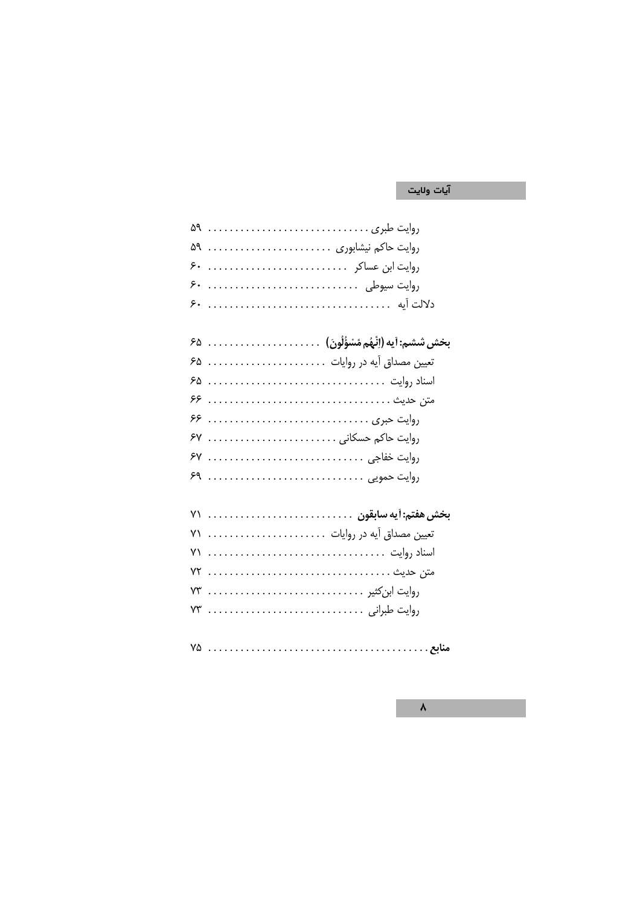روایت طبری ........................ ۵۹
روایت حاکم نیشابوری ........................ ۵۹
روایت ابن عساکر ........................ ۶۰
روایت سیوطی ........................ ۶۰
دلالت آیه ........................ ۶۰

**بخش ششم: آیه (اِنَّهُم مَسئُولُونَ)** ........................ ۶۵
تعیین مصداق آیه در روایات ........................ ۶۵
اسناد روایت ........................ ۶۵
متن حدیث ........................ ۶۶
روایت حبری ........................ ۶۶
روایت حاکم حسکانی ........................ ۶۷
روایت خفاجی ........................ ۶۷
روایت حمویی ........................ ۶۹

**بخش هفتم: آیه سابقون** ........................ ۷۱
تعیین مصداق آیه در روایات ........................ ۷۱
اسناد روایت ........................ ۷۱
متن حدیث ........................ ۷۲
روایت ابن‌کثیر ........................ ۷۳
روایت طبرانی ........................ ۷۳

**منابع** ........................ ۷۵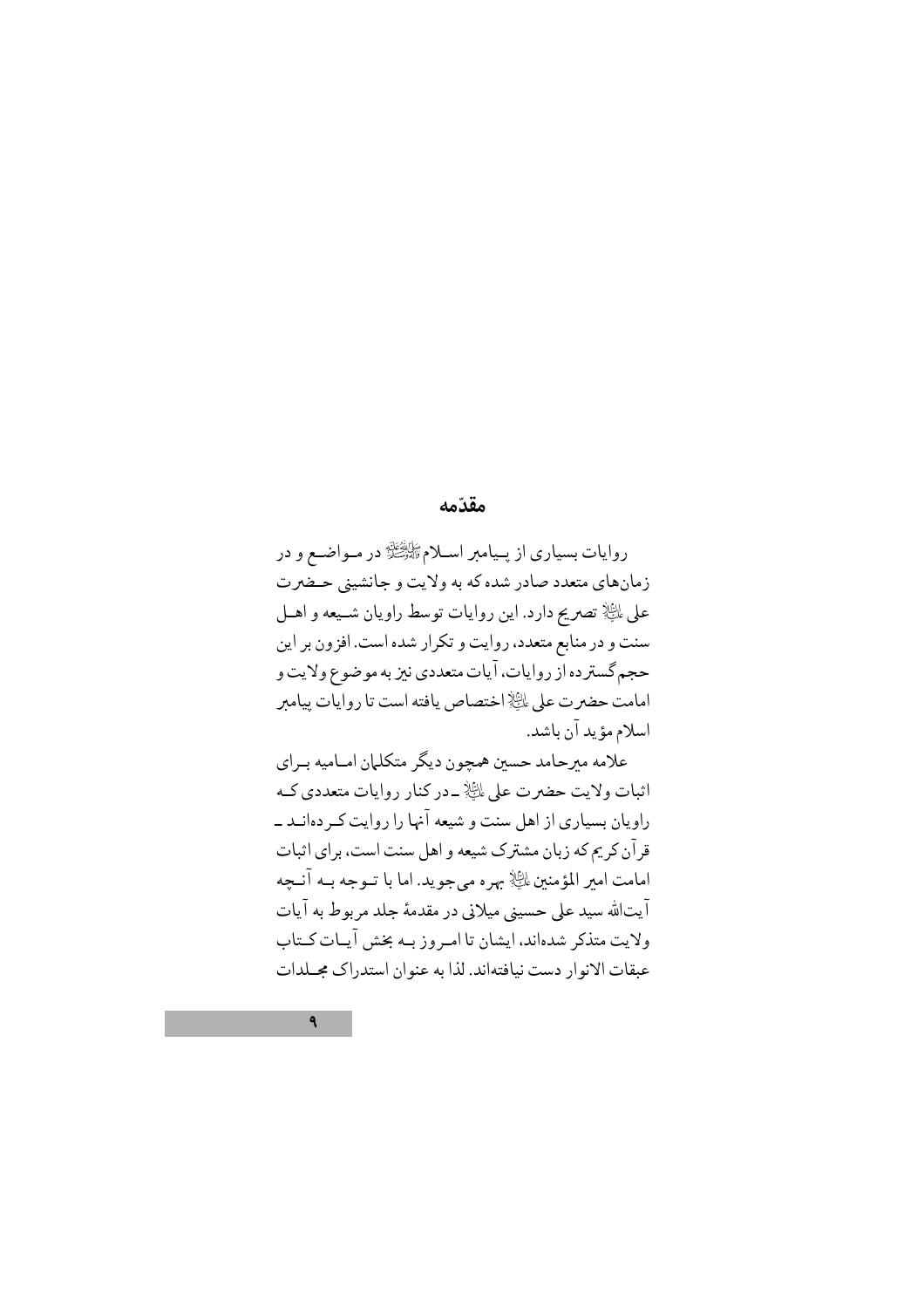## مقدّمه

روایات بسیاری از پیامبر اسلام ﷺ در مواضع و در زمان‌های متعدد صادر شده که به ولایت و جانشینی حضرت علی علیه‌السلام تصریح دارد. این روایات توسط راویان شیعه و اهل سنت و در منابع متعدد، روایت و تکرار شده است. افزون بر این حجم گسترده از روایات، آیات متعددی نیز به موضوع ولایت و امامت حضرت علی علیه‌السلام اختصاص یافته است تا روایات پیامبر اسلام مؤید آن باشد.

علامه میرحامد حسین همچون دیگر متکلمان امامیه برای اثبات ولایت حضرت علی علیه‌السلام ـ در کنار روایات متعددی که راویان بسیاری از اهل سنت و شیعه آنها را روایت کرده‌اند ـ قرآن کریم که زبان مشترک شیعه و اهل سنت است، برای اثبات امامت امیر المؤمنین علیه‌السلام بهره می‌جوید. اما با توجه به آنچه آیت‌الله سید علی حسینی میلانی در مقدمهٔ جلد مربوط به آیات ولایت متذکر شده‌اند، ایشان تا امروز به بخش آیات کتاب عبقات الانوار دست نیافته‌اند. لذا به عنوان استدراک مجلدات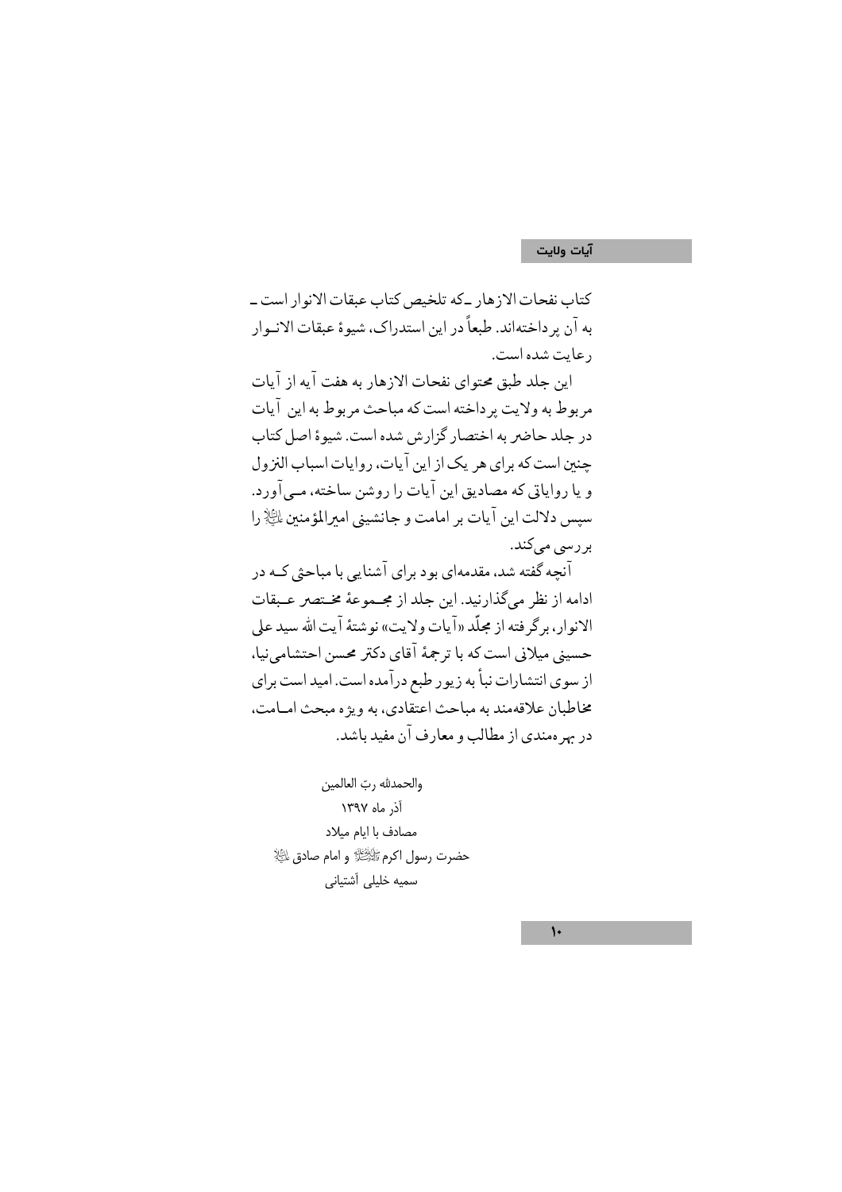کتاب نفحات الازهار ـ که تلخیص کتاب عبقات الانوار است ـ به آن پرداخته‌اند. طبعاً در این استدراک، شیوهٔ عبقات الانـوار رعایت شده است.

این جلد طبق محتوای نفحات الازهار به هفت آیه از آیات مربوط به ولایت پرداخته است که مباحث مربوط به این آیات در جلد حاضر به اختصار گزارش شده است. شیوهٔ اصل کتاب چنین است که برای هر یک از این آیات، روایات اسباب النزول و یا روایاتی که مصادیق این آیات را روشن ساخته، مـی‌آورد. سپس دلالت این آیات بر امامت و جانشینی امیرالمؤمنین علیه السلام را بررسی می‌کند.

آنچه گفته شد، مقدمه‌ای بود برای آشنایی با مباحثی کـه در ادامه از نظر می‌گذارنید. این جلد از مجـموعهٔ مختصر عـبقات الانوار، برگرفته از مجلّد «آیات ولایت» نوشتهٔ آیت الله سید علی حسینی میلانی است که با ترجمهٔ آقای دکتر محسن احتشامی‌نیا، از سوی انتشارات نبأ به زیور طبع درآمده است. امید است برای مخاطبان علاقه‌مند به مباحث اعتقادی، به ویژه مبحث امـامت، در بهره‌مندی از مطالب و معارف آن مفید باشد.

والحمدلله ربّ العالمین
آذر ماه ۱۳۹۷
مصادف با ایام میلاد
حضرت رسول اکرم صلی الله علیه و آله و امام صادق علیه السلام
سمیه خلیلی آشتیانی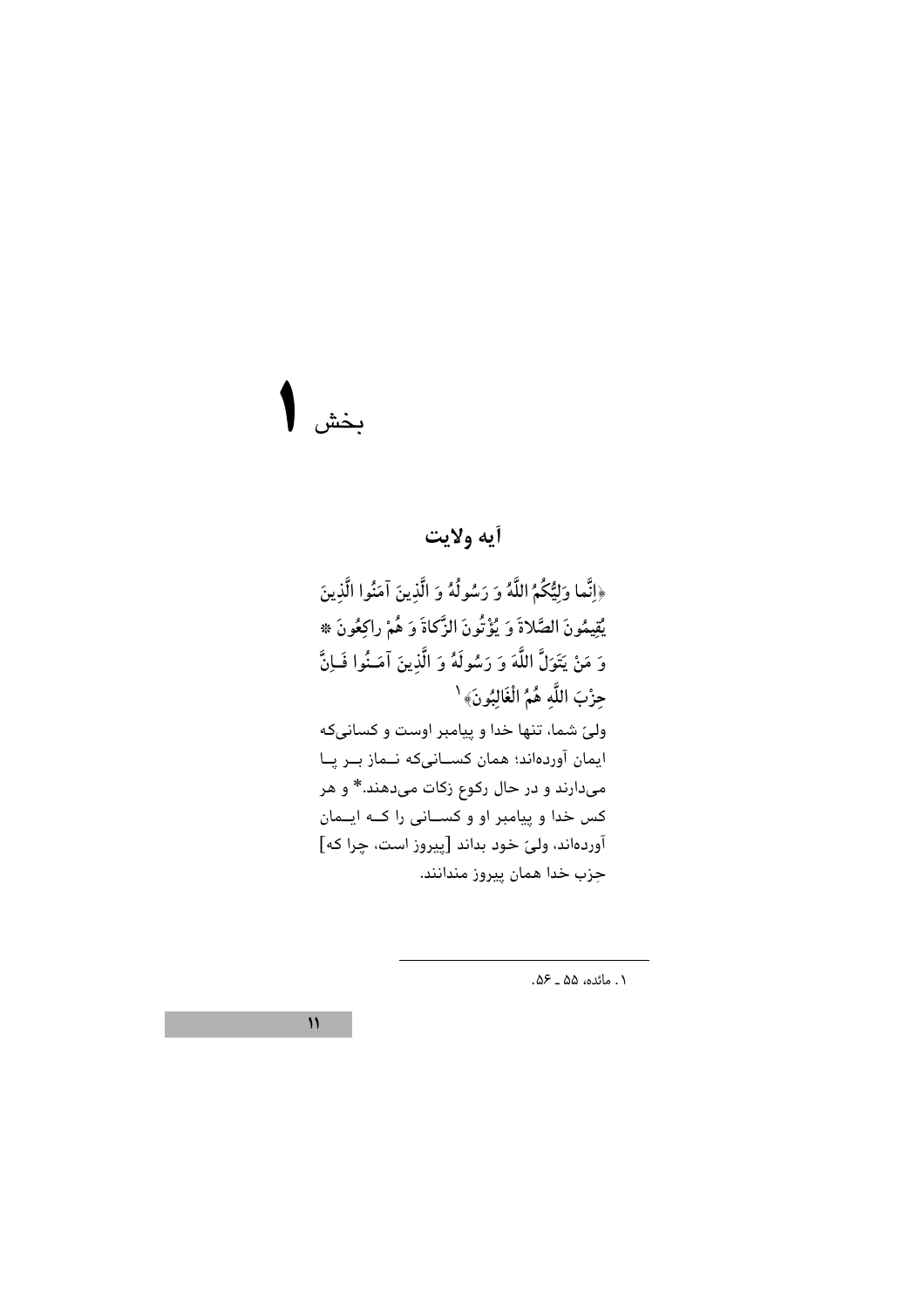# بخش ۱

## آیه ولایت

﴿إِنَّما وَلِيُّكُمُ اللَّهُ وَ رَسُولُهُ وَ الَّذِينَ آمَنُوا الَّذِينَ يُقِيمُونَ الصَّلاةَ وَ يُؤْتُونَ الزَّكاةَ وَ هُمْ راكِعُونَ ❊ وَ مَنْ يَتَوَلَّ اللَّهَ وَ رَسُولَهُ وَ الَّذِينَ آمَنُوا فَإِنَّ حِزْبَ اللَّهِ هُمُ الْغَالِبُونَ﴾[1]

ولیّ شما، تنها خدا و پیامبر اوست و کسانی‌که ایمان آورده‌اند؛ همان کسانی‌که نماز بر پا می‌دارند و در حال رکوع زکات می‌دهند.* و هر کس خدا و پیامبر او و کسانی را که ایمان آورده‌اند، ولیّ خود بداند [پیروز است، چرا که] حزب خدا همان پیروز مندانند.

---

۱. مائده، ۵۵ ـ ۵۶.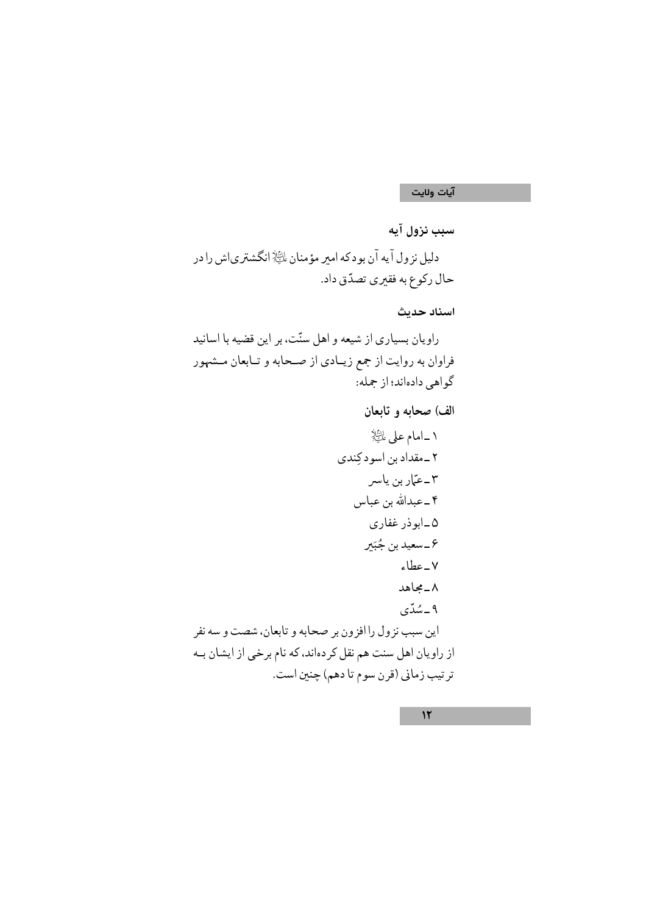### سبب نزول آیه

دلیل نزول آیه آن بود که امیر مؤمنان علیه‌السلام انگشتری‌اش را در حال رکوع به فقیری تصدّق داد.

### اسناد حدیث

راویان بسیاری از شیعه و اهل سنّت، بر این قضیه با اسانید فراوان به روایت از جمع زیادی از صحابه و تابعان مشهور گواهی داده‌اند؛ از جمله:

### الف) صحابه و تابعان

۱ ـ امام علی علیه‌السلام
۲ ـ مقداد بن اسود کِندی
۳ ـ عمّار بن یاسر
۴ ـ عبدالله بن عباس
۵ ـ ابوذر غفاری
۶ ـ سعید بن جُبَیر
۷ ـ عطاء
۸ ـ مجاهد
۹ ـ سُدّی

این سبب نزول را افزون بر صحابه و تابعان، شصت و سه نفر از راویان اهل سنت هم نقل کرده‌اند، که نام برخی از ایشان به ترتیب زمانی (قرن سوم تا دهم) چنین است.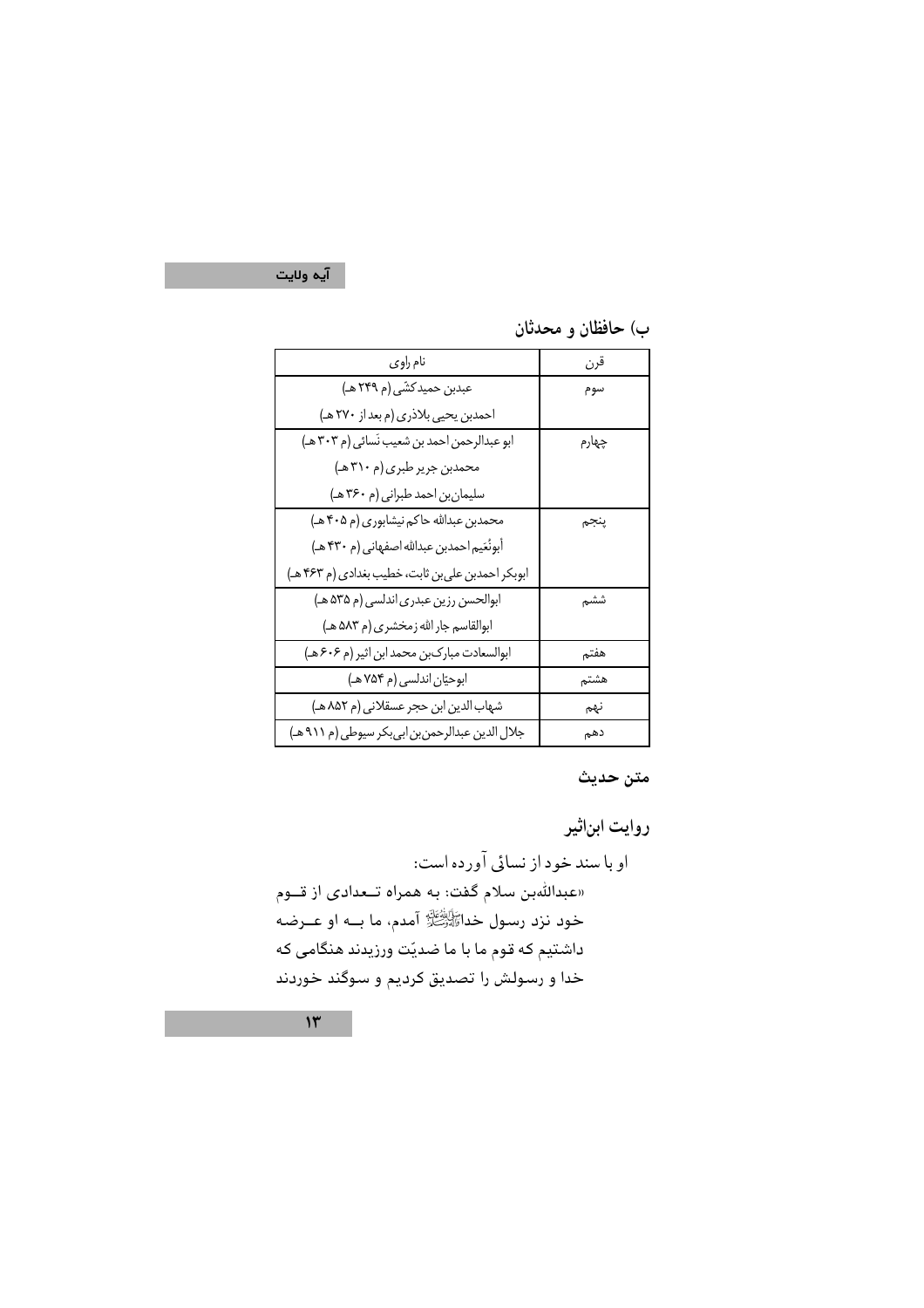## ب) حافظان و محدثان

| قرن | نام راوی |
| --- | --- |
| سوم | عبدبن حمیدکشّی (م ۲۴۹ هـ) |
| | احمدبن یحیی بلاذری (م بعد از ۲۷۰ هـ) |
| چهارم | ابو عبدالرحمن احمد بن شعیب نَسائی (م ۳۰۳ هـ) |
| | محمدبن جریر طبری (م ۳۱۰ هـ) |
| | سلیمان‌بن احمد طبرانی (م ۳۶۰ هـ) |
| پنجم | محمدبن عبدالله حاکم نیشابوری (م ۴۰۵ هـ) |
| | أبونُعَیم احمدبن عبدالله اصفهانی (م ۴۳۰ هـ) |
| | ابوبکر احمدبن علی‌بن ثابت، خطیب بغدادی (م ۴۶۳ هـ) |
| ششم | ابوالحسن رزین عبدری اندلسی (م ۵۳۵ هـ) |
| | ابوالقاسم جار الله زمخشری (م ۵۸۳ هـ) |
| هفتم | ابوالسعادت مبارک‌بن محمد ابن اثیر (م ۶۰۶ هـ) |
| هشتم | ابوحیّان اندلسی (م ۷۵۴ هـ) |
| نهم | شهاب الدین ابن حجر عسقلانی (م ۸۵۲ هـ) |
| دهم | جلال الدین عبدالرحمن‌بن ابی‌بکر سیوطی (م ۹۱۱ هـ) |

### متن حدیث

### روایت ابن‌اثیر

او با سند خود از نسائی آورده است:

«عبدالله‌بن سلام گفت: به همراه تعدادی از قوم خود نزد رسول خدا ﷺ آمدم، ما به او عرضه داشتیم که قوم ما با ما ضدیّت ورزیدند هنگامی که خدا و رسولش را تصدیق کردیم و سوگند خوردند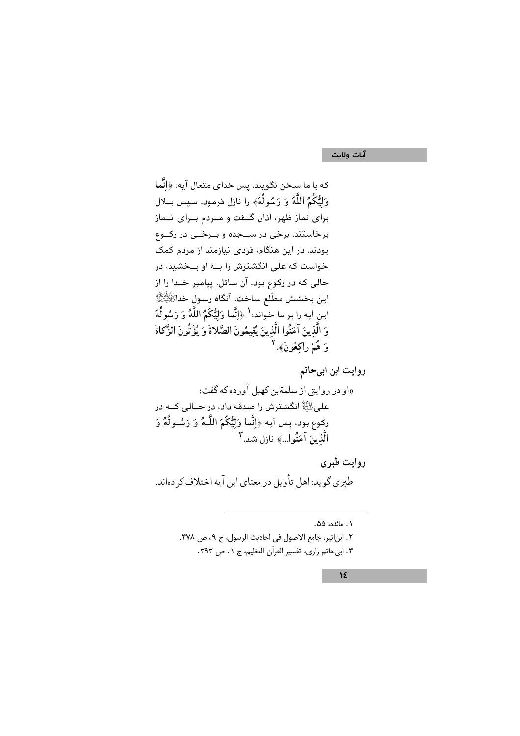که با ما سخن نگویند. پس خدای متعال آیه: ﴿إِنَّما وَلِيُّكُمُ اللَّهُ وَ رَسُولُهُ﴾ را نازل فرمود. سپس بلال برای نماز ظهر، اذان گفت و مردم برای نماز برخاستند. برخی در سجده و برخی در رکوع بودند. در این هنگام، فردی نیازمند از مردم کمک خواست که علی انگشترش را به او بخشید، در حالی که در رکوع بود. آن سائل، پیامبر خدا را از این بخشش مطلع ساخت، آنگاه رسول خدا صلی الله علیه و آله این آیه را بر ما خواند:[1] ﴿إِنَّما وَلِيُّكُمُ اللَّهُ وَ رَسُولُهُ وَ الَّذِينَ آمَنُوا الَّذِينَ يُقِيمُونَ الصَّلاةَ وَ يُؤْتُونَ الزَّكاةَ وَ هُمْ راكِعُونَ﴾.[2]

## روایت ابن ابی‌حاتم

«او در روایتی از سلمة‌بن کهیل آورده که گفت: علی علیه السلام انگشترش را صدقه داد، در حالی که در رکوع بود، پس آیه ﴿إِنَّما وَلِيُّكُمُ اللَّهُ وَ رَسُولُهُ وَ الَّذِينَ آمَنُوا...﴾ نازل شد.[3]

## روایت طبری

طبری گوید: اهل تأویل در معنای این آیه اختلاف کرده‌اند.

---

۱. مائده، ۵۵.

۲. ابن‌اثیر، جامع الاصول فی احادیث الرسول، ج ۹، ص ۴۷۸.

۳. ابی‌حاتم رازی، تفسیر القرآن العظیم، ج ۱، ص ۳۹۳.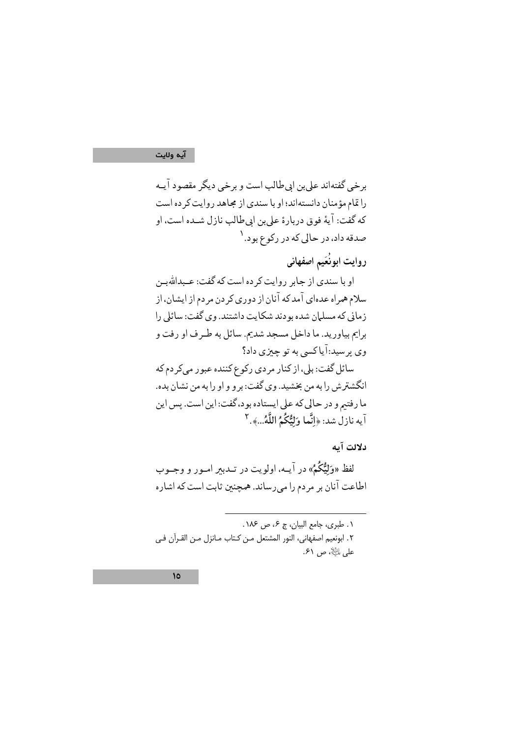برخی گفته‌اند علی‌بن ابی‌طالب است و برخی دیگر مقصود آیـه را تمام مؤمنان دانسته‌اند؛ او با سندی از مجاهد روایت کرده است که گفت: آیهٔ فوق دربارهٔ علی‌بن ابی‌طالب نازل شـده است، او صدقه داد، در حالی که در رکوع بود.[1]

## روایت ابونُعَیم اصفهانی

او با سندی از جابر روایت کرده است که گفت: عـبدالله‌بـن سلام همراه عده‌ای آمد که آنان از دوری کردن مردم از ایشان، از زمانی که مسلمان شده بودند شکایت داشتند. وی گفت: سائلی را برایم بیاورید. ما داخل مسجد شدیم. سائل به طـرف او رفت و وی پرسید: آیا کسی به تو چیزی داد؟

سائل گفت: بلی، از کنار مردی رکوع کننده عبور می‌کردم که انگشترش را به من بخشید. وی گفت: برو و او را به من نشان بده. ما رفتیم و در حالی که علی ایستاده بود، گفت: این است. پس این آیه نازل شد: ﴿**إِنَّما وَلِيُّكُمُ اللّٰهُ**...﴾.[2]

### دلالت آیه

لفظ «**وَلِيُّكُمُ**» در آیـه، اولویت در تـدبیر امـور و وجـوب اطاعت آنان بر مردم را می‌رساند. همچنین ثابت است که اشاره

---

۱. طبری، جامع البیان، ج ۶، ص ۱۸۶.

۲. ابونعیم اصفهانی، النور المشتعل مـن کـتاب مـانزل مـن القـرآن فـی علی علیه‌السلام، ص ۶۱.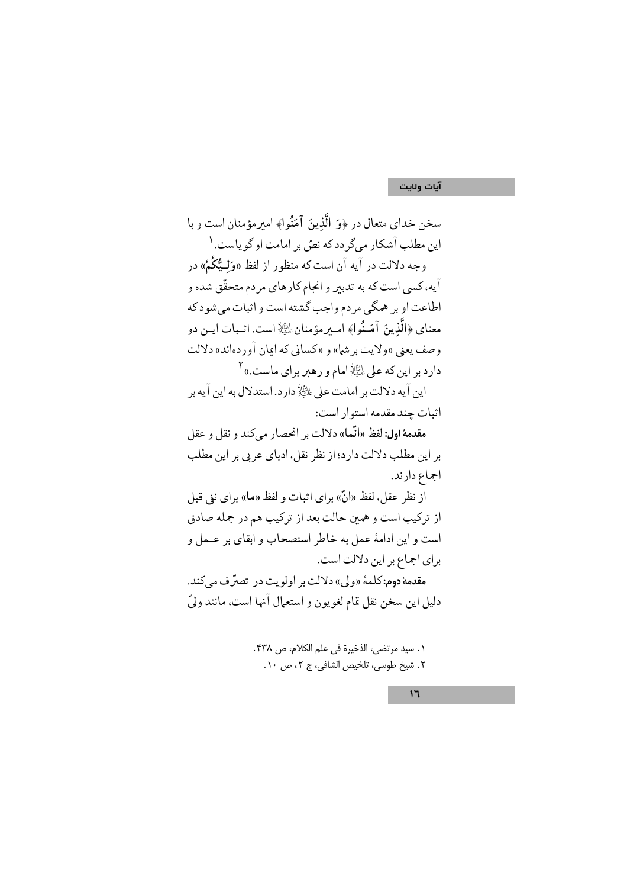سخن خدای متعال در ﴿وَ الَّذِينَ آمَنُوا﴾ امیرمؤمنان است و با این مطلب آشکار می‌گردد که نصّ بر امامت او گویاست.[1]

وجه دلالت در آیه آن است که منظور از لفظ «وَلِيُّكُمُ» در آیه، کسی است که به تدبیر و انجام کارهای مردم متحقّق شده و اطاعت او بر همگی مردم واجب گشته است و اثبات می‌شود که معنای ﴿الَّذِينَ آمَنُوا﴾ امیرمؤمنان علیه‌السلام است. اثبات این دو وصف یعنی «ولایت بر شما» و «کسانی که ایمان آورده‌اند» دلالت دارد بر این که علی علیه‌السلام امام و رهبر برای ماست.»[2]

این آیه دلالت بر امامت علی علیه‌السلام دارد. استدلال به این آیه بر اثبات چند مقدمه استوار است:

**مقدمهٔ اول:** لفظ «انّما» دلالت بر انحصار می‌کند و نقل و عقل بر این مطلب دلالت دارد؛ از نظر نقل، ادبای عربی بر این مطلب اجماع دارند.

از نظر عقل، لفظ «انّ» برای اثبات و لفظ «ما» برای نفی قبل از ترکیب است و همین حالت بعد از ترکیب هم در جمله صادق است و این ادامهٔ عمل به خاطر استصحاب و ابقای بر عمل و برای اجماع بر این دلالت است.

**مقدمهٔ دوم:** کلمهٔ «ولی» دلالت بر اولویت در تصرّف می‌کند. دلیل این سخن نقل تمام لغویون و استعمال آنها است، مانند ولیّ

---

۱. سید مرتضی، الذخیرة فی علم الکلام، ص ۴۳۸.

۲. شیخ طوسی، تلخیص الشافی، ج ۲، ص ۱۰.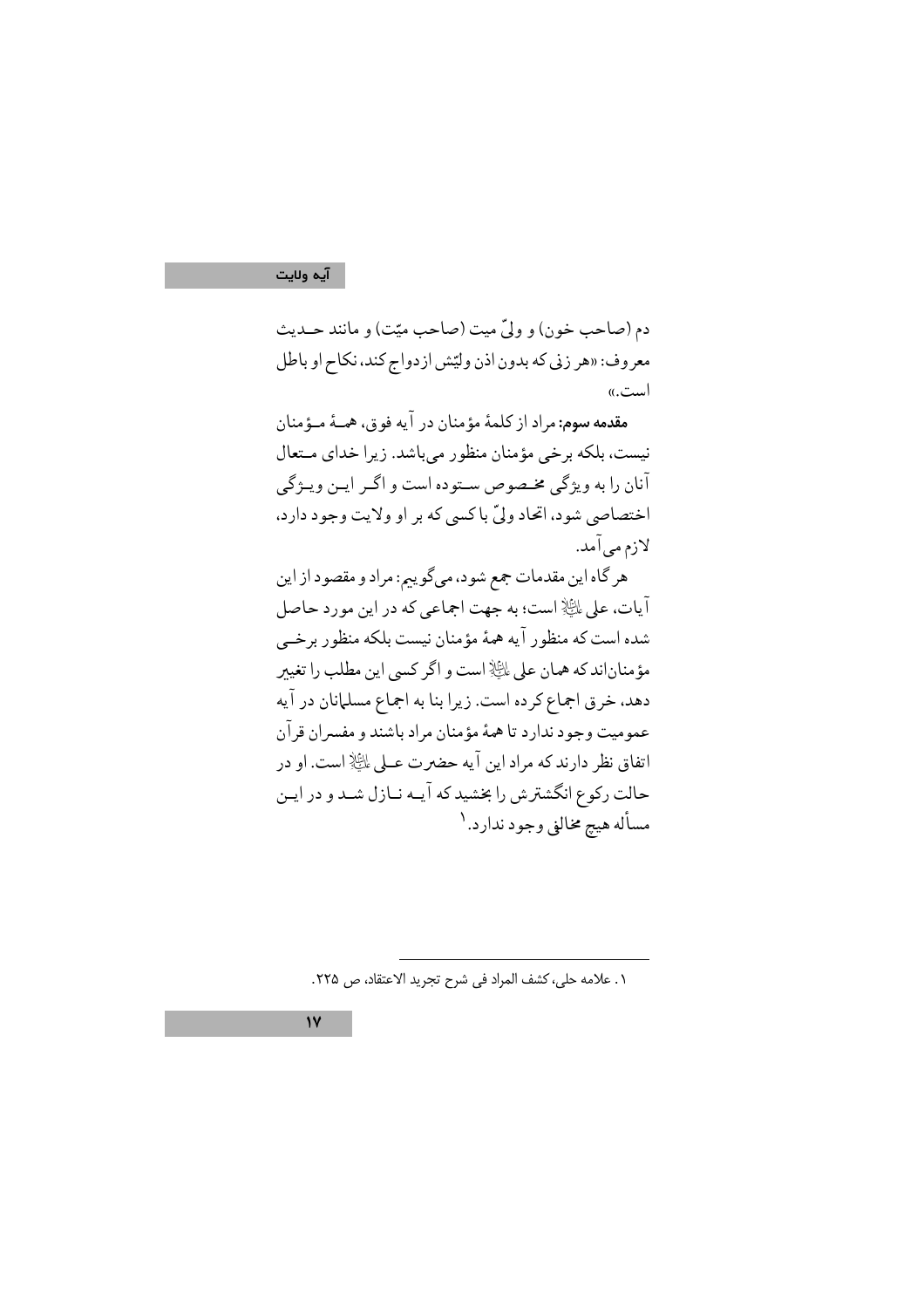دم (صاحب خون) و ولیّ میت (صاحب میّت) و مانند حدیث معروف: «هر زنی که بدون اذن ولیّش ازدواج کند، نکاح او باطل است.»

**مقدمه سوم:** مراد از کلمهٔ مؤمنان در آیه فوق، همهٔ مؤمنان نیست، بلکه برخی مؤمنان منظور می‌باشد. زیرا خدای متعال آنان را به ویژگی مخصوص ستوده است و اگر این ویژگی اختصاصی شود، اتحاد ولیّ با کسی که بر او ولایت وجود دارد، لازم می‌آمد.

هر گاه این مقدمات جمع شود، می‌گوییم: مراد و مقصود از این آیات، علی علیه‌السلام است؛ به جهت اجماعی که در این مورد حاصل شده است که منظور آیه همهٔ مؤمنان نیست بلکه منظور برخی مؤمنان‌اند که همان علی علیه‌السلام است و اگر کسی این مطلب را تغییر دهد، خرق اجماع کرده است. زیرا بنا به اجماع مسلمانان در آیه عمومیت وجود ندارد تا همهٔ مؤمنان مراد باشند و مفسران قرآن اتفاق نظر دارند که مراد این آیه حضرت علی علیه‌السلام است. او در حالت رکوع انگشترش را بخشید که آیه نازل شد و در این مسأله هیچ مخالفی وجود ندارد.[1]

---

۱. علامه حلی، کشف المراد فی شرح تجرید الاعتقاد، ص ۲۲۵.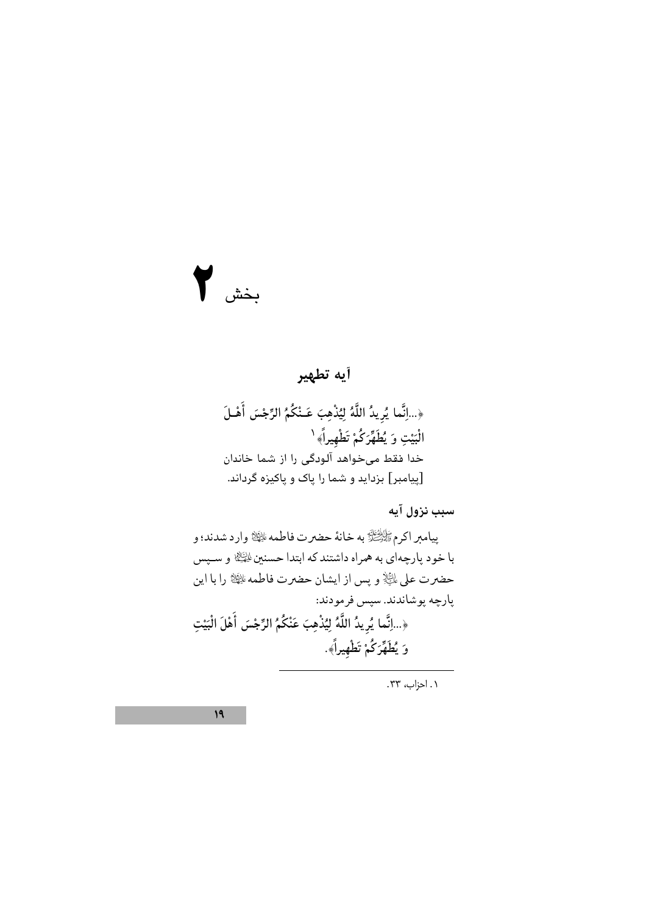# بخش ۲

## آیه تطهیر

﴿...اِنَّما یُرِیدُ اللَّهُ لِیُذْهِبَ عَـنْكُمُ الرِّجْسَ أَهْـلَ الْبَیْتِ وَ یُطَهِّرَكُمْ تَطْهِیراً﴾ [1]

خدا فقط می‌خواهد آلودگی را از شما خاندان [پیامبر] بزداید و شما را پاک و پاکیزه گرداند.

### سبب نزول آیه

پیامبر اکرم صلی الله علیه و آله به خانهٔ حضرت فاطمه علیها السلام وارد شدند؛ و با خود پارچه‌ای به همراه داشتند که ابتدا حسنین علیهما السلام و سپس حضرت علی علیه السلام و پس از ایشان حضرت فاطمه علیها السلام را با این پارچه پوشاندند. سپس فرمودند:

﴿...اِنَّما یُرِیدُ اللَّهُ لِیُذْهِبَ عَنْكُمُ الرِّجْسَ أَهْلَ الْبَیْتِ وَ یُطَهِّرَكُمْ تَطْهِیراً﴾.

---

۱. احزاب، ۳۳.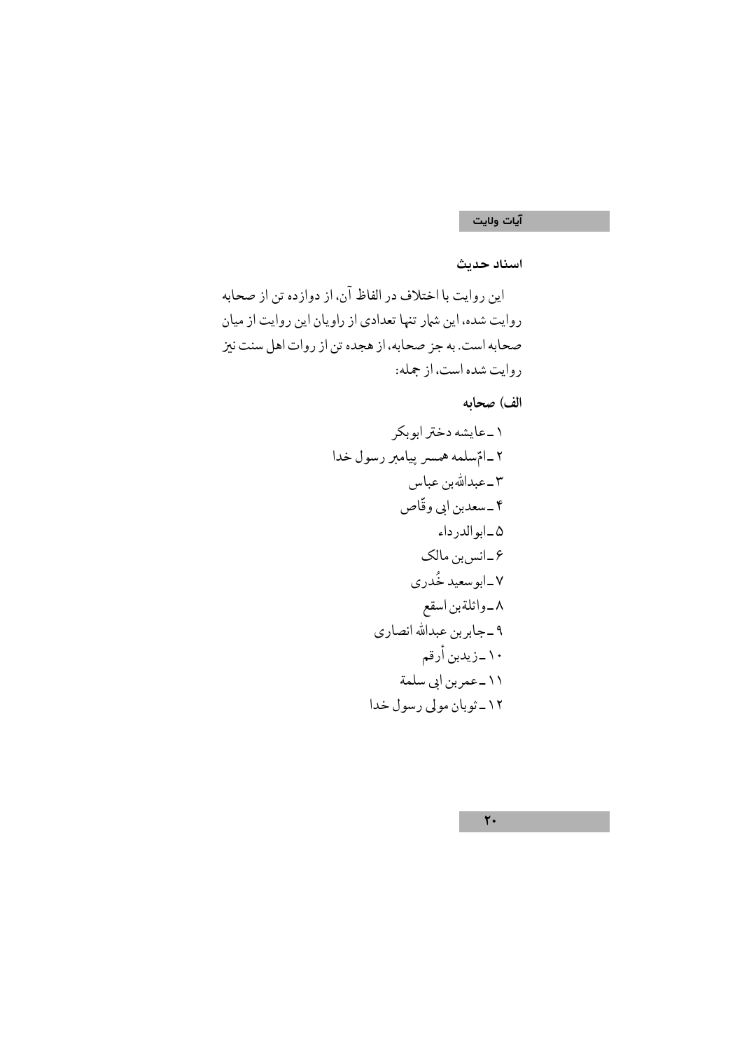### اسناد حدیث

این روایت با اختلاف در الفاظ آن، از دوازده تن از صحابه روایت شده، این شمار تنها تعدادی از راویان این روایت از میان صحابه است. به جز صحابه، از هجده تن از روات اهل سنت نیز روایت شده است، از جمله:

#### الف) صحابه

۱ ـ عایشه دختر ابوبکر
۲ ـ امّ‌سلمه همسر پیامبر رسول خدا
۳ ـ عبدالله‌بن عباس
۴ ـ سعدبن ابی وقّاص
۵ ـ ابوالدرداء
۶ ـ انس‌بن مالک
۷ ـ ابوسعید خُدری
۸ ـ واثلة‌بن اسقع
۹ ـ جابربن عبدالله انصاری
۱۰ ـ زیدبن أرقم
۱۱ ـ عمربن ابی سلمة
۱۲ ـ ثوبان مولی رسول خدا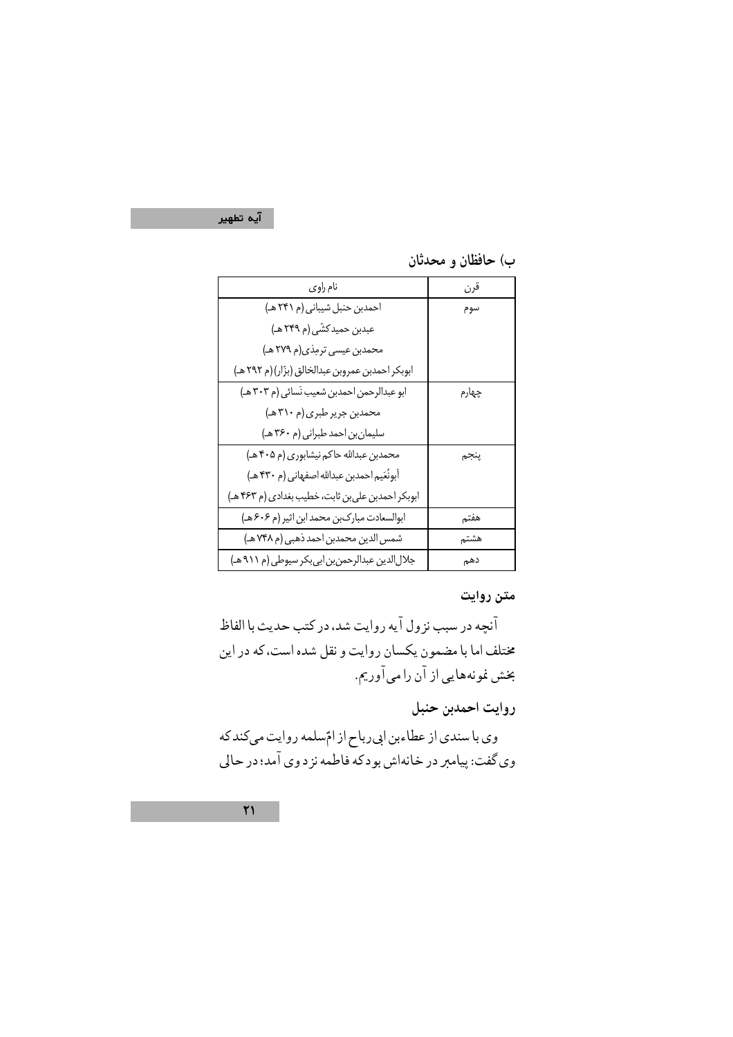### ب) حافظان و محدثان

| قرن | نام راوی |
| --- | --- |
| سوم | احمدبن حنبل شیبانی (م ۲۴۱ هـ) |
| | عبدبن حمید کشّی (م ۲۴۹ هـ) |
| | محمدبن عیسی ترمِذی(م ۲۷۹ هـ) |
| | ابوبکر احمدبن عمروبن عبدالخالق (بزّار) (م ۲۹۲ هـ) |
| چهارم | ابو عبدالرحمن احمدبن شعیب نَسائی (م ۳۰۳ هـ) |
| | محمدبن جریر طبری (م ۳۱۰ هـ) |
| | سلیمان‌بن احمد طبرانی (م ۳۶۰ هـ) |
| پنجم | محمدبن عبدالله حاکم نیشابوری (م ۴۰۵ هـ) |
| | أبونُعَیم احمدبن عبدالله اصفهانی (م ۴۳۰ هـ) |
| | ابوبکر احمدبن علی‌بن ثابت، خطیب بغدادی (م ۴۶۳ هـ) |
| هفتم | ابوالسعادت مبارک‌بن محمد ابن اثیر (م ۶۰۶ هـ) |
| هشتم | شمس الدین محمدبن احمد ذهبی (م ۷۴۸ هـ) |
| دهم | جلال‌الدین عبدالرحمن‌بن ابی‌بکر سیوطی (م ۹۱۱ هـ) |

### متن روایت

آنچه در سبب نزول آیه روایت شد، در کتب حدیث با الفاظ مختلف اما با مضمون یکسان روایت و نقل شده است، که در این بخش نمونه‌هایی از آن را می‌آوریم.

### روایت احمدبن حنبل

وی با سندی از عطاءبن ابی‌رباح از امّ‌سلمه روایت می‌کند که وی گفت: پیامبر در خانه‌اش بود که فاطمه نزد وی آمد؛ در حالی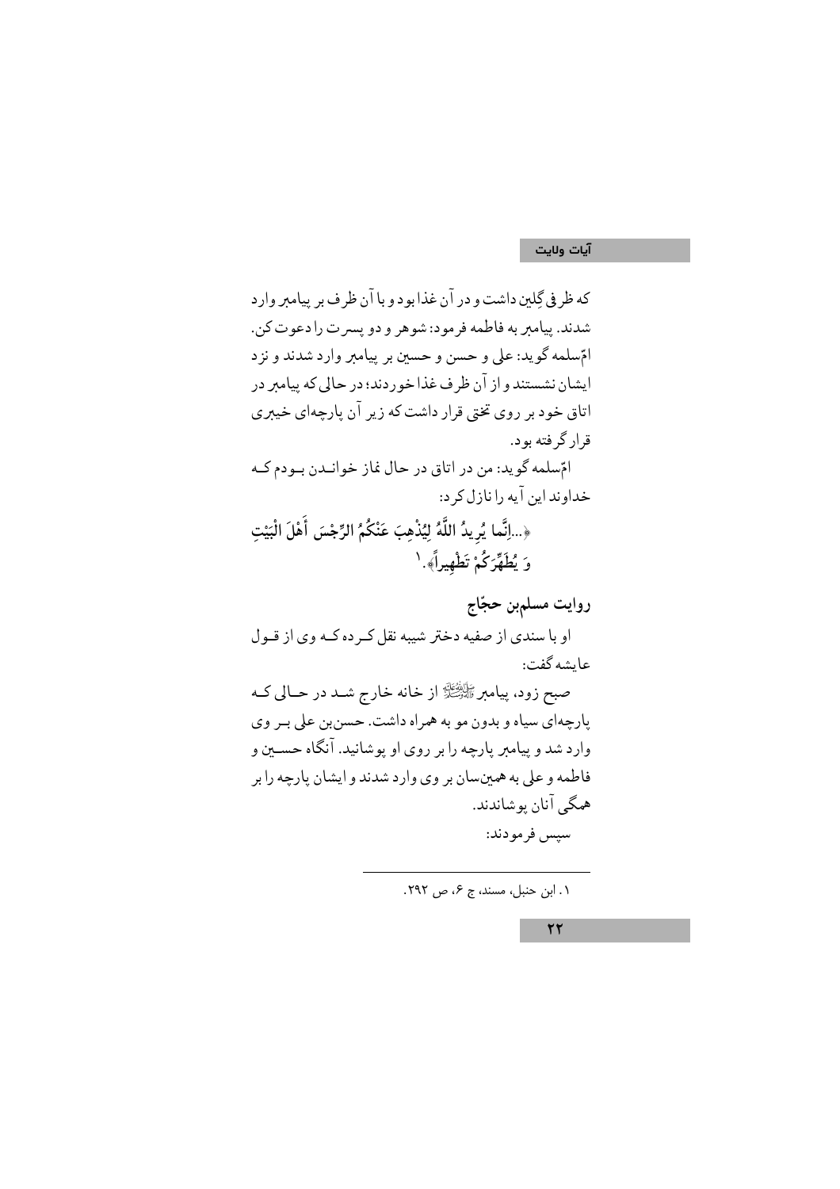که ظرفی گِلین داشت و در آن غذا بود و با آن ظرف بر پیامبر وارد شدند. پیامبر به فاطمه فرمود: شوهر و دو پسرت را دعوت کن. امّ‌سلمه گوید: علی و حسن و حسین بر پیامبر وارد شدند و نزد ایشان نشستند و از آن ظرف غذا خوردند؛ در حالی که پیامبر در اتاق خود بر روی تختی قرار داشت که زیر آن پارچه‌ای خیبری قرار گرفته بود.

امّ‌سلمه گوید: من در اتاق در حال نماز خواندن بودم که خداوند این آیه را نازل کرد:

﴿...إِنَّما يُرِيدُ اللَّهُ لِيُذْهِبَ عَنْكُمُ الرِّجْسَ أَهْلَ الْبَيْتِ وَ يُطَهِّرَكُمْ تَطْهِيراً﴾.[1]

## روایت مسلم‌بن حجّاج

او با سندی از صفیه دختر شیبه نقل کرده که وی از قول عایشه گفت:

صبح زود، پیامبر صلی‌الله‌علیه‌وآله از خانه خارج شد در حالی که پارچه‌ای سیاه و بدون مو به همراه داشت. حسن‌بن علی بر وی وارد شد و پیامبر پارچه را بر روی او پوشانید. آنگاه حسین و فاطمه و علی به همین‌سان بر وی وارد شدند و ایشان پارچه را بر همگی آنان پوشاندند.

سپس فرمودند:

---

۱. ابن حنبل، مسند، ج ۶، ص ۲۹۲.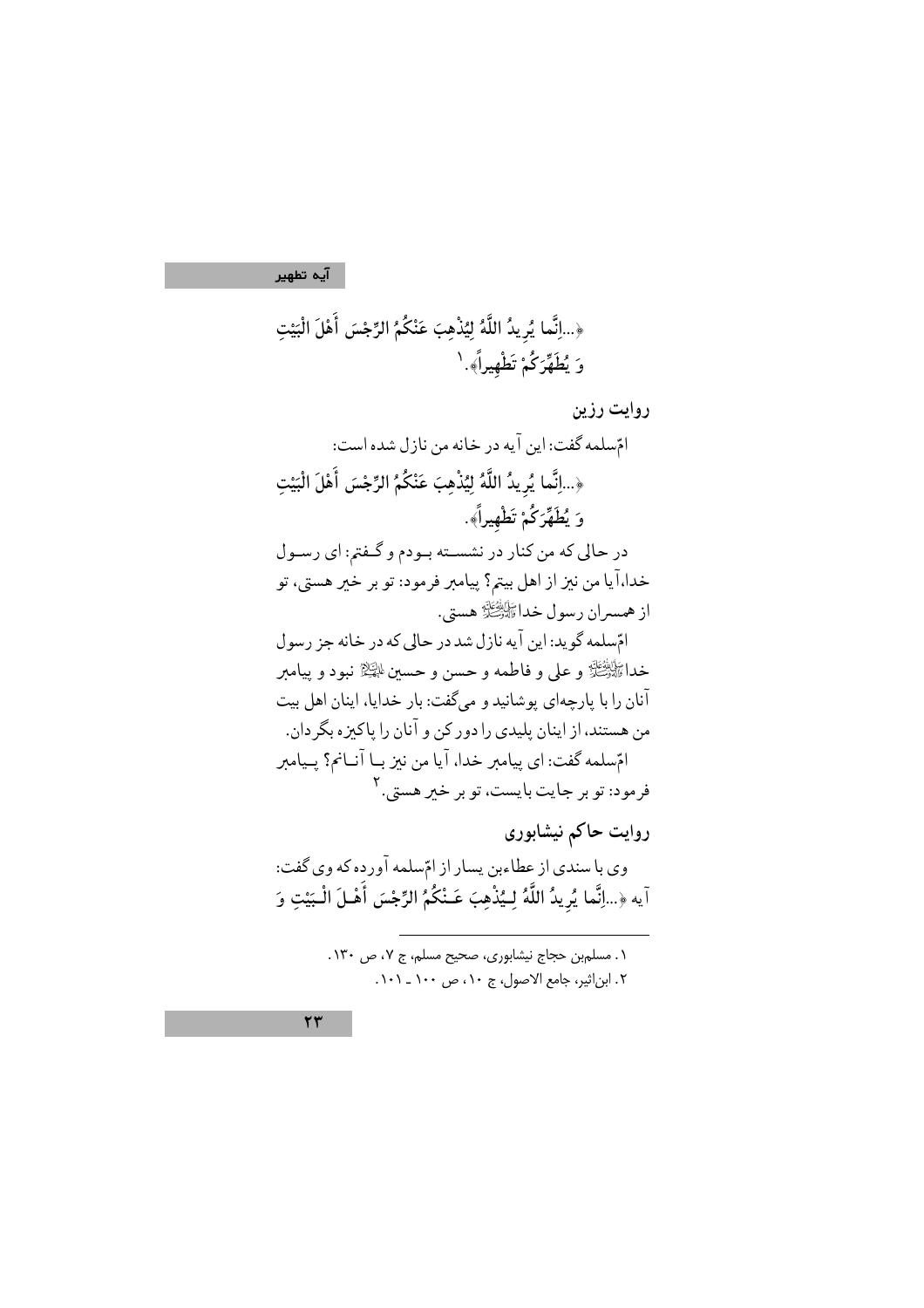## آیه تطهیر

﴿...اِنَّما یُرِیدُ اللَّهُ لِیُذْهِبَ عَنْکُمُ الرِّجْسَ أَهْلَ الْبَیْتِ وَ یُطَهِّرَکُمْ تَطْهِیراً﴾.[1]

### روایت رزین

امّ‌سلمه گفت: این آیه در خانه من نازل شده است:

﴿...اِنَّما یُرِیدُ اللَّهُ لِیُذْهِبَ عَنْکُمُ الرِّجْسَ أَهْلَ الْبَیْتِ وَ یُطَهِّرَکُمْ تَطْهِیراً﴾.

در حالی که من کنار در نشسته بودم و گفتم: ای رسول خدا، آیا من نیز از اهل بیتم؟ پیامبر فرمود: تو بر خیر هستی، تو از همسران رسول خدا ﷺ هستی.

امّ‌سلمه گوید: این آیه نازل شد در حالی که در خانه جز رسول خدا ﷺ و علی و فاطمه و حسن و حسین علیهم السلام نبود و پیامبر آنان را با پارچه‌ای پوشانید و می‌گفت: بار خدایا، اینان اهل بیت من هستند، از اینان پلیدی را دور کن و آنان را پاکیزه بگردان.

امّ‌سلمه گفت: ای پیامبر خدا، آیا من نیز با آنانم؟ پیامبر فرمود: تو بر جایت بایست، تو بر خیر هستی.[2]

### روایت حاکم نیشابوری

وی با سندی از عطاءبن یسار از امّ‌سلمه آورده که وی گفت: آیه ﴿...اِنَّما یُرِیدُ اللَّهُ لِیُذْهِبَ عَنْکُمُ الرِّجْسَ أَهْلَ الْبَیْتِ وَ

---

۱. مسلم‌بن حجاج نیشابوری، صحیح مسلم، ج ۷، ص ۱۳۰.

۲. ابن‌اثیر، جامع الاصول، ج ۱۰، ص ۱۰۰ ـ ۱۰۱.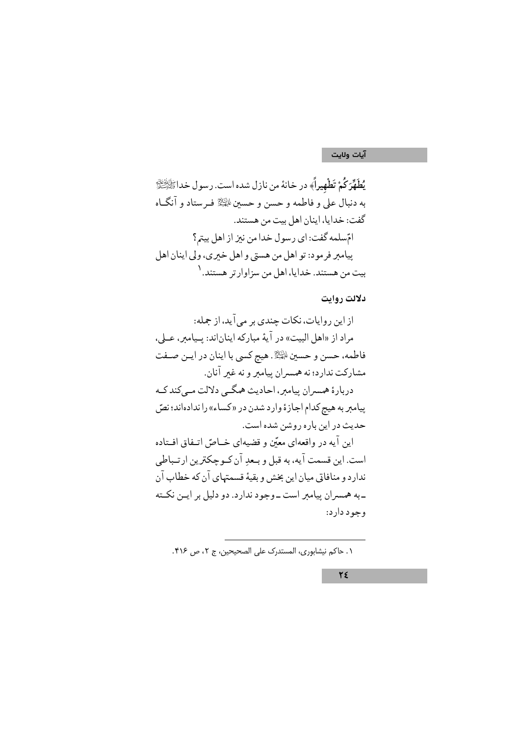﴿يُطَهِّرَكُمْ تَطْهِيراً﴾ در خانهٔ من نازل شده است. رسول خدا ﷺ به دنبال علی و فاطمه و حسن و حسین علیهم‌السلام فرستاد و آنگاه گفت: خدایا، اینان اهل بیت من هستند.

امّ‌سلمه گفت: ای رسول خدا من نیز از اهل بیتم؟

پیامبر فرمود: تو اهل من هستی و اهل خیری، ولی اینان اهل بیت من هستند. خدایا، اهل من سزاوارتر هستند.[1]

### دلالت روایت

از این روایات، نکات چندی بر می‌آید، از جمله:

مراد از «اهل البیت» در آیهٔ مبارکه اینان‌اند: پیامبر، علی، فاطمه، حسن و حسین علیهم‌السلام. هیچ کسی با اینان در این صفت مشارکت ندارد؛ نه همسران پیامبر و نه غیر آنان.

دربارهٔ همسران پیامبر، احادیث همگی دلالت می‌کند که پیامبر به هیچ‌کدام اجازهٔ وارد شدن در «کساء» را نداده‌اند؛ نصّ حدیث در این باره روشن شده است.

این آیه در واقعه‌ای معیّن و قضیه‌ای خاصّ اتفاق افتاده است. این قسمت آیه، به قبل و بعدِ آن کوچکترین ارتباطی ندارد و منافاتی میان این بخش و بقیهٔ قسمتهای آن که خطاب آن ـ به همسران پیامبر است ـ وجود ندارد. دو دلیل بر این نکته وجود دارد:

---

۱. حاکم نیشابوری، المستدرک علی الصحیحین، ج ۲، ص ۴۱۶.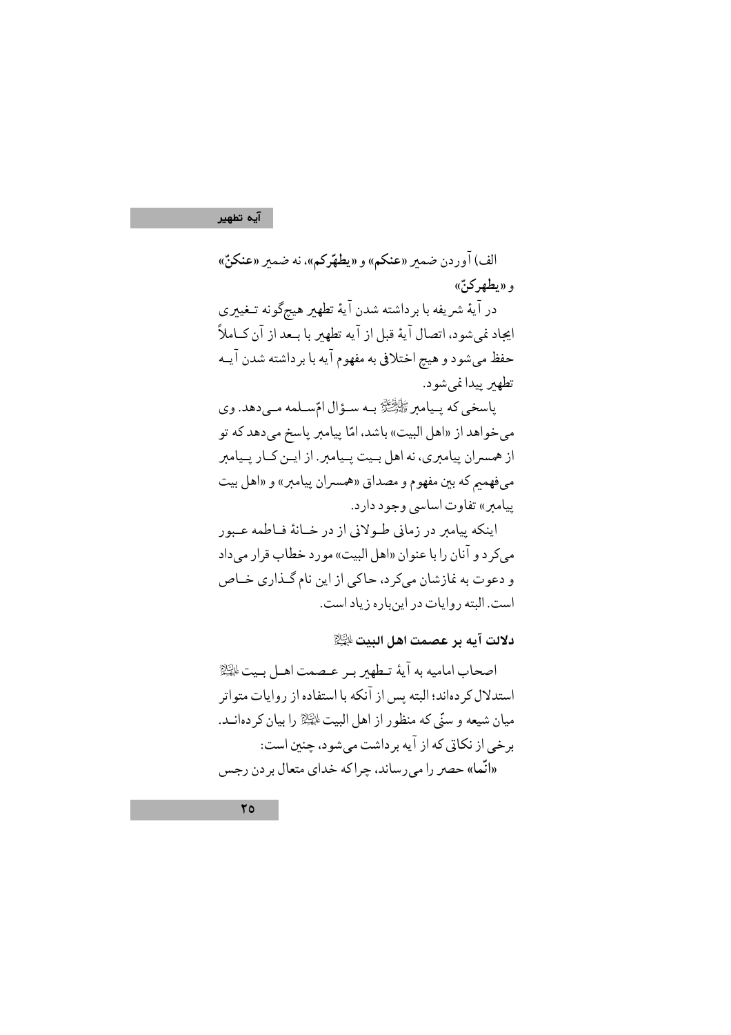الف) آوردن ضمیر «**عنکم**» و «**یطهّرکم**»، نه ضمیر «**عنکنّ**» و «**یطهرکنّ**»

در آیۀ شریفه با برداشته شدن آیۀ تطهیر هیچ‌گونه تـغییری ایجاد نمی‌شود، اتصال آیۀ قبل از آیه تطهیر با بـعد از آن کـاملاً حفظ می‌شود و هیچ اختلافی به مفهوم آیه با برداشته شدن آیـه تطهیر پیدا نمی‌شود.

پاسخی که پـیامبر ﷺ بـه سـؤال امّ‌سـلمه مـی‌دهد. وی می‌خواهد از «اهل البیت» باشد، امّا پیامبر پاسخ می‌دهد که تو از همسران پیامبری، نه اهل بـیت پـیامبر. از ایـن کـار پـیامبر می‌فهمیم که بین مفهوم و مصداق «همسران پیامبر» و «اهل بیت پیامبر» تفاوت اساسی وجود دارد.

اینکه پیامبر در زمانی طـولانی از در خـانۀ فـاطمه عـبور می‌کرد و آنان را با عنوان «اهل البیت» مورد خطاب قرار می‌داد و دعوت به نمازشان می‌کرد، حاکی از این نام گـذاری خـاص است. البته روایات در این‌باره زیاد است.

## دلالت آیه بر عصمت اهل البیت علیهم‌السلام

اصحاب امامیه به آیۀ تـطهیر بـر عـصمت اهـل بـیت علیهم‌السلام استدلال کرده‌اند؛ البته پس از آنکه با استفاده از روایات متواتر میان شیعه و سنّی که منظور از اهل البیت علیهم‌السلام را بیان کرده‌انـد. برخی از نکاتی که از آیه برداشت می‌شود، چنین است:

«**انّما**» حصر را می‌رساند، چراکه خدای متعال بردن رجس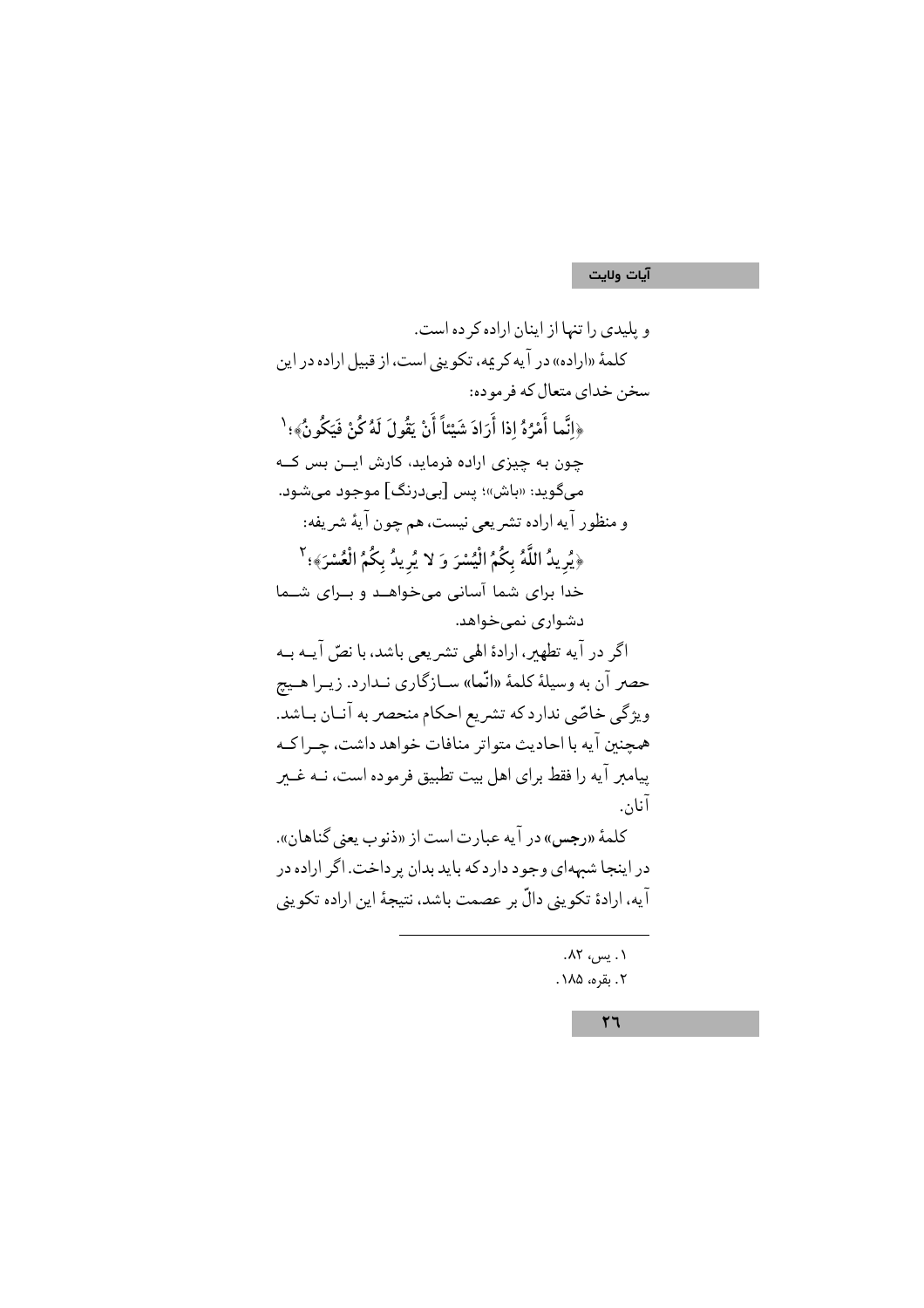و پلیدی را تنها از اینان اراده کرده است.

کلمهٔ «اراده» در آیه کریمه، تکوینی است، از قبیل اراده در این سخن خدای متعال که فرموده:

﴿إِنَّما أَمْرُهُ إِذا أَرَادَ شَيْئاً أَنْ يَقُولَ لَهُ كُنْ فَيَكُونُ﴾؛[1]

چون به چیزی اراده فرماید، کارش این بس که می‌گوید: «باش»؛ پس [بی‌درنگ] موجود می‌شود.

و منظور آیه اراده تشریعی نیست، هم چون آیهٔ شریفه:

﴿يُرِيدُ اللَّهُ بِكُمُ الْيُسْرَ وَ لا يُرِيدُ بِكُمُ الْعُسْرَ﴾؛[2]

خدا برای شما آسانی می‌خواهد و برای شما دشواری نمی‌خواهد.

اگر در آیه تطهیر، ارادهٔ الهی تشریعی باشد، با نصّ آیه به حصر آن به وسیلهٔ کلمهٔ «انّما» سازگاری ندارد. زیرا هیچ ویژگی خاصّی ندارد که تشریع احکام منحصر به آنان باشد. همچنین آیه با احادیث متواتر منافات خواهد داشت، چرا که پیامبر آیه را فقط برای اهل بیت تطبیق فرموده است، نه غیر آنان.

کلمهٔ **«رجس»** در آیه عبارت است از «ذنوب یعنی گناهان». در اینجا شبهه‌ای وجود دارد که باید بدان پرداخت. اگر اراده در آیه، ارادهٔ تکوینی دالّ بر عصمت باشد، نتیجهٔ این اراده تکوینی

---

۱. یس، ۸۲.

۲. بقره، ۱۸۵.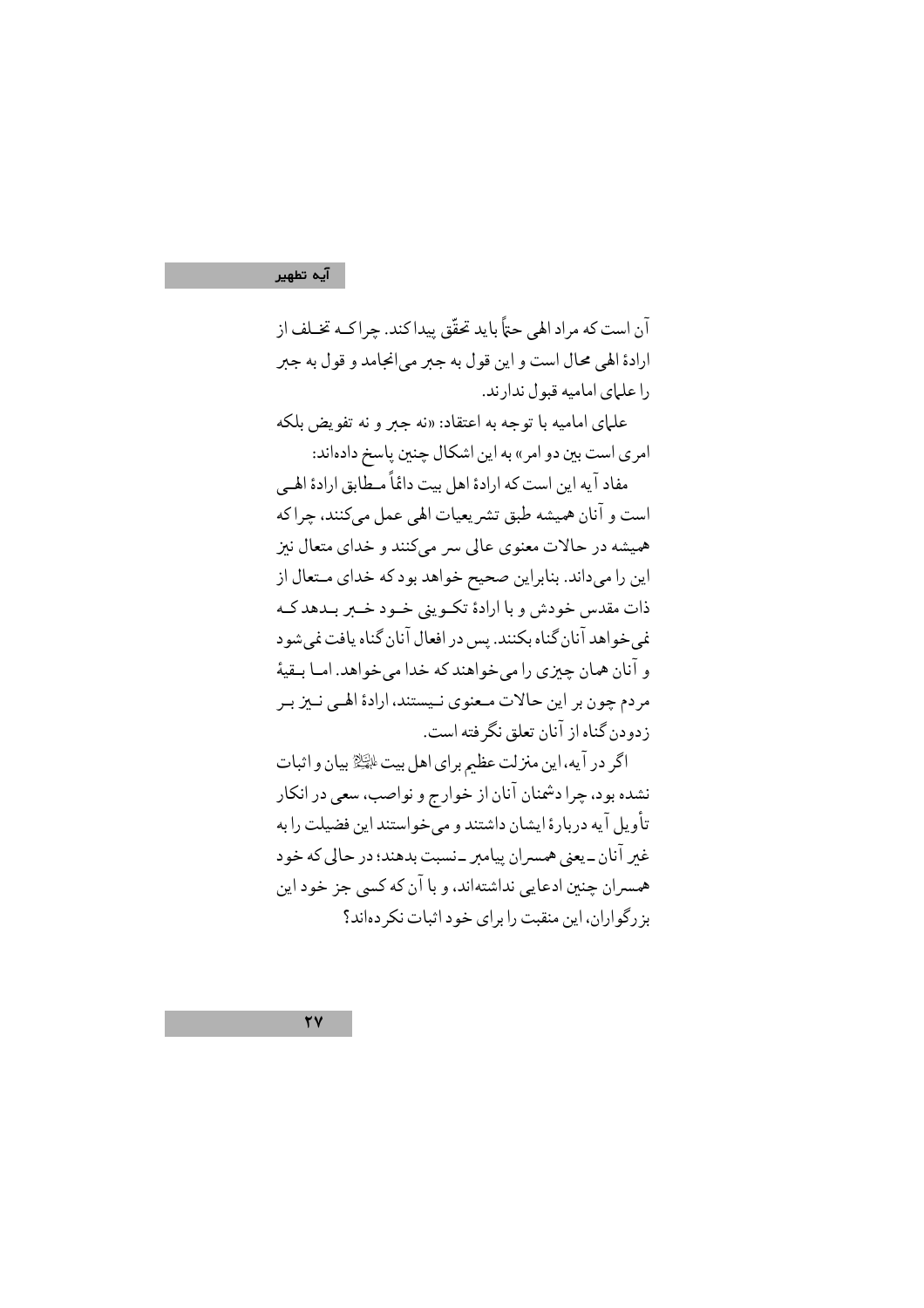آن است که مراد الهی حتماً باید تحقّق پیدا کند. چراکـه تخـلف از ارادهٔ الهی محال است و این قول به جبر می‌انجامد و قول به جبر را علمای امامیه قبول ندارند.

علمای امامیه با توجه به اعتقاد: «نه جبر و نه تفویض بلکه امری است بین دو امر» به این اشکال چنین پاسخ داده‌اند:

مفاد آیه این است که ارادهٔ اهل بیت دائماً مـطابق ارادهٔ الهـی است و آنان همیشه طبق تشریعیات الهی عمل می‌کنند، چراکه همیشه در حالات معنوی عالی سر می‌کنند و خدای متعال نیز این را می‌داند. بنابراین صحیح خواهد بود که خدای مـتعال از ذات مقدس خودش و با ارادهٔ تکـوینی خـود خـبر بـدهد کـه نمی‌خواهد آنان گناه بکنند. پس در افعال آنان گناه یافت نمی‌شود و آنان همان چیزی را می‌خواهند که خدا می‌خواهد. امـا بـقیهٔ مردم چون بر این حالات مـعنوی نـیستند، ارادهٔ الهـی نـیز بـر زدودن گناه از آنان تعلق نگرفته است.

اگر در آیه، این منزلت عظیم برای اهل بیت علیهم‌السلام بیان و اثبات نشده بود، چرا دشمنان آنان از خوارج و نواصب، سعی در انکار تأویل آیه دربارهٔ ایشان داشتند و می‌خواستند این فضیلت را به غیر آنان ـ یعنی همسران پیامبر ـ نسبت بدهند؛ در حالی که خود همسران چنین ادعایی نداشته‌اند، و با آن که کسی جز خود این بزرگواران، این منقبت را برای خود اثبات نکرده‌اند؟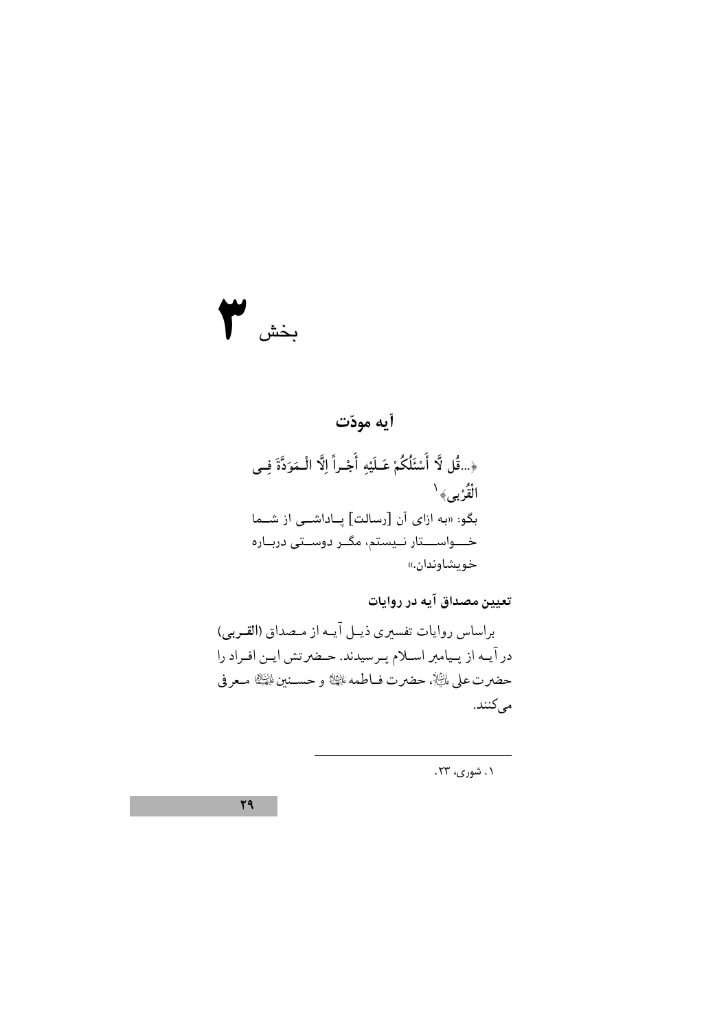# بخش ۳

## آیه مودّت

﴿...قُل لَّا أَسْئَلُكُمْ عَلَيْهِ أَجْراً اِلَّا الْمَوَدَّةَ فِى الْقُرْبى﴾[1]

بگو: «به ازای آن [رسالت] پاداشی از شما خواستار نیستم، مگر دوستی درباره خویشاوندان.»

### تعیین مصداق آیه در روایات

براساس روایات تفسیری ذیل آیه از مصداق (**القربی**) در آیه از پیامبر اسلام پرسیدند. حضرتش این افراد را حضرت علی علیه‌السلام، حضرت فاطمه علیهاالسلام و حسنین علیهماالسلام معرفی می‌کنند.

---

۱. شوری، ۲۳.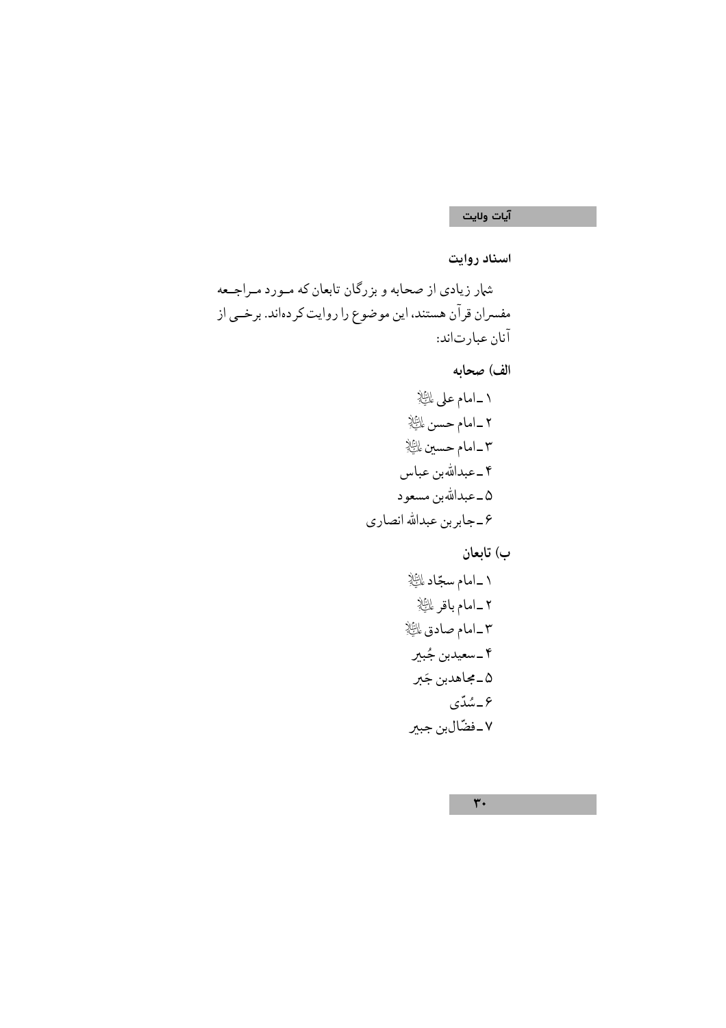## اسناد روایت

شمار زیادی از صحابه و بزرگان تابعان که مورد مراجعه مفسران قرآن هستند، این موضوع را روایت کرده‌اند. برخی از آنان عبارت‌اند:

### الف) صحابه

۱ـ امام علی علیه‌السلام
۲ـ امام حسن علیه‌السلام
۳ـ امام حسین علیه‌السلام
۴ـ عبدالله‌بن عباس
۵ـ عبدالله‌بن مسعود
۶ـ جابربن عبدالله انصاری

### ب) تابعان

۱ـ امام سجّاد علیه‌السلام
۲ـ امام باقر علیه‌السلام
۳ـ امام صادق علیه‌السلام
۴ـ سعیدبن جُبیر
۵ـ مجاهدبن جَبر
۶ـ سُدّی
۷ـ فضّال‌بن جبیر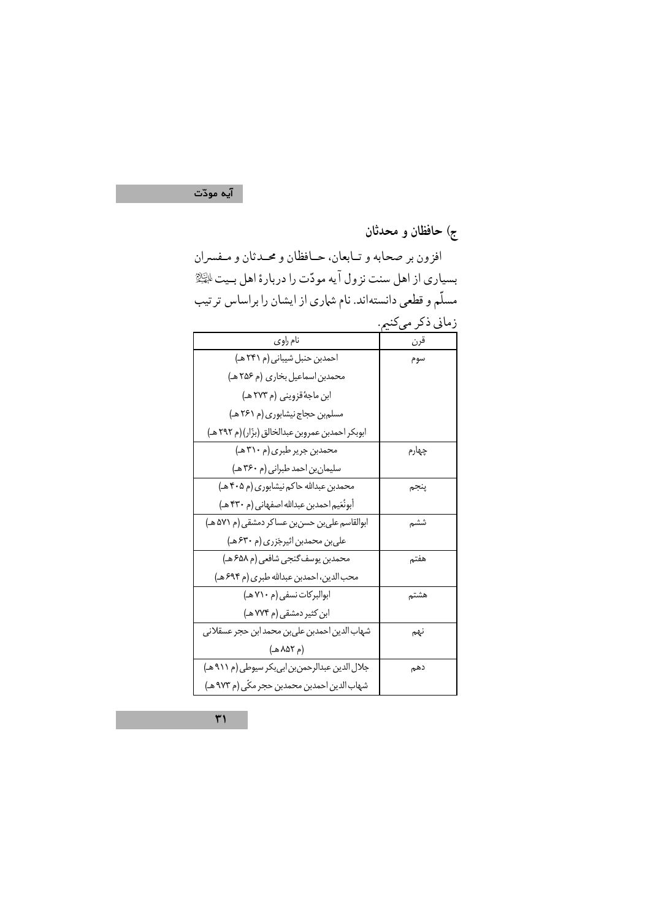## ج) حافظان و محدثان

افزون بر صحابه و تابعان، حافظان و محدثان و مفسران بسیاری از اهل سنت نزول آیه مودّت را دربارهٔ اهل بیت علیهم‌السلام مسلّم و قطعی دانسته‌اند. نام شماری از ایشان را براساس ترتیب زمانی ذکر می‌کنیم.

| قرن | نام راوی |
|---|---|
| سوم | احمدبن حنبل شیبانی (م ۲۴۱ هـ) |
| | محمدبن اسماعیل بخاری (م ۲۵۶ هـ) |
| | ابن ماجهٔ قزوینی (م ۲۷۳ هـ) |
| | مسلم‌بن حجاج نیشابوری (م ۲۶۱ هـ) |
| | ابوبکر احمدبن عمروبن عبدالخالق (بزار) (م ۲۹۲ هـ) |
| چهارم | محمدبن جریر طبری (م ۳۱۰ هـ) |
| | سلیمان‌بن احمد طبرانی (م ۳۶۰ هـ) |
| پنجم | محمدبن عبدالله حاکم نیشابوری (م ۴۰۵ هـ) |
| | أبونُعَیم احمدبن عبدالله اصفهانی (م ۴۳۰ هـ) |
| ششم | ابوالقاسم علی‌بن حسن‌بن عساکر دمشقی (م ۵۷۱ هـ) |
| | علی‌بن محمدبن اثیرجَزَری (م ۶۳۰ هـ) |
| هفتم | محمدبن یوسف گنجی شافعی (م ۶۵۸ هـ) |
| | محب الدین، احمدبن عبدالله طبری (م ۶۹۴ هـ) |
| هشتم | ابوالبرکات نسفی (م ۷۱۰ هـ) |
| | ابن کثیر دمشقی (م ۷۷۴ هـ) |
| نهم | شهاب الدین احمدبن علی‌بن محمد ابن حجر عسقلانی (م ۸۵۲ هـ) |
| دهم | جلال الدین عبدالرحمن‌بن ابی‌بکر سیوطی (م ۹۱۱ هـ) |
| | شهاب الدین احمدبن محمدبن حجر مکّی (م ۹۷۳ هـ) |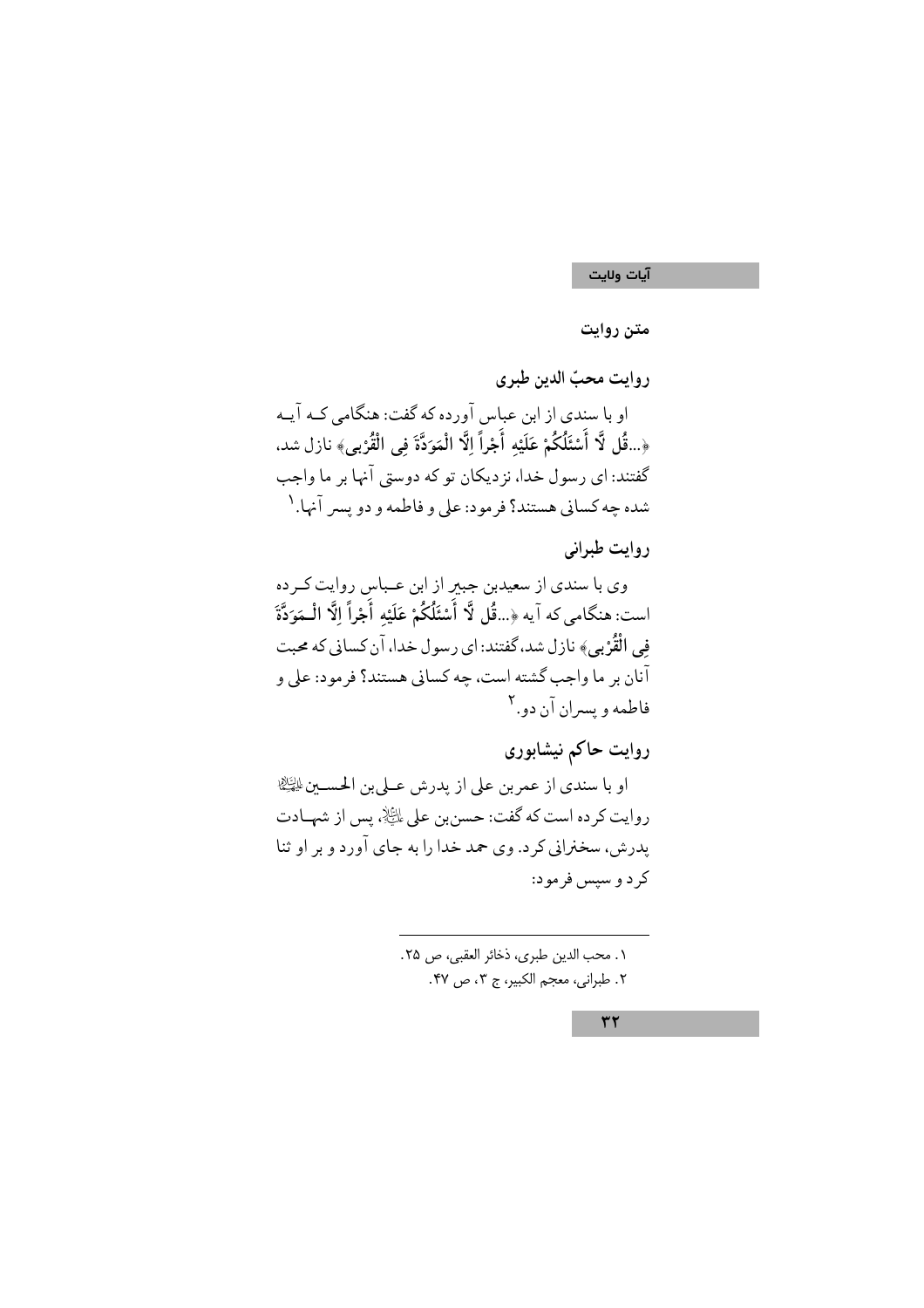## متن روایت

### روایت محبّ الدین طبری

او با سندی از ابن عباس آورده که گفت: هنگامی کـه آیـه ﴿...قُل لَّا أَسْئَلُكُمْ عَلَيْهِ أَجْراً اِلَّا الْمَوَدَّةَ فِى الْقُرْبى﴾ نازل شد، گفتند: ای رسول خدا، نزدیکان تو که دوستی آنها بر ما واجب شده چه کسانی هستند؟ فرمود: علی و فاطمه و دو پسر آنها.[1]

### روایت طبرانی

وی با سندی از سعیدبن جبیر از ابن عـباس روایت کـرده است: هنگامی که آیه ﴿...قُل لَّا أَسْئَلُكُمْ عَلَيْهِ أَجْراً اِلَّا الْـمَوَدَّةَ فِى الْقُرْبى﴾ نازل شد، گفتند: ای رسول خدا، آن کسانی که محبت آنان بر ما واجب گشته است، چه کسانی هستند؟ فرمود: علی و فاطمه و پسران آن دو.[2]

### روایت حاکم نیشابوری

او با سندی از عمربن علی از پدرش عـلی‌بن الحسـین علیهما السلام روایت کرده است که گفت: حسن‌بن علی علیه السلام، پس از شهـادت پدرش، سخنرانی کرد. وی حمد خدا را به جای آورد و بر او ثنا کرد و سپس فرمود:

---

۱. محب الدین طبری، ذخائر العقبی، ص ۲۵.
۲. طبرانی، معجم الکبیر، ج ۳، ص ۴۷.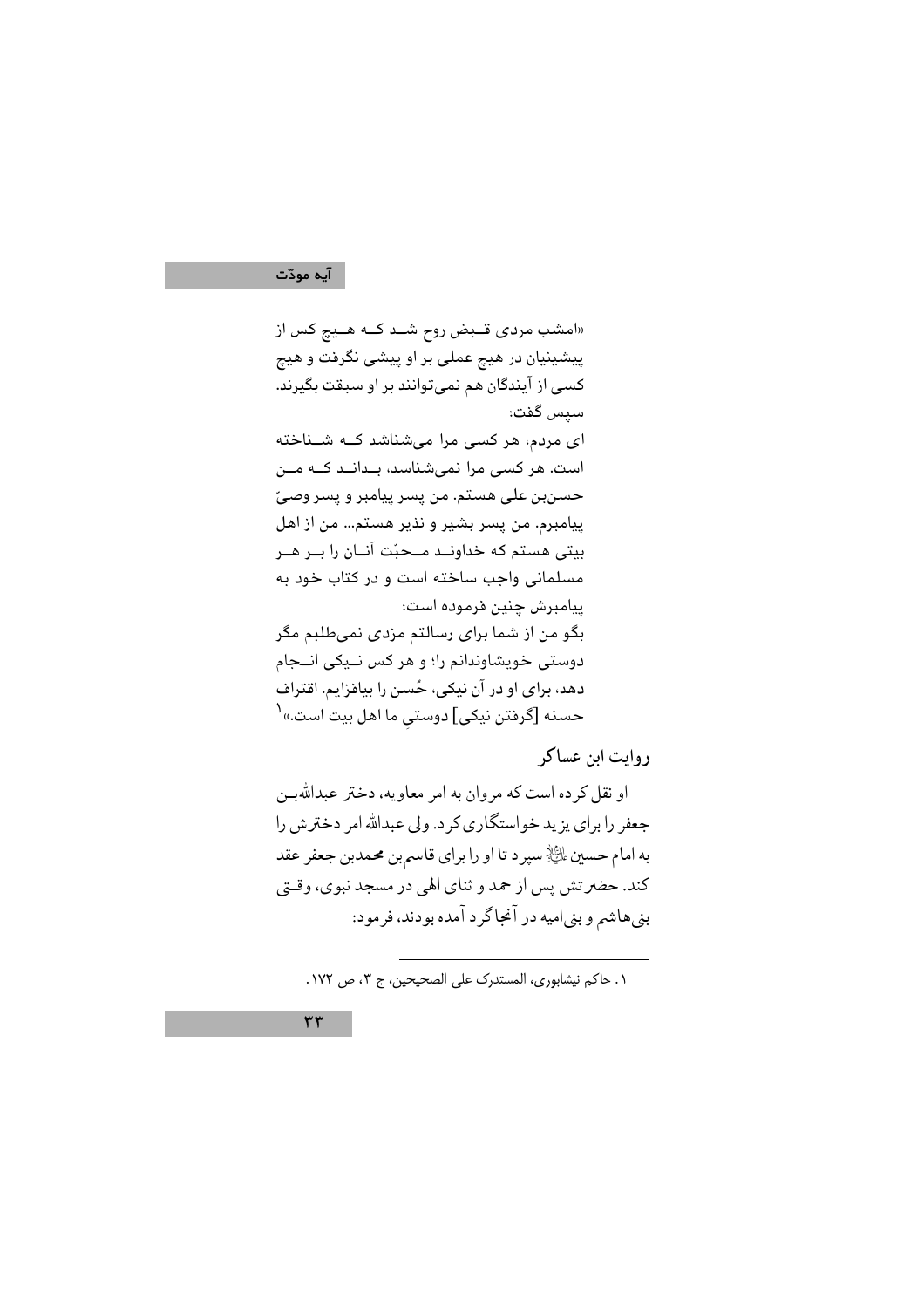«امشب مردی قبض روح شد که هیچ کس از پیشینیان در هیچ عملی بر او پیشی نگرفت و هیچ کسی از آیندگان هم نمی‌توانند بر او سبقت بگیرند. سپس گفت:

ای مردم، هر کسی مرا می‌شناشد که شناخته است. هر کسی مرا نمی‌شناسد، بداند که من حسن‌بن علی هستم. من پسر پیامبر و پسر وصیّ پیامبرم. من پسر بشیر و نذیر هستم... من از اهل بیتی هستم که خداوند محبّت آنان را بر هر مسلمانی واجب ساخته است و در کتاب خود به پیامبرش چنین فرموده است:

بگو من از شما برای رسالتم مزدی نمی‌طلبم مگر دوستی خویشاوندانم را؛ و هر کس نیکی انجام دهد، برای او در آن نیکی، حُسن را بیافزایم. اقتراف حسنه [گرفتن نیکی] دوستیِ ما اهل بیت است.»[1]

### روایت ابن عساکر

او نقل کرده است که مروان به امر معاویه، دختر عبدالله‌بن جعفر را برای یزید خواستگاری کرد. ولی عبدالله امر دخترش را به امام حسین علیه‌السلام سپرد تا او را برای قاسم‌بن محمدبن جعفر عقد کند. حضرتش پس از حمد و ثنای الهی در مسجد نبوی، وقتی بنی‌هاشم و بنی‌امیه در آنجا گرد آمده بودند، فرمود:

---

۱. حاکم نیشابوری، المستدرک علی الصحیحین، ج ۳، ص ۱۷۲.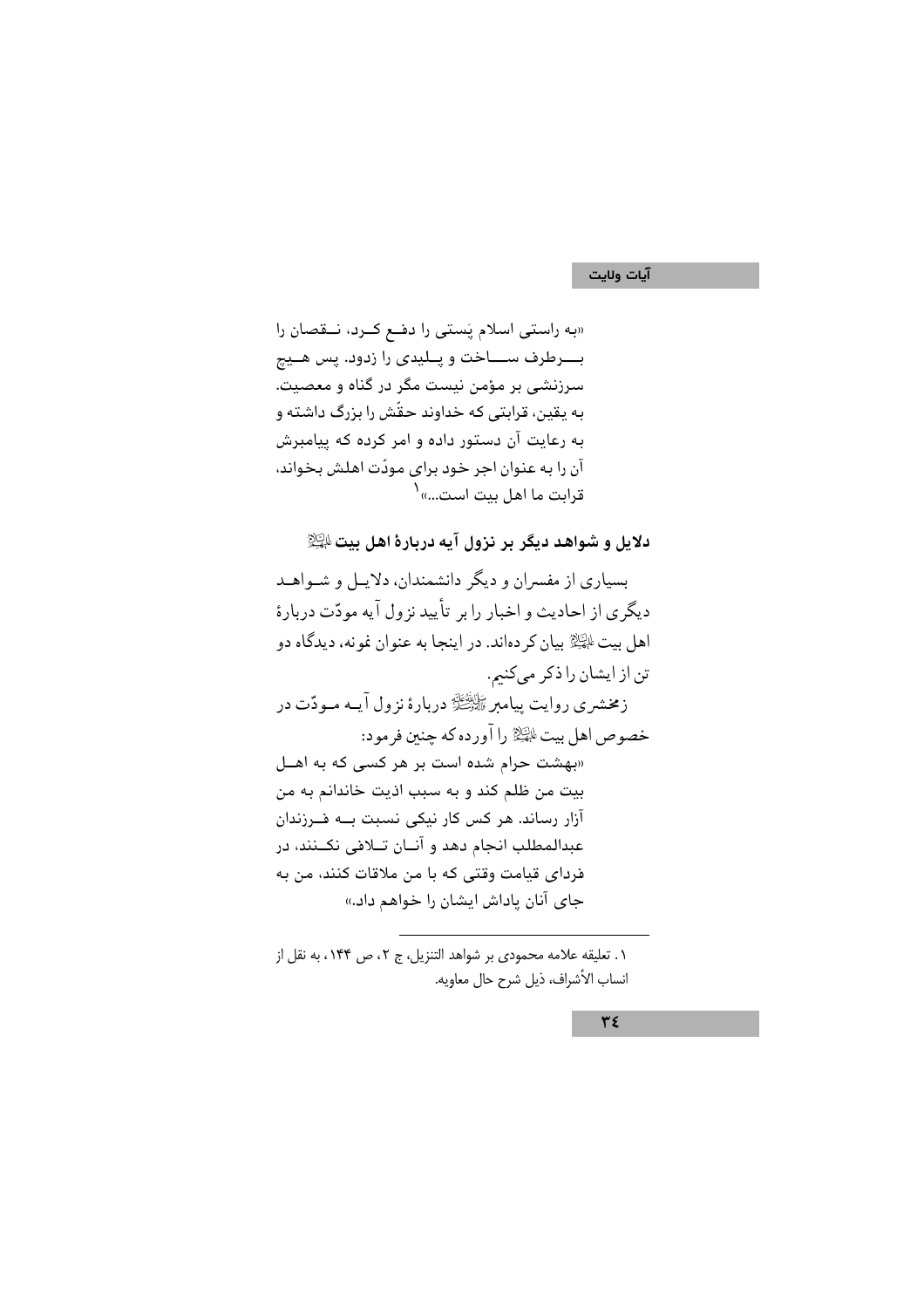«به راستی اسلام پَستی را دفـع کـرد، نـقصان را بـرطرف سـاخت و پـلیدی را زدود. پس هـیچ سرزنشی بر مؤمن نیست مگر در گناه و معصیت. به یقین، قرابتی که خداوند حقّش را بزرگ داشته و به رعایت آن دستور داده و امر کرده که پیامبرش آن را به عنوان اجر خود برای مودّت اهلش بخواند، قرابت ما اهل بیت است...»[1]

### دلایل و شواهد دیگر بر نزول آیه دربارهٔ اهل بیت علیهم‌السلام

بسیاری از مفسران و دیگر دانشمندان، دلایـل و شـواهـد دیگری از احادیث و اخبار را بر تأیید نزول آیه مودّت دربارهٔ اهل بیت علیهم‌السلام بیان کرده‌اند. در اینجا به عنوان نمونه، دیدگاه دو تن از ایشان را ذکر می‌کنیم.

زمخشری روایت پیامبر صلی‌الله‌علیه‌وآله دربارهٔ نزول آیـه مـودّت در خصوص اهل بیت علیهم‌السلام را آورده که چنین فرمود:

«بهشت حرام شده است بر هر کسی که به اهـل بیت من ظلم کند و به سبب اذیت خاندانم به من آزار رساند. هر کس کار نیکی نسبت بـه فـرزندان عبدالمطلب انجام دهد و آنـان تـلافی نکـنند، در فردای قیامت وقتی که با من ملاقات کنند، من به جای آنان پاداش ایشان را خواهم داد.»

---

۱. تعلیقه علامه محمودی بر شواهد التنزیل، ج ۲، ص ۱۴۴، به نقل از انساب الأشراف، ذیل شرح حال معاویه.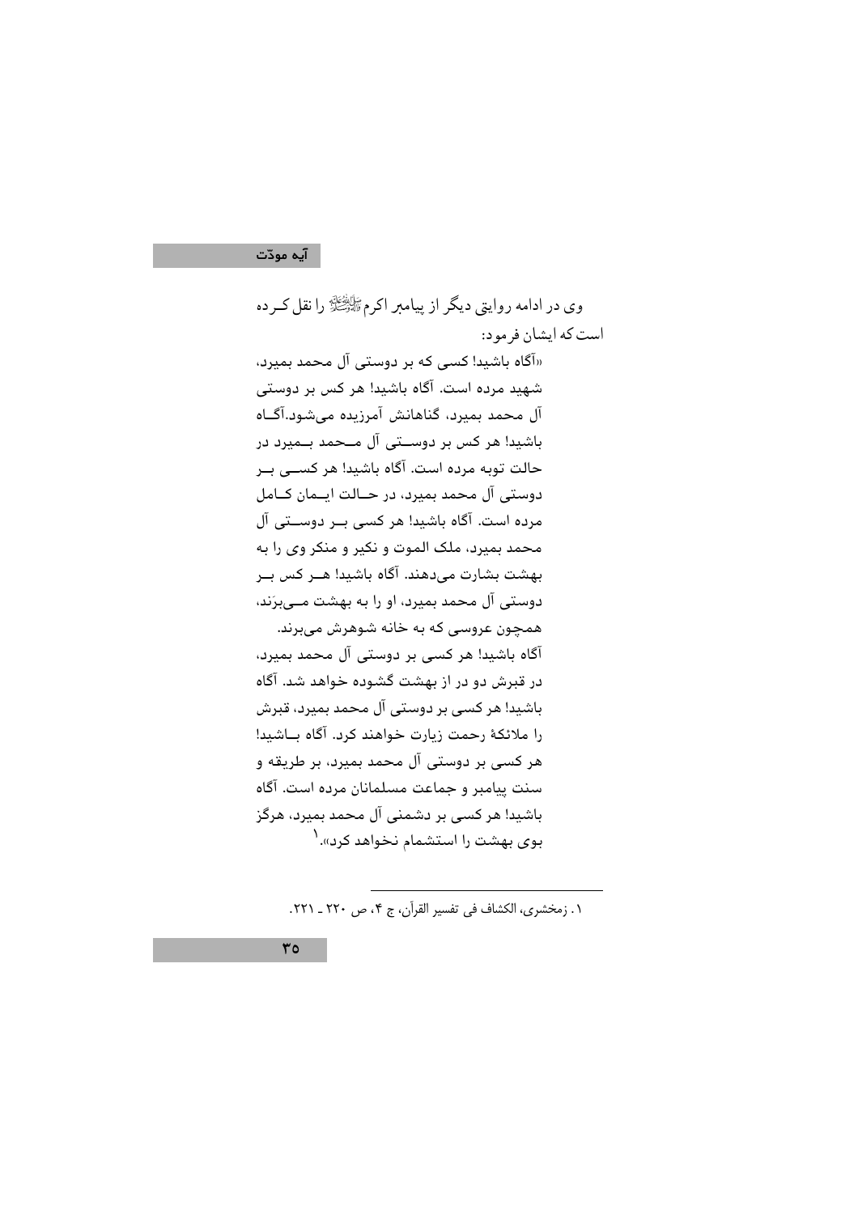وی در ادامه روایتی دیگر از پیامبر اکرم ﷺ را نقل کرده است که ایشان فرمود:

«آگاه باشید! کسی که بر دوستی آل محمد بمیرد، شهید مرده است. آگاه باشید! هر کس بر دوستی آل محمد بمیرد، گناهانش آمرزیده می‌شود.آگاه باشید! هر کس بر دوستی آل محمد بمیرد در حالت توبه مرده است. آگاه باشید! هر کسی بر دوستی آل محمد بمیرد، در حالت ایمان کامل مرده است. آگاه باشید! هر کسی بر دوستی آل محمد بمیرد، ملک الموت و نکیر و منکر وی را به بهشت بشارت می‌دهند. آگاه باشید! هر کس بر دوستی آل محمد بمیرد، او را به بهشت می‌بَرند، همچون عروسی که به خانه شوهرش می‌برند.

آگاه باشید! هر کسی بر دوستی آل محمد بمیرد، در قبرش دو در از بهشت گشوده خواهد شد. آگاه باشید! هر کسی بر دوستی آل محمد بمیرد، قبرش را ملائکهٔ رحمت زیارت خواهند کرد. آگاه باشید! هر کسی بر دوستی آل محمد بمیرد، بر طریقه و سنت پیامبر و جماعت مسلمانان مرده است. آگاه باشید! هر کسی بر دشمنی آل محمد بمیرد، هرگز بوی بهشت را استشمام نخواهد کرد».[1]

---

۱. زمخشری، الکشاف فی تفسیر القرآن، ج ۴، ص ۲۲۰ ـ ۲۲۱.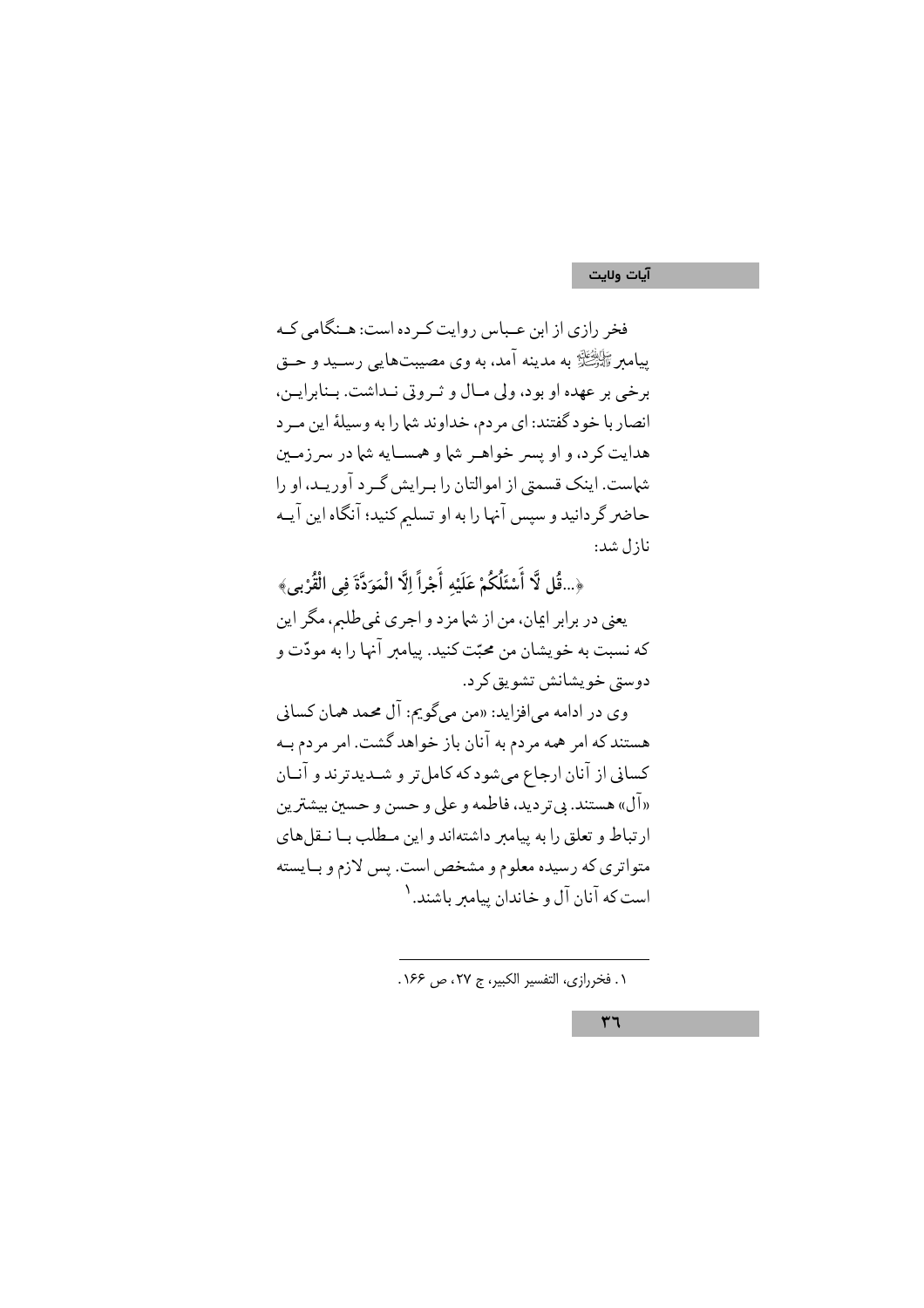فخر رازی از ابن عباس روایت کرده است: هنگامی که پیامبر ﷺ به مدینه آمد، به وی مصیبت‌هایی رسید و حق برخی بر عهده او بود، ولی مال و ثروتی نداشت. بنابراین، انصار با خود گفتند: ای مردم، خداوند شما را به وسیلهٔ این مرد هدایت کرد، و او پسر خواهر شما و همسایه شما در سرزمین شماست. اینک قسمتی از اموالتان را برایش گرد آورید، او را حاضر گردانید و سپس آنها را به او تسلیم کنید؛ آنگاه این آیه نازل شد:

﴿...قُل لَّا أَسْئَلُكُمْ عَلَيْهِ أَجْراً الَّا الْمَوَدَّةَ فِى الْقُرْبى﴾

یعنی در برابر ایمان، من از شما مزد و اجری نمی‌طلبم، مگر این که نسبت به خویشان من محبّت کنید. پیامبر آنها را به مودّت و دوستی خویشانش تشویق کرد.

وی در ادامه می‌افزاید: «من می‌گویم: آل محمد همان کسانی هستند که امر همه مردم به آنان باز خواهد گشت. امر مردم به کسانی از آنان ارجاع می‌شود که کامل‌تر و شدیدترند و آنان «آل» هستند. بی‌تردید، فاطمه و علی و حسن و حسین بیشترین ارتباط و تعلق را به پیامبر داشته‌اند و این مطلب با نقل‌های متواتری که رسیده معلوم و مشخص است. پس لازم و بایسته است که آنان آل و خاندان پیامبر باشند.[1]

---

۱. فخررازی، التفسیر الکبیر، ج ۲۷، ص ۱۶۶.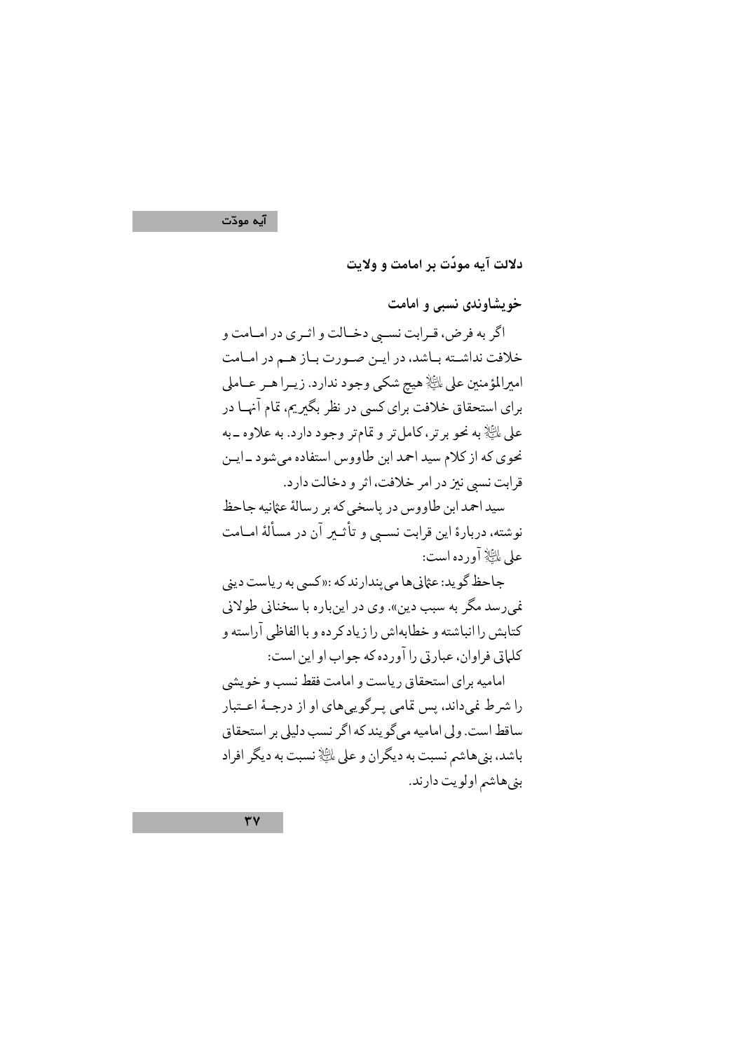## دلالت آیه مودّت بر امامت و ولایت

### خویشاوندی نسبی و امامت

اگر به فرض، قرابت نسبی دخالت و اثری در امامت و خلافت نداشته باشد، در این صورت باز هم در امامت امیرالمؤمنین علی علیه‌السلام هیچ شکی وجود ندارد. زیرا هر عاملی برای استحقاق خلافت برای کسی در نظر بگیریم، تمام آنها در علی علیه‌السلام به نحو برتر، کامل‌تر و تمام‌تر وجود دارد. به علاوه ـ به نحوی که از کلام سید احمد ابن طاووس استفاده می‌شود ـ این قرابت نسبی نیز در امر خلافت، اثر و دخالت دارد.

سید احمد ابن طاووس در پاسخی که بر رسالهٔ عثمانیه جاحظ نوشته، دربارهٔ این قرابت نسبی و تأثیر آن در مسألهٔ امامت علی علیه‌السلام آورده است:

جاحظ گوید: عثمانی‌ها می‌پندارند که: «کسی به ریاست دینی نمی‌رسد مگر به سبب دین». وی در این‌باره با سخنانی طولانی کتابش را انباشته و خطابه‌اش را زیاد کرده و با الفاظی آراسته و کلماتی فراوان، عبارتی را آورده که جواب او این است:

امامیه برای استحقاق ریاست و امامت فقط نسب و خویشی را شرط نمی‌داند، پس تمامی پرگویی‌های او از درجهٔ اعتبار ساقط است. ولی امامیه می‌گویند که اگر نسب دلیلی بر استحقاق باشد، بنی‌هاشم نسبت به دیگران و علی علیه‌السلام نسبت به دیگر افراد بنی‌هاشم اولویت دارند.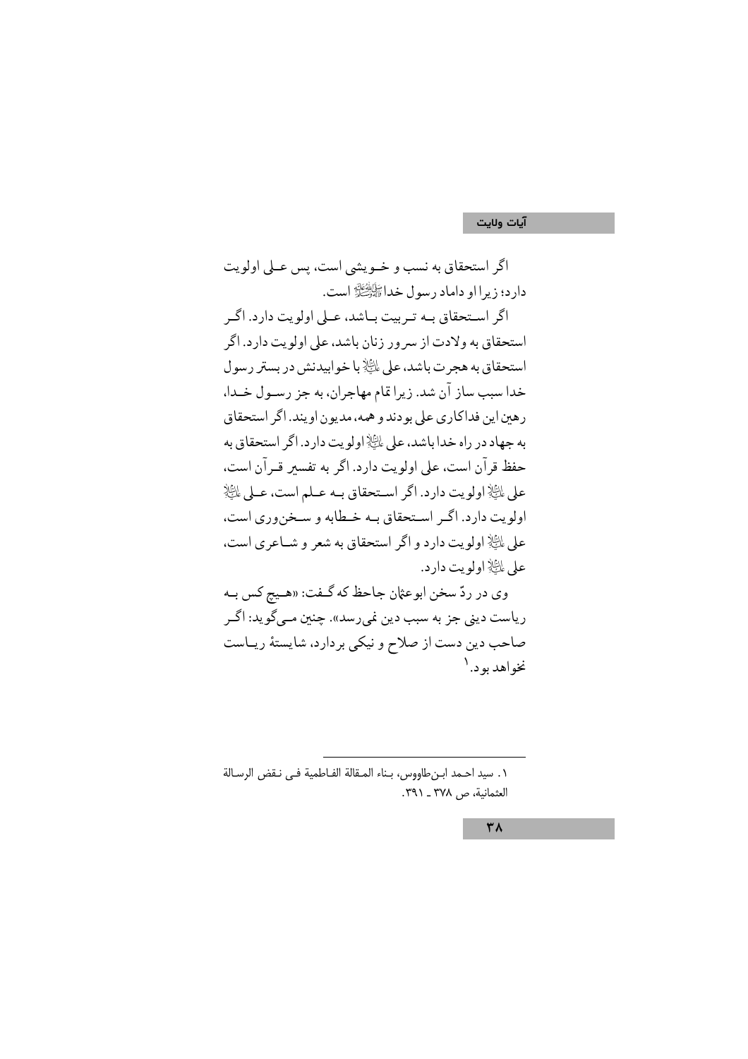اگر استحقاق به نسب و خـویشی است، پس عـلی اولویت دارد؛ زیرا او داماد رسول خدا ﷺ است.

اگر اسـتحقاق بـه تـربیت بـاشد، عـلی اولویت دارد. اگـر استحقاق به ولادت از سرور زنان باشد، علی اولویت دارد. اگر استحقاق به هجرت باشد، علی ؑ با خوابیدنش در بستر رسول خدا سبب ساز آن شد. زیرا تمام مهاجران، به جز رسـول خـدا، رهین این فداکاری علی بودند و همه، مدیون اویند. اگر استحقاق به جهاد در راه خدا باشد، علی ؑ اولویت دارد. اگر استحقاق به حفظ قرآن است، علی اولویت دارد. اگر به تفسیر قـرآن است، علی ؑ اولویت دارد. اگر اسـتحقاق بـه عـلم است، عـلی ؑ اولویت دارد. اگـر اسـتحقاق بـه خـطابه و سـخن‌وری است، علی ؑ اولویت دارد و اگر استحقاق به شعر و شـاعری است، علی ؑ اولویت دارد.

وی در ردّ سخن ابوعثمان جاحظ که گـفت: «هـیچ کس بـه ریاست دینی جز به سبب دین نمی‌رسد». چنین مـی‌گوید: اگـر صاحب دین دست از صلاح و نیکی بردارد، شایستهٔ ریـاست نخواهد بود.[1]

---

۱. سید احـمد ابـن‌طاووس، بـناء المـقالة الفـاطمیة فـی نـقض الرسـالة العثمانیة، ص ۳۷۸ ـ ۳۹۱.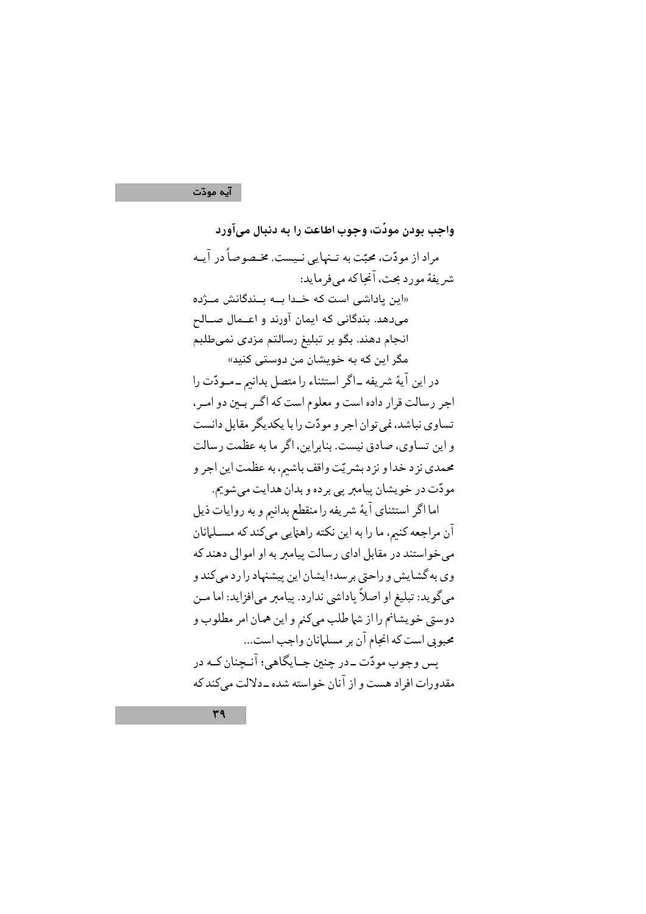### واجب بودن مودّت، وجوب اطاعت را به دنبال می‌آورد

مراد از مودّت، محبّت به تنهایی نیست. مخصوصاً در آیه شریفهٔ مورد بحث، آنجا که می‌فرماید:

«این پاداشی است که خدا به بندگانش مژده می‌دهد. بندگانی که ایمان آورند و اعمال صالح انجام دهند. بگو بر تبلیغ رسالتم مزدی نمی‌طلبم مگر این که به خویشان من دوستی کنید»

در این آیهٔ شریفه ـ اگر استثناء را متصل بدانیم ـ مودّت را اجر رسالت قرار داده است و معلوم است که اگر بین دو امر، تساوی نباشد، نمی‌توان اجر و مودّت را با یکدیگر مقابل دانست و این تساوی، صادق نیست. بنابراین، اگر ما به عظمت رسالت محمدی نزد خدا و نزد بشریّت واقف باشیم، به عظمت این اجر و مودّت در خویشان پیامبر پی برده و بدان هدایت می‌شویم.

اما اگر استثنای آیهٔ شریفه را منقطع بدانیم و به روایات ذیل آن مراجعه کنیم، ما را به این نکته راهنمایی می‌کند که مسلمانان می‌خواستند در مقابل ادای رسالت پیامبر به او اموالی دهند که وی به گشایش و راحتی برسد؛ ایشان این پیشنهاد را رد می‌کند و می‌گوید: تبلیغ او اصلاً پاداشی ندارد. پیامبر می‌افزاید: اما من دوستی خویشانم را از شما طلب می‌کنم و این همان امر مطلوب و محبوبی است که انجام آن بر مسلمانان واجب است...

پس وجوب مودّت ـ در چنین جایگاهی؛ آنچنان که در مقدورات افراد هست و از آنان خواسته شده ـ دلالت می‌کند که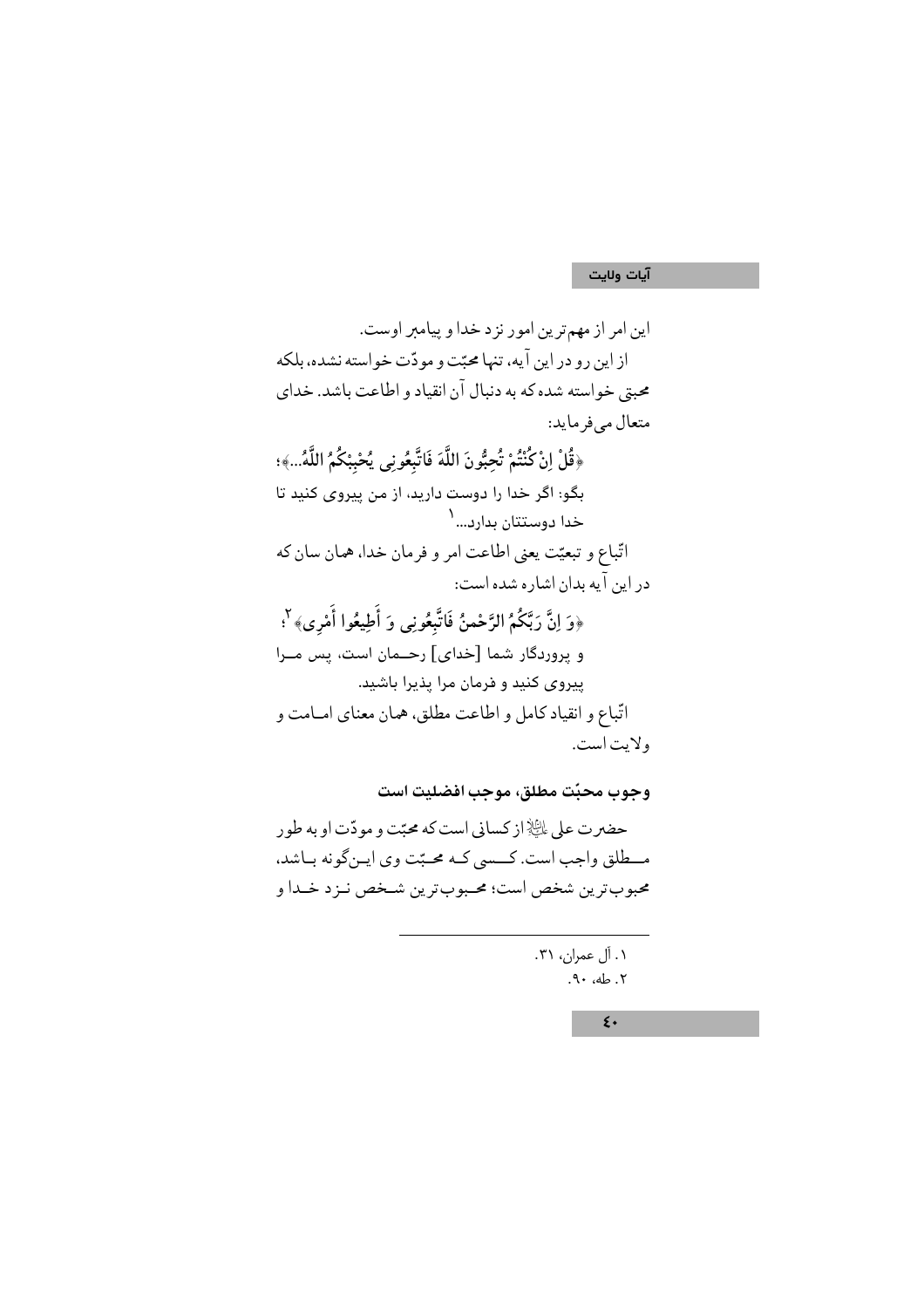این امر از مهم‌ترین امور نزد خدا و پیامبر اوست.

از این رو در این آیه، تنها محبّت و مودّت خواسته نشده، بلکه محبتی خواسته شده که به دنبال آن انقیاد و اطاعت باشد. خدای متعال می‌فرماید:

﴿قُلْ إِنْ كُنْتُمْ تُحِبُّونَ اللَّهَ فَاتَّبِعُونِي يُحْبِبْكُمُ اللَّهُ...﴾؛

بگو: اگر خدا را دوست دارید، از من پیروی کنید تا خدا دوستتان بدارد...[1]

اتّباع و تبعیّت یعنی اطاعت امر و فرمان خدا، همان سان که در این آیه بدان اشاره شده است:

﴿وَ إِنَّ رَبَّكُمُ الرَّحْمنُ فَاتَّبِعُونِي وَ أَطِيعُوا أَمْرِي﴾[2]؛

و پروردگار شما [خدای] رحمان است، پس مرا پیروی کنید و فرمان مرا پذیرا باشید.

اتّباع و انقیاد کامل و اطاعت مطلق، همان معنای امامت و ولایت است.

### وجوب محبّت مطلق، موجب افضلیت است

حضرت علی علیه السلام از کسانی است که محبّت و مودّت او به طور مطلق واجب است. کسی که محبّت وی این‌گونه باشد، محبوب‌ترین شخص است؛ محبوب‌ترین شخص نزد خدا و

---

۱. آل عمران، ۳۱.

۲. طه، ۹۰.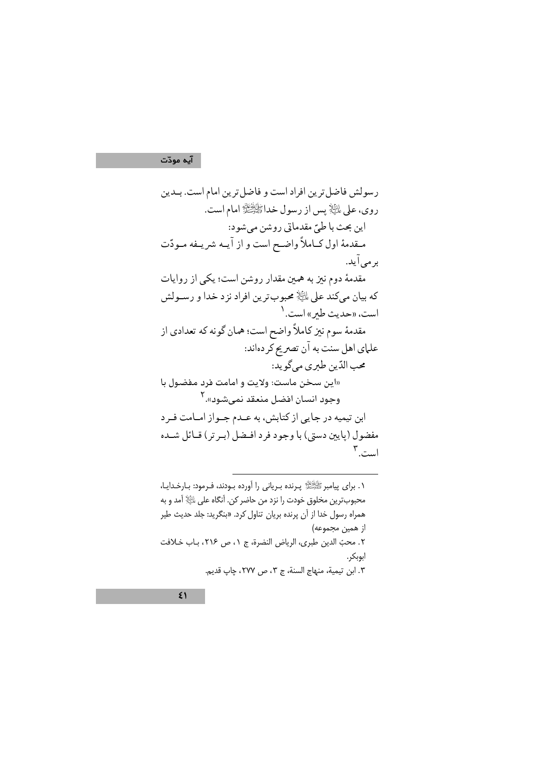رسولش فاضل‌ترین افراد است و فاضل‌ترین امام است. بـدین روی، علی علیه السلام پس از رسول خدا صلی الله علیه و آله امام است.

این بحث با طیّ مقدماتی روشن می‌شود:

مـقدمهٔ اول کـاملاً واضـح است و از آیـه شریـفه مـودّت برمی‌آید.

مقدمهٔ دوم نیز به همین مقدار روشن است؛ یکی از روایات که بیان می‌کند علی علیه السلام محبوب‌ترین افراد نزد خدا و رسـولش است، «حدیث طیر» است.[1]

مقدمهٔ سوم نیز کاملاً واضح است؛ همان گونه که تعدادی از علمای اهل سنت به آن تصریح کرده‌اند:

محب الدّین طبری می‌گوید:

«این سخن ماست: ولایت و امامت فرد مفضول با وجود انسان افضل منعقد نمی‌شود».[2]

ابن تیمیه در جایی از کتابش، به عـدم جـواز امـامت فـرد مفضول (پایین دستی) با وجود فرد افـضل (بـرتر) قـائل شـده است.[3]

---

۱. برای پیامبر صلی الله علیه و آله پـرنده بـریانی را آورده بـودند، فـرمود: بـارخـدایـا، محبوب‌ترین مخلوق خودت را نزد من حاضر کن. آنگاه علی علیه السلام آمد و به همراه رسول خدا از آن پرنده بریان تناول کرد. «بنگرید: جلد حدیث طیر از همین مجموعه)

۲. محبّ الدین طبری، الریاض النضرة، ج ۱، ص ۲۱۶، بـاب خـلافت ابوبکر.

۳. ابن تیمیة، منهاج السنة، ج ۳، ص ۲۷۷، چاپ قدیم.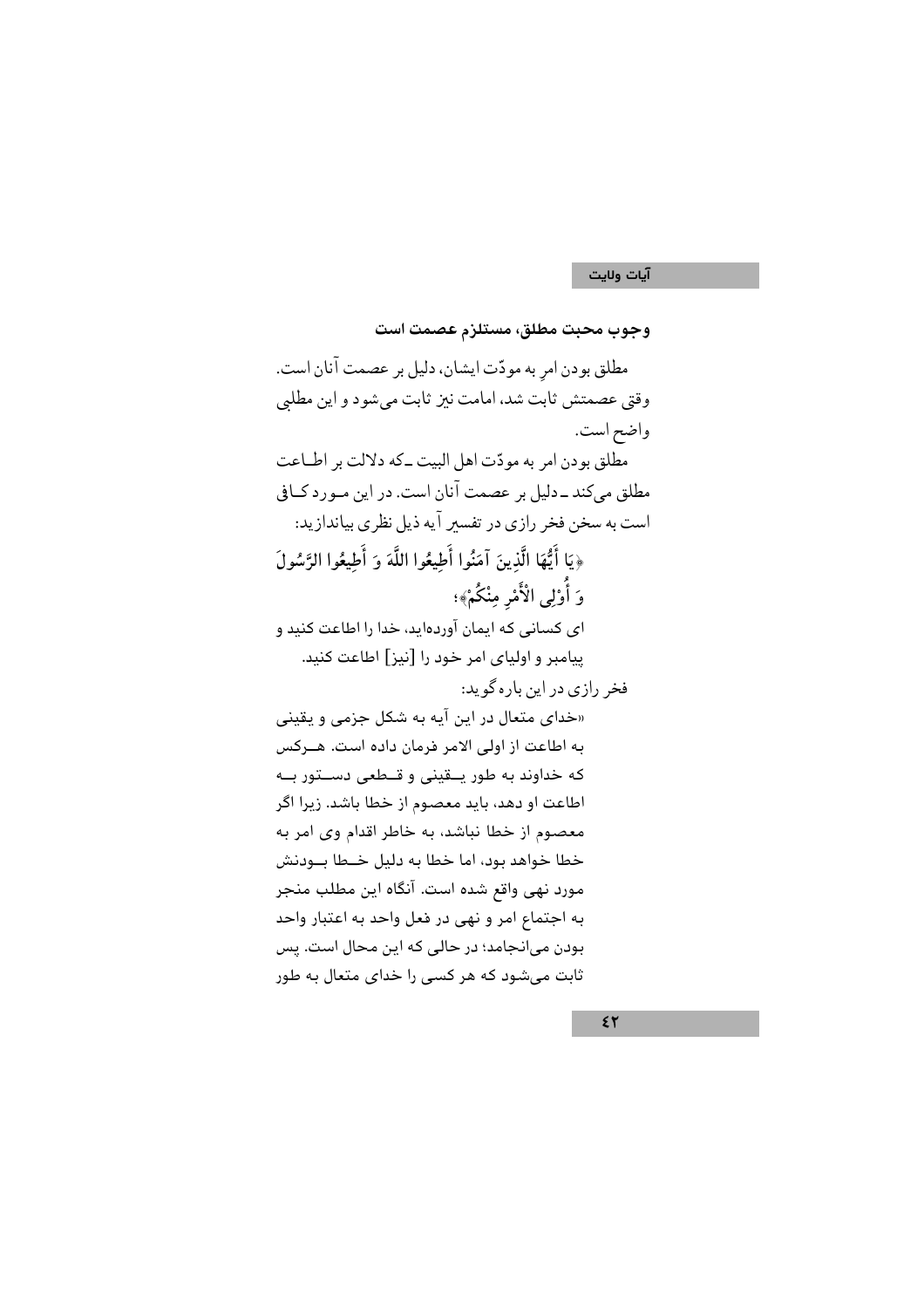### وجوب محبت مطلق، مستلزم عصمت است

مطلق بودن امرِ به مودّت ایشان، دلیل بر عصمت آنان است. وقتی عصمتش ثابت شد، امامت نیز ثابت می‌شود و این مطلبی واضح است.

مطلق بودن امر به مودّت اهل البیت ـ که دلالت بر اطاعت مطلق می‌کند ـ دلیل بر عصمت آنان است. در این مورد کافی است به سخن فخر رازی در تفسیر آیه ذیل نظری بیاندازید:

﴿يَا أَيُّهَا الَّذِينَ آمَنُوا أَطِيعُوا اللَّهَ وَ أَطِيعُوا الرَّسُولَ وَ أُوْلِي الْأَمْرِ مِنْكُمْ﴾؛

ای کسانی که ایمان آورده‌اید، خدا را اطاعت کنید و پیامبر و اولیای امر خود را [نیز] اطاعت کنید.

فخر رازی در این باره گوید:

«خدای متعال در این آیه به شکل جزمی و یقینی به اطاعت از اولی الامر فرمان داده است. هرکس که خداوند به طور یقینی و قطعی دستور به اطاعت او دهد، باید معصوم از خطا باشد. زیرا اگر معصوم از خطا نباشد، به خاطر اقدام وی امر به خطا خواهد بود، اما خطا به دلیل خطا بودنش مورد نهی واقع شده است. آنگاه این مطلب منجر به اجتماع امر و نهی در فعل واحد به اعتبار واحد بودن می‌انجامد؛ در حالی که این محال است. پس ثابت می‌شود که هر کسی را خدای متعال به طور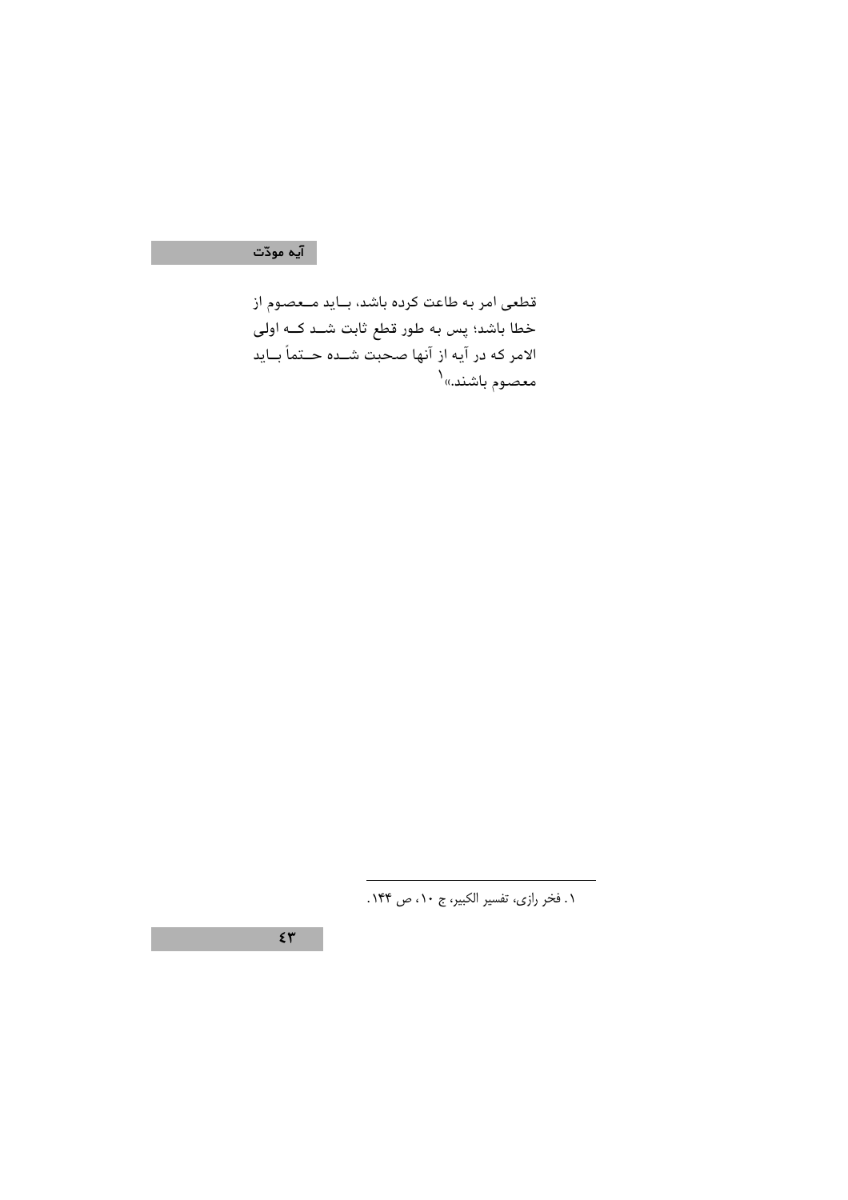قطعی امر به طاعت کرده باشد، باید معصوم از خطا باشد؛ پس به طور قطع ثابت شد که اولی الامر که در آیه از آنها صحبت شده حتماً باید معصوم باشند.»[1]

---

۱. فخر رازی، تفسیر الکبیر، ج ۱۰، ص ۱۴۴.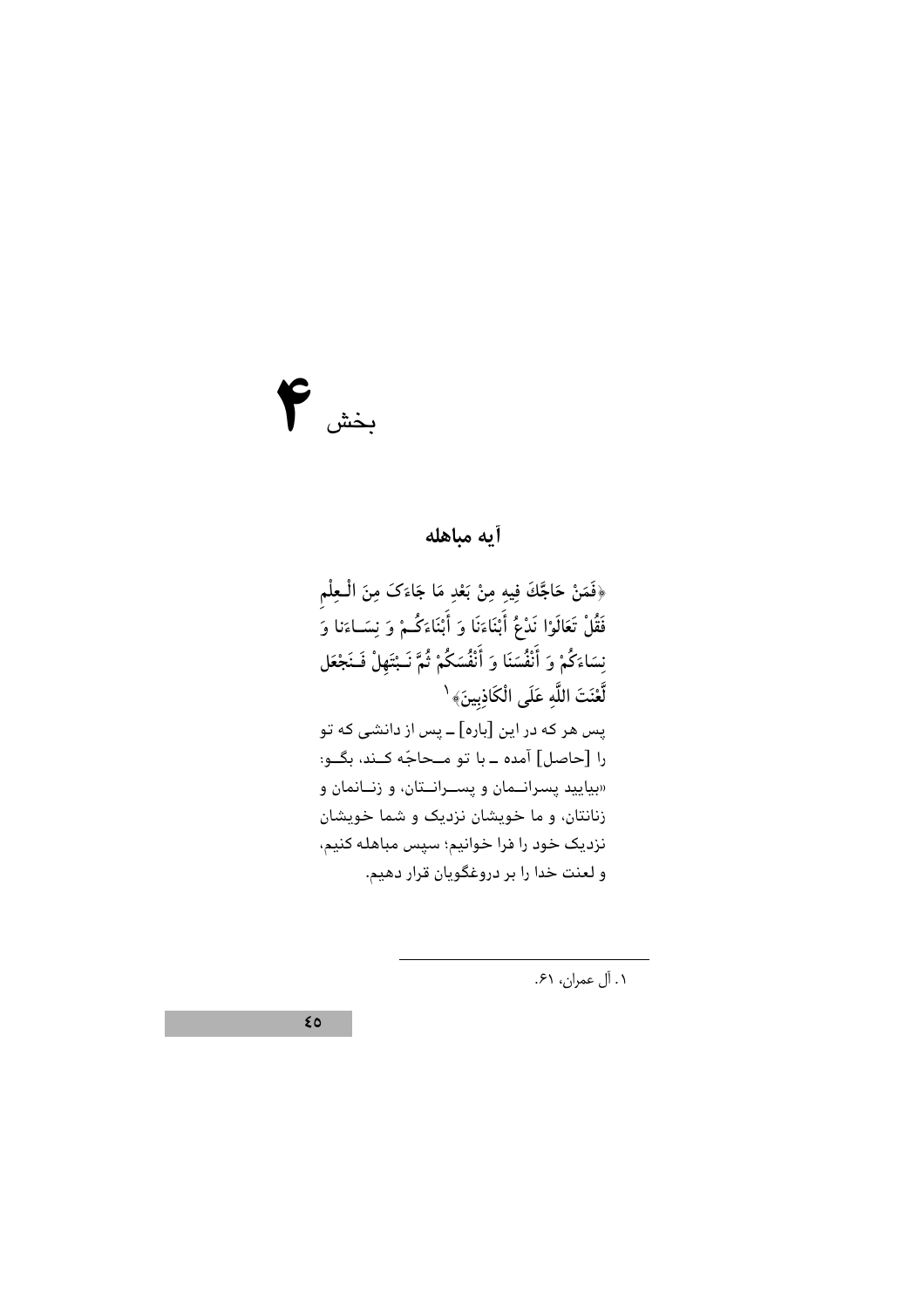# بخش ۴

## آیه مباهله

﴿فَمَنْ حَاجَّکَ فِیهِ مِنْ بَعْدِ مَا جَاءَکَ مِنَ الْـعِلْمِ فَقُلْ تَعَالَوْا نَدْعُ أَبْنَاءَنَا وَ أَبْنَاءَکُمْ وَ نِسَاءَنا وَ نِسَاءَکُمْ وَ أَنْفُسَنَا وَ أَنْفُسَکُمْ ثُمَّ نَبْتَهِلْ فَنَجْعَل لَّعْنَتَ اللَّهِ عَلَى الْكَاذِبِينَ﴾[1]

پس هر که در این [باره] ـ پس از دانشی که تو را [حاصل] آمده ـ با تو محاجّه کند، بگو: «بیایید پسرانمان و پسرانتان، و زنانمان و زنانتان، و ما خویشان نزدیک و شما خویشان نزدیک خود را فرا خوانیم؛ سپس مباهله کنیم، و لعنت خدا را بر دروغگویان قرار دهیم.

---

۱. آل عمران، ۶۱.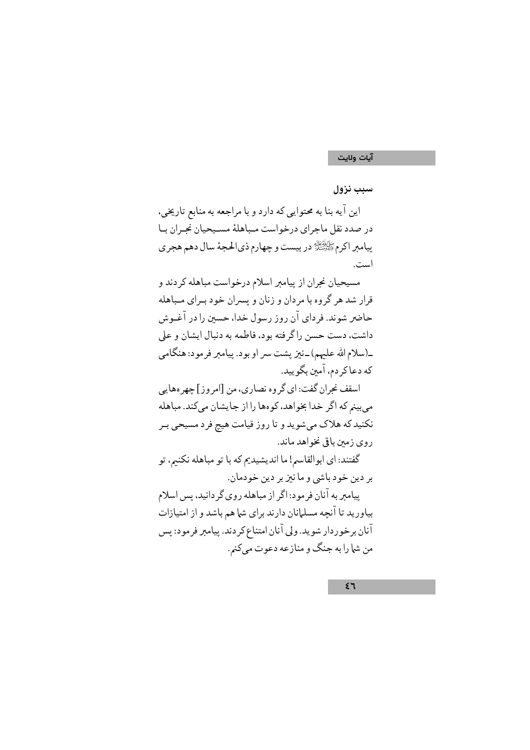### سبب نزول

این آیه بنا به محتوایی که دارد و با مراجعه به منابع تاریخی، در صدد نقل ماجرای درخواست مباهلهٔ مسیحیان نجران با پیامبر اکرم ﷺ در بیست و چهارم ذی‌الحجهٔ سال دهم هجری است.

مسیحیان نجران از پیامبر اسلام درخواست مباهله کردند و قرار شد هر گروه با مردان و زنان و پسران خود برای مباهله حاضر شوند. فردای آن روز رسول خدا، حسین را در آغوش داشت، دست حسن را گرفته بود، فاطمه به دنبال ایشان و علی ـ(سلام الله علیهم) ـنیز پشت سر او بود. پیامبر فرمود: هنگامی که دعا کردم، آمین بگویید.

اسقف نجران گفت: ای گروه نصاری، من [امروز] چهره‌هایی می‌بینم که اگر خدا بخواهد، کوه‌ها را از جایشان می‌کند. مباهله نکنید که هلاک می‌شوید و تا روز قیامت هیچ فرد مسیحی بر روی زمین باقی نخواهد ماند.

گفتند: ای ابوالقاسم! ما اندیشیدیم که با تو مباهله نکنیم، تو بر دین خود باشی و ما نیز بر دین خودمان.

پیامبر به آنان فرمود: اگر از مباهله روی گردانید، پس اسلام بیاورید تا آنچه مسلمانان دارند برای شما هم باشد و از امتیازات آنان برخوردار شوید. ولی آنان امتناع کردند. پیامبر فرمود: پس من شما را به جنگ و منازعه دعوت می‌کنم.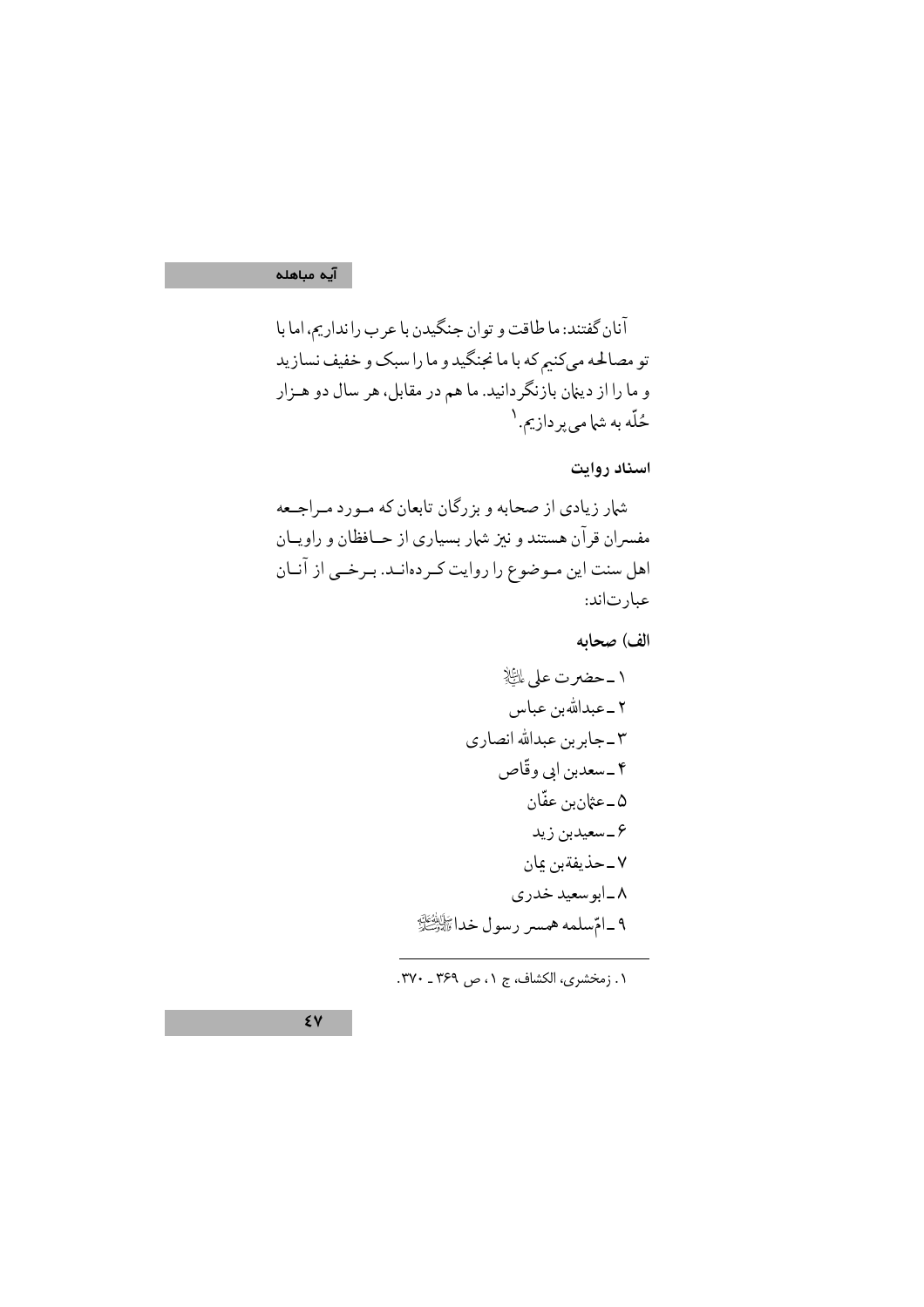آنان گفتند: ما طاقت و توان جنگیدن با عرب را نداریم، اما با تو مصالحه می‌کنیم که با ما نجنگید و ما را سبک و خفیف نسازید و ما را از دینمان بازنگردانید. ما هم در مقابل، هر سال دو هزار حُلّه به شما می‌پردازیم.[1]

### اسناد روایت

شمار زیادی از صحابه و بزرگان تابعان که مورد مراجعه مفسران قرآن هستند و نیز شمار بسیاری از حافظان و راویان اهل سنت این موضوع را روایت کرده‌اند. برخی از آنان عبارت‌اند:

#### الف) صحابه

۱ ـ حضرت علی علیه‌السلام
۲ ـ عبدالله‌بن عباس
۳ ـ جابربن عبدالله انصاری
۴ ـ سعدبن ابی وقّاص
۵ ـ عثمان‌بن عفّان
۶ ـ سعیدبن زید
۷ ـ حذیفة‌بن یمان
۸ ـ ابوسعید خدری
۹ ـ امّ‌سلمه همسر رسول خدا صلی‌الله‌علیه‌وآله

---

۱. زمخشری، الکشاف، ج ۱، ص ۳۶۹ ـ ۳۷۰.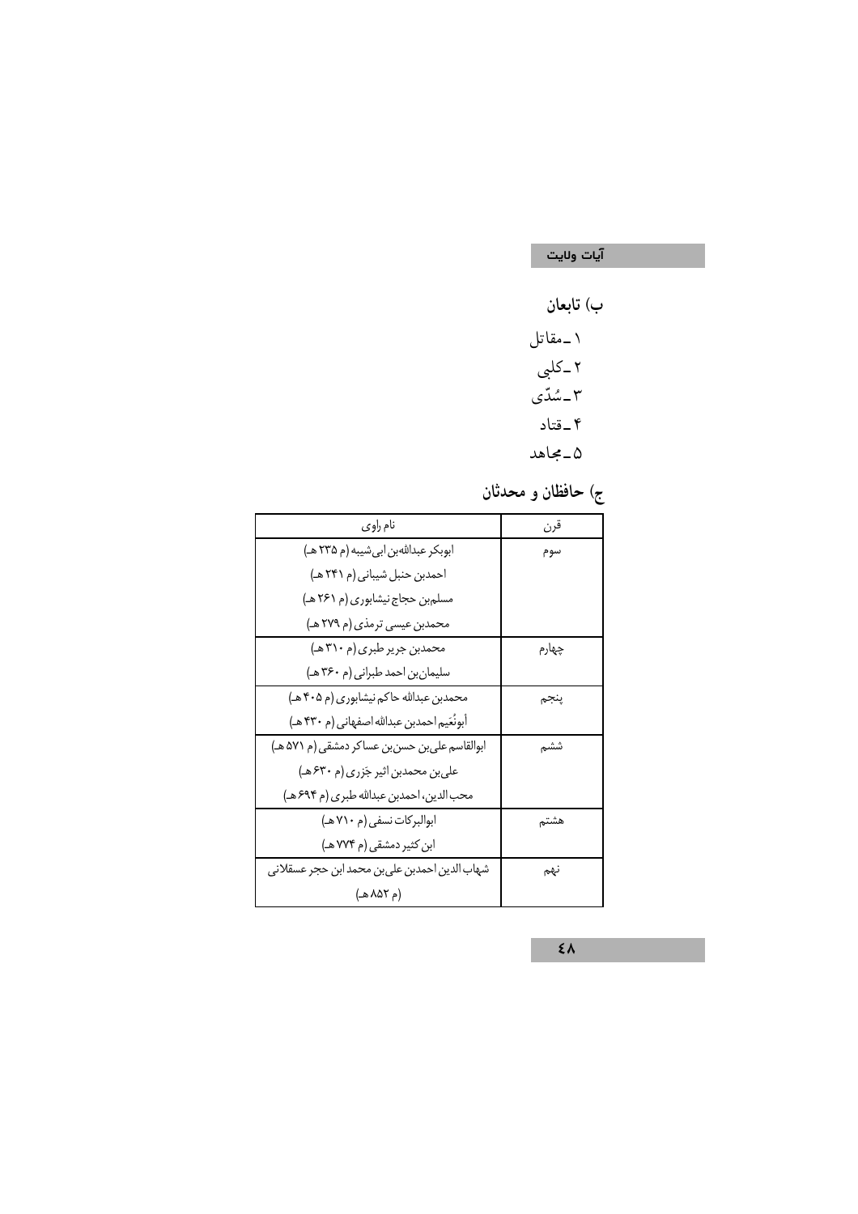### ب) تابعان

۱ ـ مقاتل

۲ ـ کلبی

۳ ـ سُدّی

۴ ـ قتاد

۵ ـ مجاهد

### ج) حافظان و محدثان

| قرن | نام راوی |
| --- | --- |
| سوم | ابوبکر عبدالله‌بن ابی‌شیبه (م ۲۳۵ هـ) |
| | احمدبن حنبل شیبانی (م ۲۴۱ هـ) |
| | مسلم‌بن حجاج نیشابوری (م ۲۶۱ هـ) |
| | محمدبن عیسی ترمذی (م ۲۷۹ هـ) |
| چهارم | محمدبن جریر طبری (م ۳۱۰ هـ) |
| | سلیمان‌بن احمد طبرانی (م ۳۶۰ هـ) |
| پنجم | محمدبن عبدالله حاکم نیشابوری (م ۴۰۵ هـ) |
| | أبونُعَیم احمدبن عبدالله اصفهانی (م ۴۳۰ هـ) |
| ششم | ابوالقاسم علی‌بن حسن‌بن عساکر دمشقی (م ۵۷۱ هـ) |
| | علی‌بن محمدبن اثیر جَزری (م ۶۳۰ هـ) |
| | محب‌الدین، احمدبن عبدالله طبری (م ۶۹۴ هـ) |
| هشتم | ابوالبرکات نسفی (م ۷۱۰ هـ) |
| | ابن کثیر دمشقی (م ۷۷۴ هـ) |
| نهم | شهاب‌الدین احمدبن علی‌بن محمد ابن حجر عسقلانی (م ۸۵۲ هـ) |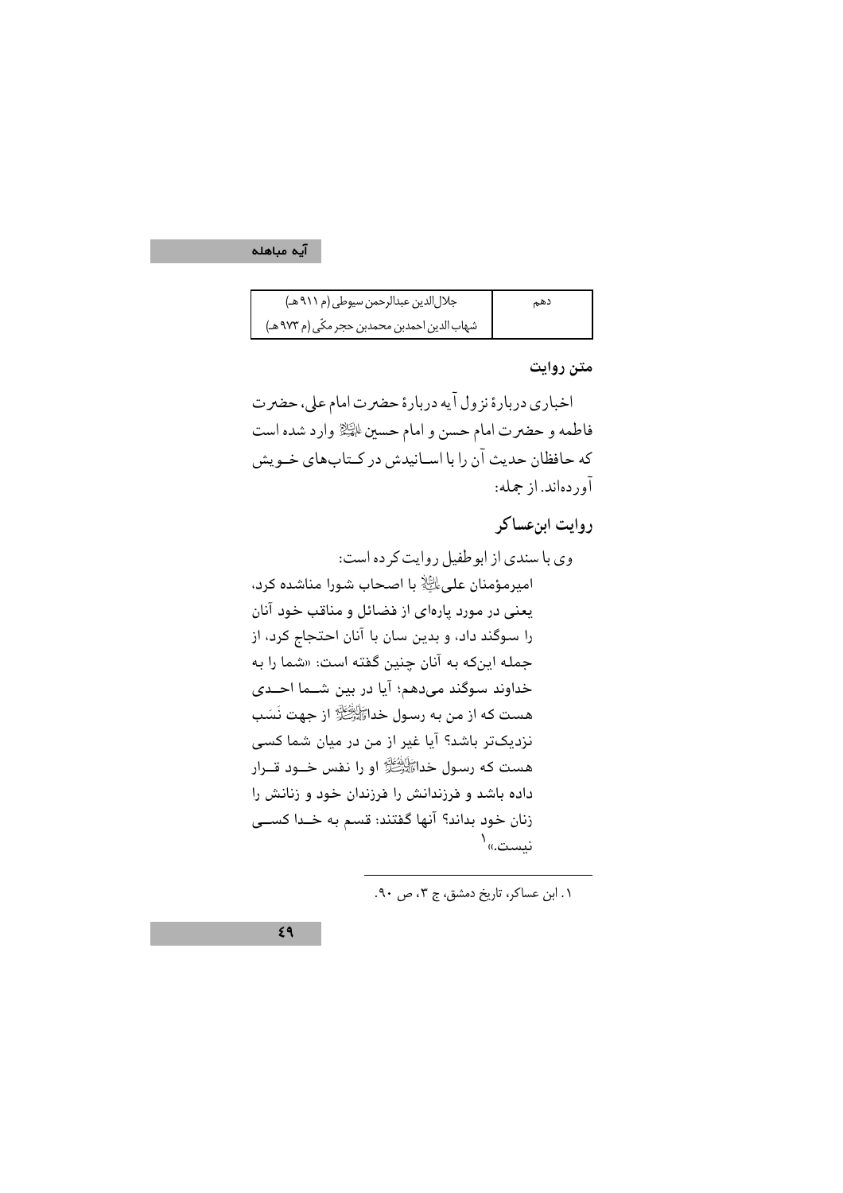| | |
|---|---|
| دهم | جلال‌الدین عبدالرحمن سیوطی (م ۹۱۱ هـ) |
| | شهاب‌الدین احمدبن محمدبن حجر مکّی (م ۹۷۳ هـ) |

### متن روایت

اخباری دربارهٔ نزول آیه دربارهٔ حضرت امام علی، حضرت فاطمه و حضرت امام حسن و امام حسین علیهم‌السلام وارد شده است که حافظان حدیث آن را با اسانیدش در کتاب‌های خویش آورده‌اند. از جمله:

### روایت ابن‌عساکر

وی با سندی از ابوطفیل روایت کرده است:

> امیرمؤمنان علی علیه‌السلام با اصحاب شورا مناشده کرد، یعنی در مورد پاره‌ای از فضائل و مناقب خود آنان را سوگند داد، و بدین سان با آنان احتجاج کرد، از جمله این‌که به آنان چنین گفته است: «شما را به خداوند سوگند می‌دهم؛ آیا در بین شما احدی هست که از من به رسول خدا صلی‌الله‌علیه‌وآله از جهت نَسَب نزدیک‌تر باشد؟ آیا غیر از من در میان شما کسی هست که رسول خدا صلی‌الله‌علیه‌وآله او را نفس خود قرار داده باشد و فرزندانش را فرزندان خود و زنانش را زنان خود بداند؟ آنها گفتند: قسم به خدا کسی نیست.»[1]

---

۱. ابن عساکر، تاریخ دمشق، ج ۳، ص ۹۰.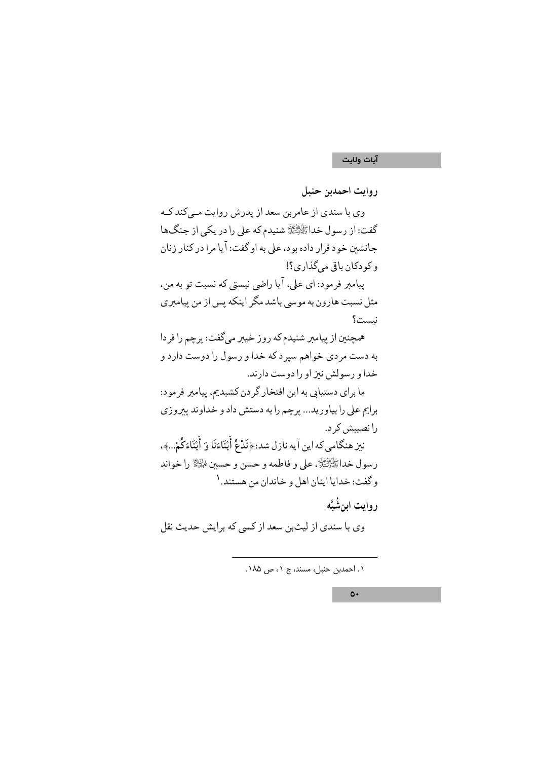## روایت احمدبن حنبل

وی با سندی از عامربن سعد از پدرش روایت می‌کند که گفت: از رسول خدا ﷺ شنیدم که علی را در یکی از جنگ‌ها جانشین خود قرار داده بود، علی به او گفت: آیا مرا در کنار زنان و کودکان باقی می‌گذاری؟!

پیامبر فرمود: ای علی، آیا راضی نیستی که نسبت تو به من، مثل نسبت هارون به موسی باشد مگر اینکه پس از من پیامبری نیست؟

همچنین از پیامبر شنیدم که روز خیبر می‌گفت: پرچم را فردا به دست مردی خواهم سپرد که خدا و رسول را دوست دارد و خدا و رسولش نیز او را دوست دارند.

ما برای دستیابی به این افتخار گردن کشیدیم، پیامبر فرمود: برایم علی را بیاورید... پرچم را به دستش داد و خداوند پیروزی را نصیبش کرد.

نیز هنگامی که این آیه نازل شد: ﴿نَدْعُ أَبْنَاءَنَا وَ أَبْنَاءَكُمْ...﴾، رسول خدا ﷺ، علی و فاطمه و حسن و حسین علیهم‌السلام را خواند و گفت: خدایا اینان اهل و خاندان من هستند.[1]

## روایت ابن‌شُبَّه

وی با سندی از لیث‌بن سعد از کسی که برایش حدیث نقل

---

[1] احمدبن حنبل، مسند، ج ۱، ص ۱۸۵.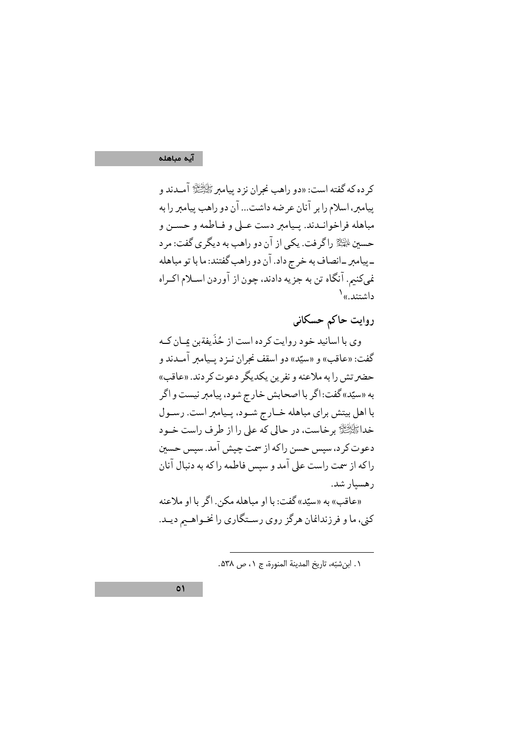کرده که گفته است: «دو راهب نجران نزد پیامبر ﷺ آمدند و پیامبر، اسلام را بر آنان عرضه داشت... آن دو راهب پیامبر را به مباهله فراخواندند. پیامبر دست علی و فاطمه و حسن و حسین علیهم‌السلام را گرفت. یکی از آن دو راهب به دیگری گفت: مرد ـ پیامبر ـ انصاف به خرج داد. آن دو راهب گفتند: ما با تو مباهله نمی‌کنیم. آنگاه تن به جزیه دادند، چون از آوردن اسلام اکراه داشتند.»[1]

## روایت حاکم حسکانی

وی با اسانید خود روایت کرده است از حُذَیفة‌بن یمان که گفت: «عاقب» و «سیّد» دو اسقف نجران نزد پیامبر آمدند و حضرتش را به ملاعنه و نفرین یکدیگر دعوت کردند. «عاقب» به «سیّد» گفت: اگر با اصحابش خارج شود، پیامبر نیست و اگر با اهل بیتش برای مباهله خارج شود، پیامبر است. رسول خدا ﷺ برخاست، در حالی که علی را از طرف راست خود دعوت کرد، سپس حسن را که از سمت چپش آمد. سپس حسین را که از سمت راست علی آمد و سپس فاطمه را که به دنبال آنان رهسپار شد.

«عاقب» به «سیّد» گفت: با او مباهله مکن. اگر با او ملاعنه کنی، ما و فرزندانمان هرگز روی رستگاری را نخواهیم دید.

---

۱. ابن‌شبّه، تاریخ المدینة المنورة، ج ۱، ص ۵۳۸.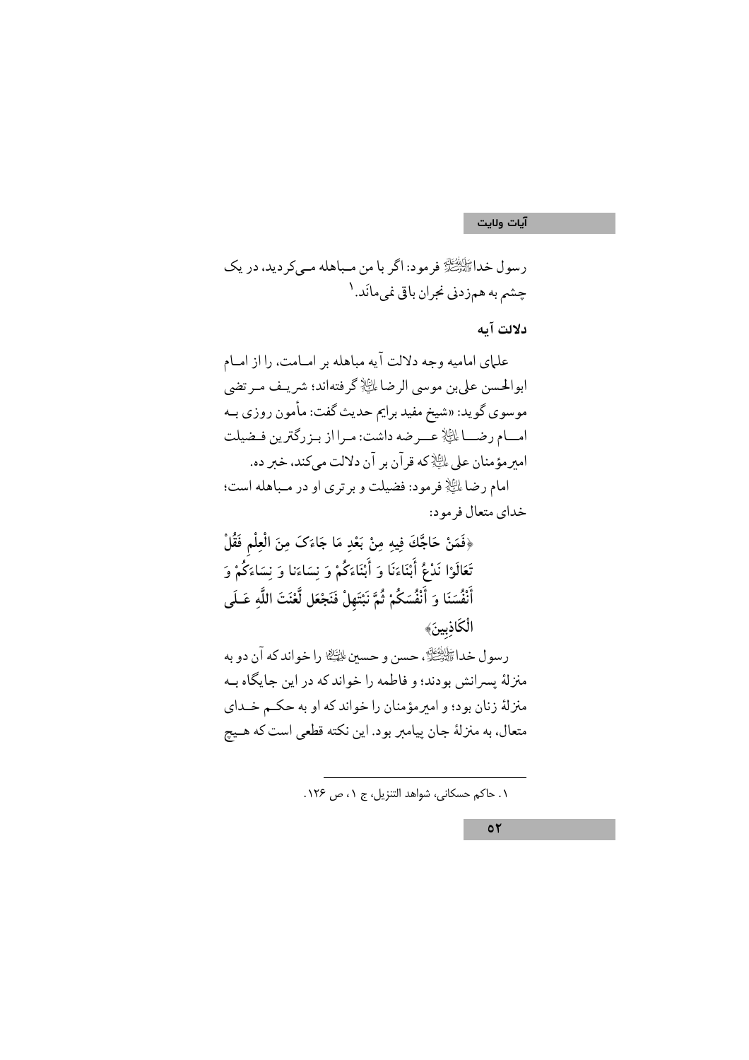رسول خدا صلی الله علیه و آله فرمود: اگر با من مباهله می‌کردید، در یک چشم به هم‌زدنی نجران باقی نمی‌ماند.[1]

### دلالت آیه

علمای امامیه وجه دلالت آیه مباهله بر امامت، را از امام ابوالحسن علی‌بن موسی الرضا علیه السلام گرفته‌اند؛ شریف مرتضی موسوی گوید: «شیخ مفید برایم حدیث گفت: مأمون روزی به امام رضا علیه السلام عرضه داشت: مرا از بزرگترین فضیلت امیرمؤمنان علی علیه السلام که قرآن بر آن دلالت می‌کند، خبر ده.

امام رضا علیه السلام فرمود: فضیلت و برتری او در مباهله است؛ خدای متعال فرمود:

﴿فَمَنْ حَاجَّكَ فِيهِ مِنْ بَعْدِ مَا جَاءَكَ مِنَ الْعِلْمِ فَقُلْ تَعَالَوْا نَدْعُ أَبْنَاءَنَا وَ أَبْنَاءَكُمْ وَ نِسَاءَنَا وَ نِسَاءَكُمْ وَ أَنْفُسَنَا وَ أَنْفُسَكُمْ ثُمَّ نَبْتَهِلْ فَنَجْعَل لَّعْنَتَ اللَّهِ عَلَى الْكَاذِبِينَ﴾

رسول خدا صلی الله علیه و آله، حسن و حسین علیهما السلام را خواند که آن دو به منزلهٔ پسرانش بودند؛ و فاطمه را خواند که در این جایگاه به منزلهٔ زنان بود؛ و امیرمؤمنان را خواند که او به حکم خدای متعال، به منزلهٔ جان پیامبر بود. این نکته قطعی است که هیچ

---

۱. حاکم حسکانی، شواهد التنزیل، ج ۱، ص ۱۲۶.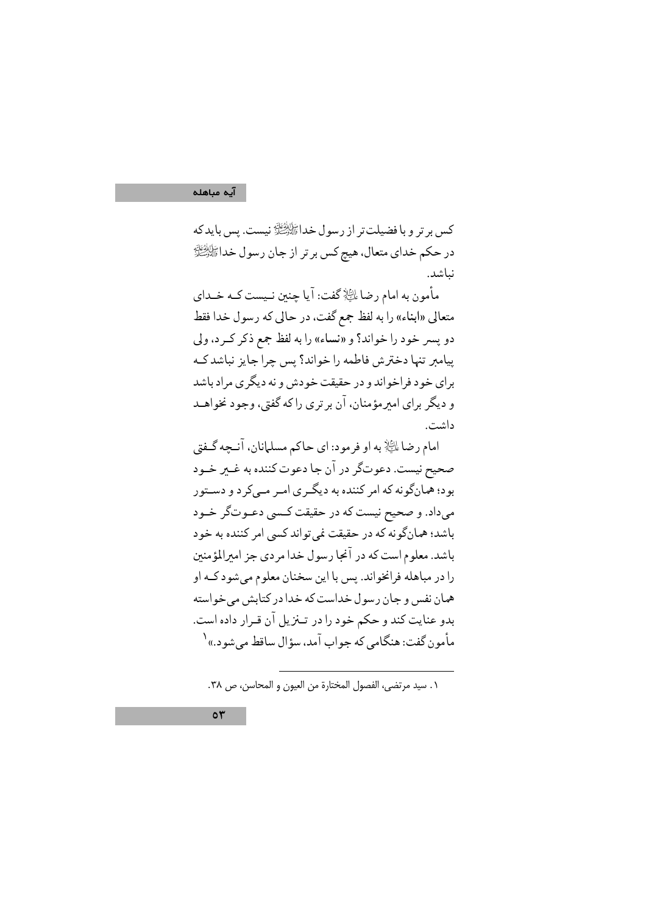کس برتر و با فضیلت‌تر از رسول خدا ﷺ نیست. پس باید که در حکم خدای متعال، هیچ کس برتر از جان رسول خدا ﷺ نباشد.

مأمون به امام رضا ؑ گفت: آیا چنین نیست کـه خـدای متعالی «ابناء» را به لفظ جمع گفت، در حالی که رسول خدا فقط دو پسر خود را خواند؟ و «نساء» را به لفظ جمع ذکر کـرد، ولی پیامبر تنها دخترش فاطمه را خواند؟ پس چرا جایز نباشد کـه برای خود فراخواند و در حقیقت خودش و نه دیگری مراد باشد و دیگر برای امیرمؤمنان، آن برتری را که گفتی، وجود نخواهـد داشت.

امام رضا ؑ به او فرمود: ای حاکم مسلمانان، آنـچه گـفتی صحیح نیست. دعوتگر در آن جا دعوت کننده به غـیر خـود بود؛ همان‌گونه که امر کننده به دیگـری امـر مـی‌کرد و دسـتور می‌داد. و صحیح نیست که در حقیقت کـسی دعـوتگر خـود باشد؛ همان‌گونه که در حقیقت نمی‌تواند کسی امر کننده به خود باشد. معلوم است که در آنجا رسول خدا مردی جز امیرالمؤمنین را در مباهله فرانخواند. پس با این سخنان معلوم می‌شود کـه او همان نفس و جان رسول خداست که خدا در کتابش می‌خواسته بدو عنایت کند و حکم خود را در تـنزیل آن قـرار داده است. مأمون گفت: هنگامی که جواب آمد، سؤال ساقط می‌شود.»[1]

---

۱. سید مرتضی، الفصول المختارة من العیون و المحاسن، ص ۳۸.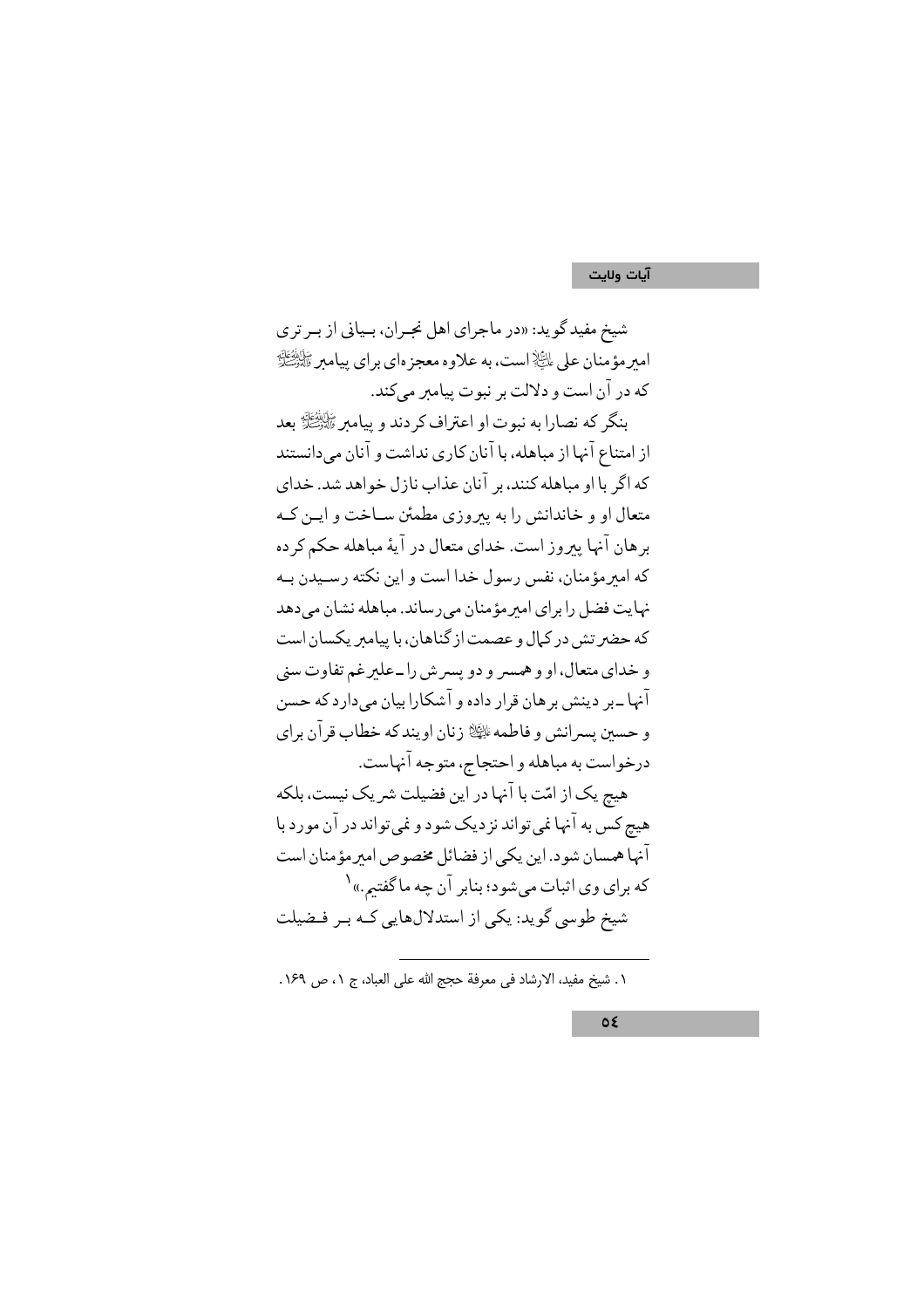شیخ مفید گوید: «در ماجرای اهل نجـران، بـیانی از بـرتری امیرمؤمنان علی علیه‌السلام است، به علاوه معجزه‌ای برای پیامبر صلی‌الله‌علیه‌وآله که در آن است و دلالت بر نبوت پیامبر می‌کند.

بنگر که نصارا به نبوت او اعتراف کردند و پیامبر صلی‌الله‌علیه‌وآله بعد از امتناع آنها از مباهله، با آنان کاری نداشت و آنان می‌دانستند که اگر با او مباهله کنند، بر آنان عذاب نازل خواهد شد. خدای متعال او و خاندانش را به پیروزی مطمئن سـاخت و ایـن کـه برهان آنها پیروز است. خدای متعال در آیهٔ مباهله حکم کرده که امیرمؤمنان، نفس رسول خدا است و این نکته رسـیدن بـه نهایت فضل را برای امیرمؤمنان می‌رساند. مباهله نشان می‌دهد که حضرتش در کمال و عصمت از گناهان، با پیامبر یکسان است و خدای متعال، او و همسر و دو پسرش را ـ علیرغم تفاوت سنی آنها ـ بر دینش برهان قرار داده و آشکارا بیان می‌دارد که حسن و حسین پسرانش و فاطمه علیهاالسلام زنان اویند که خطاب قرآن برای درخواست به مباهله و احتجاج، متوجه آنهاست.

هیچ یک از امّت با آنها در این فضیلت شریک نیست، بلکه هیچ کس به آنها نمی‌تواند نزدیک شود و نمی‌تواند در آن مورد با آنها همسان شود. این یکی از فضائل مخصوص امیرمؤمنان است که برای وی اثبات می‌شود؛ بنابر آن چه ما گفتیم.»[1]

شیخ طوسی گوید: یکی از استدلال‌هایی کـه بـر فـضیلت

---

۱. شیخ مفید، الارشاد فی معرفة حجج الله علی العباد، ج ۱، ص ۱۶۹.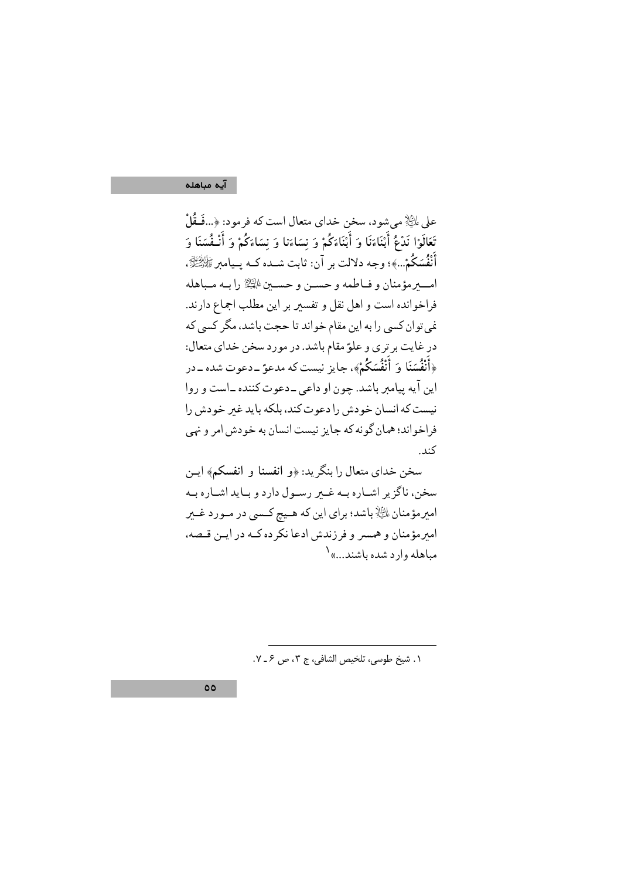علی علیه السلام می‌شود، سخن خدای متعال است که فرمود: ﴿...فَقُلْ تَعَالَوْا نَدْعُ أَبْنَاءَنَا وَ أَبْنَاءَكُمْ وَ نِسَاءَنَا وَ نِسَاءَكُمْ وَ أَنْفُسَنَا وَ أَنْفُسَكُمْ...﴾؛ وجه دلالت بر آن: ثابت شده که پیامبر صلی الله علیه و آله، امیرمؤمنان و فاطمه و حسن و حسین علیهم السلام را به مباهله فراخوانده است و اهل نقل و تفسیر بر این مطلب اجماع دارند. نمی‌توان کسی را به این مقام خواند تا حجت باشد، مگر کسی که در غایت برتری و علوّ مقام باشد. در مورد سخن خدای متعال: ﴿أَنْفُسَنَا وَ أَنْفُسَكُمْ﴾، جایز نیست که مدعوّ ـ دعوت شده ـ در این آیه پیامبر باشد. چون او داعی ـ دعوت کننده ـ است و روا نیست که انسان خودش را دعوت کند، بلکه باید غیر خودش را فراخواند؛ همان گونه که جایز نیست انسان به خودش امر و نهی کند.

سخن خدای متعال را بنگرید: ﴿و انفسنا و انفسکم﴾ این سخن، ناگزیر اشاره به غیر رسول دارد و باید اشاره به امیرمؤمنان علیه السلام باشد؛ برای این که هیچ کسی در مورد غیر امیرمؤمنان و همسر و فرزندش ادعا نکرده که در این قصه، مباهله وارد شده باشند...»[1]

---

۱. شیخ طوسی، تلخیص الشافی، ج ۳، ص ۶ ـ ۷.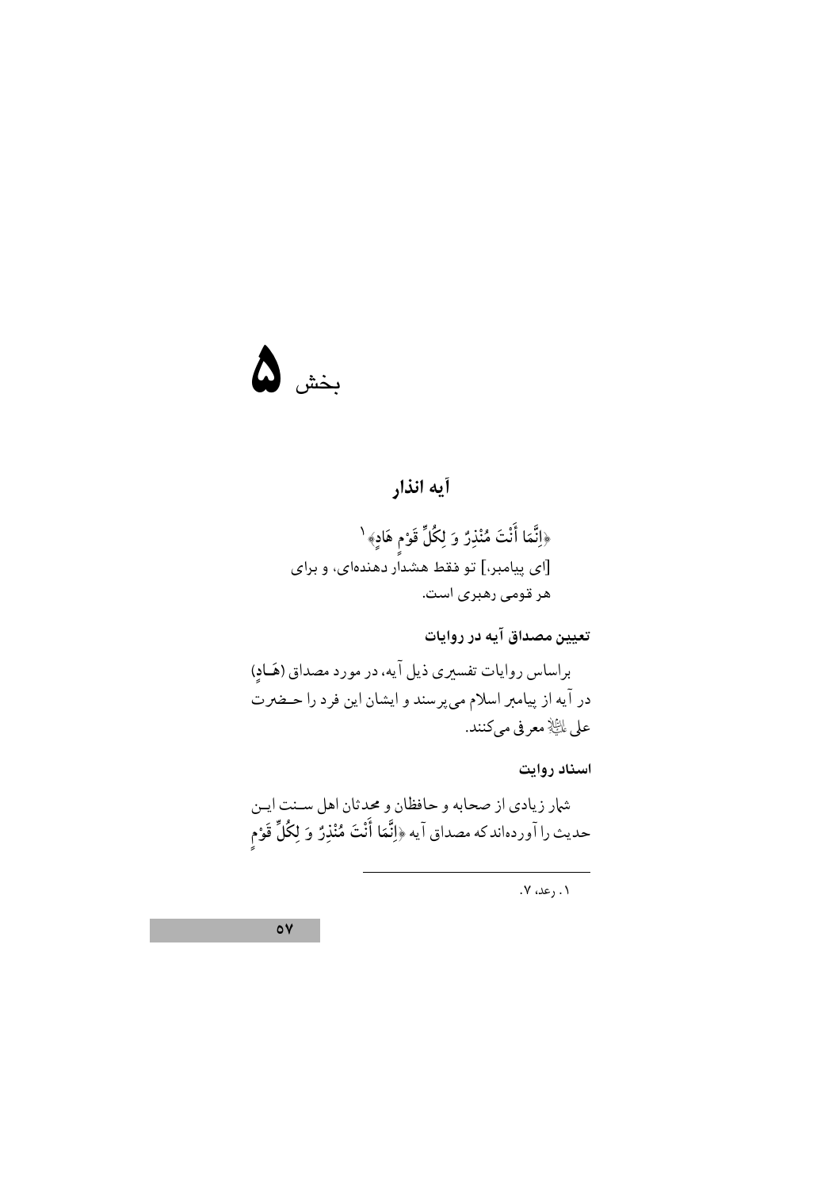# بخش ۵

## آیه انذار

﴿إِنَّمَا أَنْتَ مُنْذِرٌ وَ لِكُلِّ قَوْمٍ هَادٍ﴾[1]

[ای پیامبر،] تو فقط هشدار دهنده‌ای، و برای هر قومی رهبری است.

### تعیین مصداق آیه در روایات

براساس روایات تفسیری ذیل آیه، در مورد مصداق (هَادٍ) در آیه از پیامبر اسلام می‌پرسند و ایشان این فرد را حضرت علی علیه‌السلام معرفی می‌کنند.

### اسناد روایت

شمار زیادی از صحابه و حافظان و محدثان اهل سنت این حدیث را آورده‌اند که مصداق آیه ﴿إِنَّمَا أَنْتَ مُنْذِرٌ وَ لِكُلِّ قَوْمٍ

---

۱. رعد، ۷.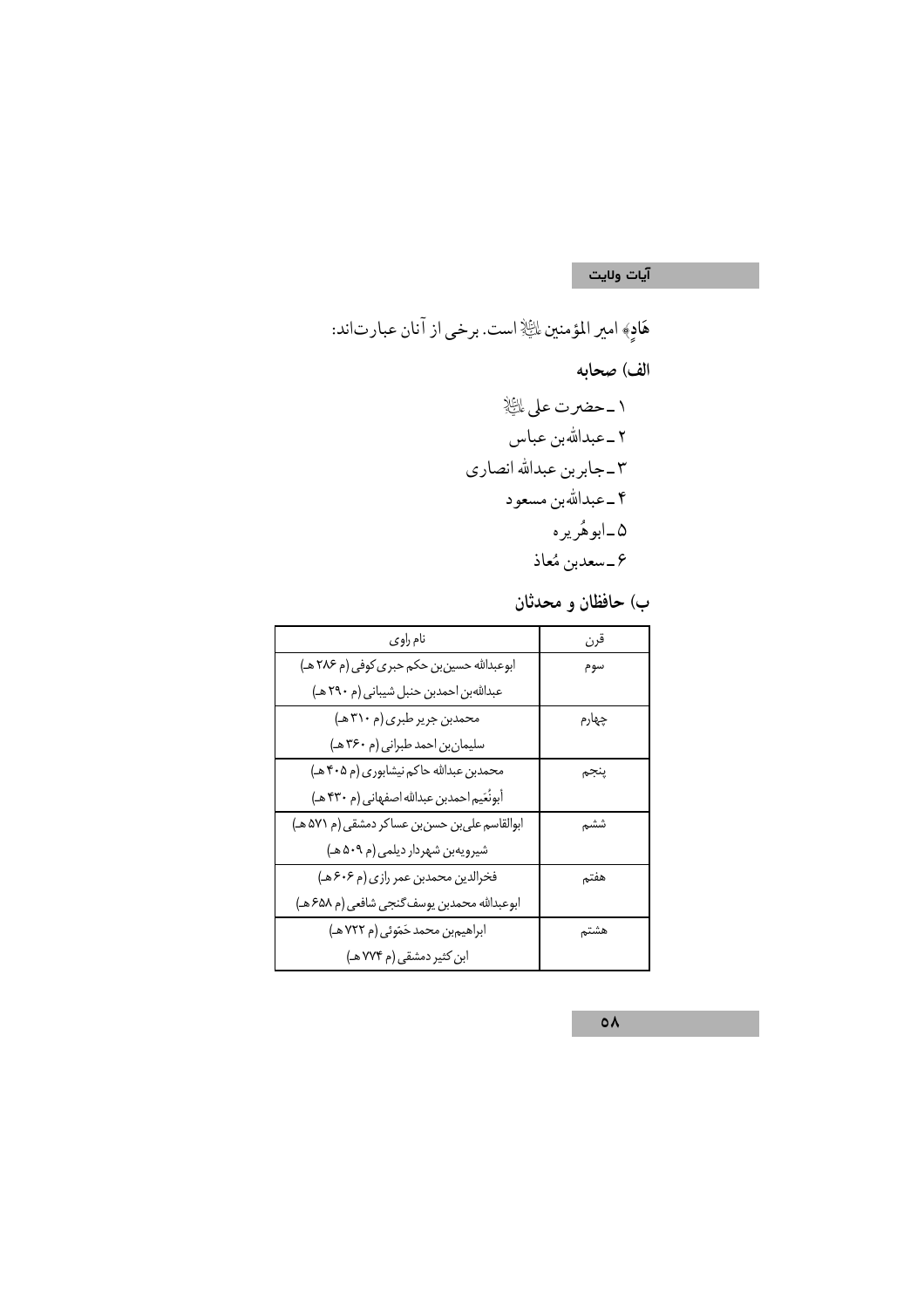هَادٍ﴾ امیر المؤمنین علیه السلام است. برخی از آنان عبارت‌اند:

### الف) صحابه

۱ ـ حضرت علی علیه السلام

۲ ـ عبدالله‌بن عباس

۳ ـ جابربن عبدالله انصاری

۴ ـ عبدالله‌بن مسعود

۵ ـ ابوهُریره

۶ ـ سعدبن مُعاذ

### ب) حافظان و محدثان

| قرن | نام راوی |
| --- | --- |
| سوم | ابوعبدالله حسین‌بن حکم حبری کوفی (م ۲۸۶ هـ) |
| | عبدالله‌بن احمدبن حنبل شیبانی (م ۲۹۰ هـ) |
| چهارم | محمدبن جریر طبری (م ۳۱۰ هـ) |
| | سلیمان‌بن احمد طبرانی (م ۳۶۰ هـ) |
| پنجم | محمدبن عبدالله حاکم نیشابوری (م ۴۰۵ هـ) |
| | أبونُعَیم احمدبن عبدالله اصفهانی (م ۴۳۰ هـ) |
| ششم | ابوالقاسم علی‌بن حسن‌بن عساکر دمشقی (م ۵۷۱ هـ) |
| | شیرویه‌بن شهردار دیلمی (م ۵۰۹ هـ) |
| هفتم | فخرالدین محمدبن عمر رازی (م ۶۰۶ هـ) |
| | ابوعبدالله محمدبن یوسف گنجی شافعی (م ۶۵۸ هـ) |
| هشتم | ابراهیم‌بن محمد حَمّوئی (م ۷۲۲ هـ) |
| | ابن کثیر دمشقی (م ۷۷۴ هـ) |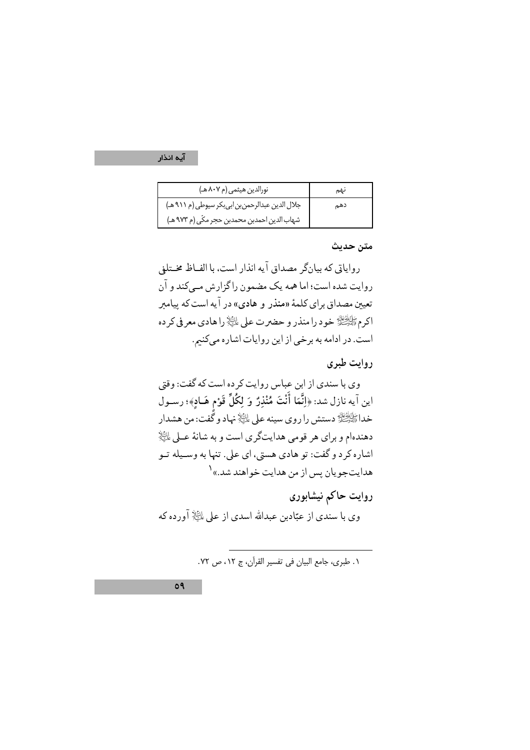| | |
|---|---|
| نهم | نورالدین هیثمی (م ۸۰۷ هـ) |
| دهم | جلال الدین عبدالرحمن بن ابی‌بکر سیوطی (م ۹۱۱ هـ)<br>شهاب الدین احمدبن محمدبن حجر مکّی (م ۹۷۳ هـ) |

### متن حدیث

روایاتی که بیانگر مصداق آیه انذار است، با الفاظ مختلفی روایت شده است؛ اما همه یک مضمون را گزارش می‌کند و آن تعیین مصداق برای کلمهٔ **«منذر و هادی»** در آیه است که پیامبر اکرم ﷺ خود را منذر و حضرت علی علیه‌السلام را هادی معرفی کرده است. در ادامه به برخی از این روایات اشاره می‌کنیم.

### روایت طبری

وی با سندی از ابن عباس روایت کرده است که گفت: وقتی این آیه نازل شد: ﴿**إِنَّمَا أَنْتَ مُنْذِرٌ وَ لِكُلِّ قَوْمٍ هَادٍ**﴾؛ رسول خدا ﷺ دستش را روی سینه علی علیه‌السلام نهاد و گفت: من هشدار دهنده‌ام و برای هر قومی هدایتگری است و به شانهٔ علی علیه‌السلام اشاره کرد و گفت: تو هادی هستی، ای علی. تنها به وسیله تو هدایت‌جویان پس از من هدایت خواهند شد.»[1]

### روایت حاکم نیشابوری

وی با سندی از عبّادبن عبدالله اسدی از علی علیه‌السلام آورده که

---

۱. طبری، جامع البیان فی تفسیر القرآن، ج ۱۲، ص ۷۲.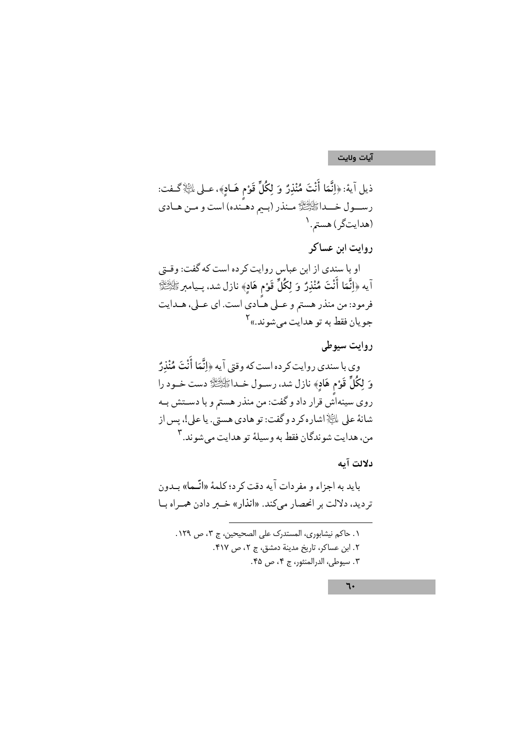ذیل آیهٔ: ﴿إِنَّمَا أَنْتَ مُنْذِرٌ وَ لِكُلِّ قَوْمٍ هَادٍ﴾، علی علیه‌السلام گفت: رسول خدا صلی‌الله‌علیه‌وآله منذر (بیم دهنده) است و من هادی (هدایتگر) هستم.[1]

## روایت ابن عساکر

او با سندی از ابن عباس روایت کرده است که گفت: وقتی آیه ﴿إِنَّمَا أَنْتَ مُنْذِرٌ وَ لِكُلِّ قَوْمٍ هَادٍ﴾ نازل شد، پیامبر صلی‌الله‌علیه‌وآله فرمود: من منذر هستم و علی هادی است. ای علی، هدایت جویان فقط به تو هدایت می‌شوند.»[2]

## روایت سیوطی

وی با سندی روایت کرده است که وقتی آیه ﴿إِنَّمَا أَنْتَ مُنْذِرٌ وَ لِكُلِّ قَوْمٍ هَادٍ﴾ نازل شد، رسول خدا صلی‌الله‌علیه‌وآله دست خود را روی سینه‌اش قرار داد و گفت: من منذر هستم و با دستش به شانهٔ علی علیه‌السلام اشاره کرد و گفت: تو هادی هستی. یا علی!، پس از من، هدایت شوندگان فقط به وسیلهٔ تو هدایت می‌شوند.[3]

## دلالت آیه

باید به اجزاء و مفردات آیه دقت کرد؛ کلمهٔ «انّما» بدون تردید، دلالت بر انحصار می‌کند. «انذار» خبر دادن همراه با

---

۱. حاکم نیشابوری، المستدرک علی الصحیحین، ج ۳، ص ۱۲۹.
۲. ابن عساکر، تاریخ مدینة دمشق، ج ۲، ص ۴۱۷.
۳. سیوطی، الدرالمنثور، ج ۴، ص ۴۵.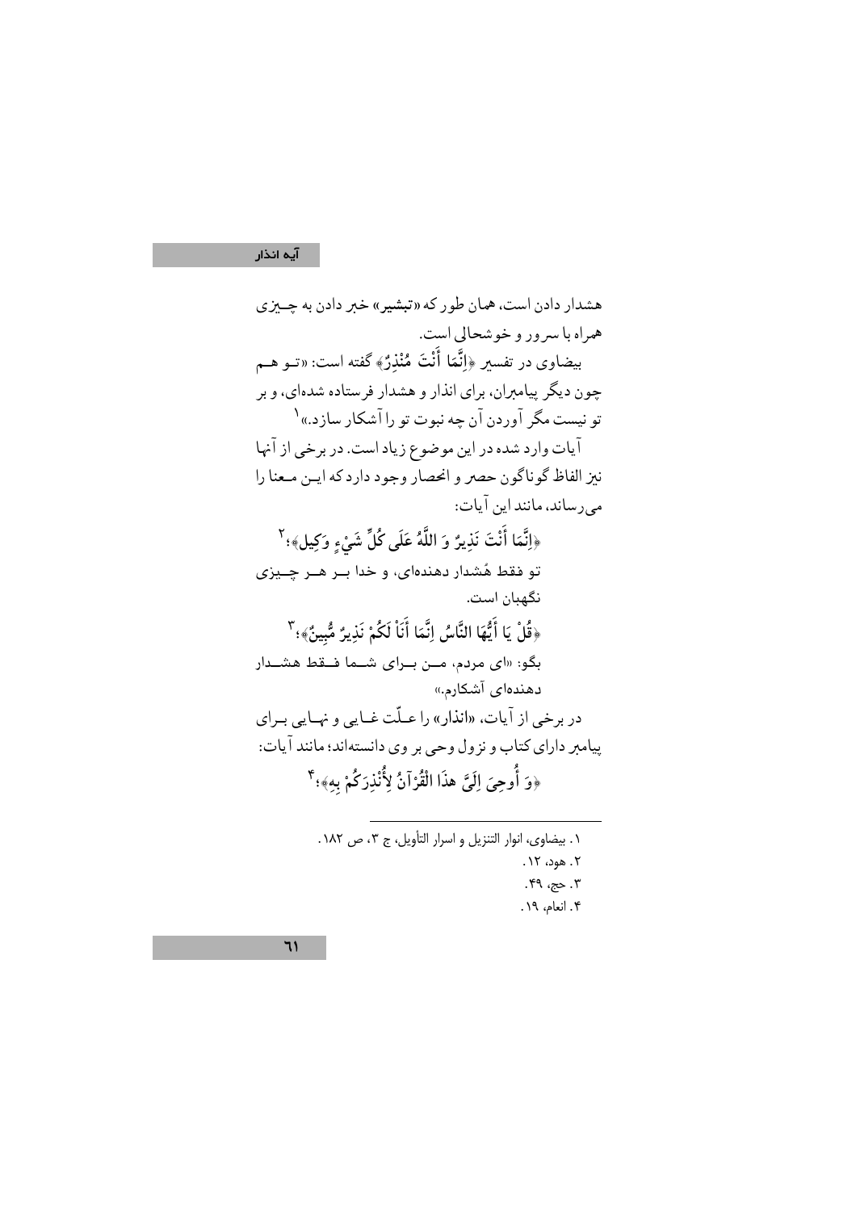هشدار دادن است، همان طور که «تبشیر» خبر دادن به چیزی همراه با سرور و خوشحالی است.

بیضاوی در تفسیر ﴿اِنَّمَا أَنْتَ مُنْذِرٌ﴾ گفته است: «تو هم چون دیگر پیامبران، برای انذار و هشدار فرستاده شده‌ای، و بر تو نیست مگر آوردن آن چه نبوت تو را آشکار سازد.»[1]

آیات وارد شده در این موضوع زیاد است. در برخی از آنها نیز الفاظ گوناگون حصر و انحصار وجود دارد که این معنا را می‌رساند، مانند این آیات:

﴿اِنَّمَا أَنْتَ نَذِيرٌ وَ اللَّهُ عَلَى كُلِّ شَيْءٍ وَكِيل﴾؛[2]

تو فقط هُشدار دهنده‌ای، و خدا بر هر چیزی نگهبان است.

﴿قُلْ يَا أَيُّهَا النَّاسُ اِنَّمَا أَنَاْ لَكُمْ نَذِيرٌ مُّبِينٌ﴾؛[3]

بگو: «ای مردم، من برای شما فقط هشدار دهنده‌ای آشکارم.»

در برخی از آیات، «انذار» را علّت غایی و نهایی برای پیامبر دارای کتاب و نزول وحی بر وی دانسته‌اند؛ مانند آیات:

﴿وَ أُوحِيَ اِلَيَّ هذَا الْقُرْآنُ لِأُنْذِرَكُمْ بِهِ﴾؛[4]

---

۱. بیضاوی، انوار التنزیل و اسرار التأویل، ج ۳، ص ۱۸۲.

۲. هود، ۱۲.

۳. حج، ۴۹.

۴. انعام، ۱۹.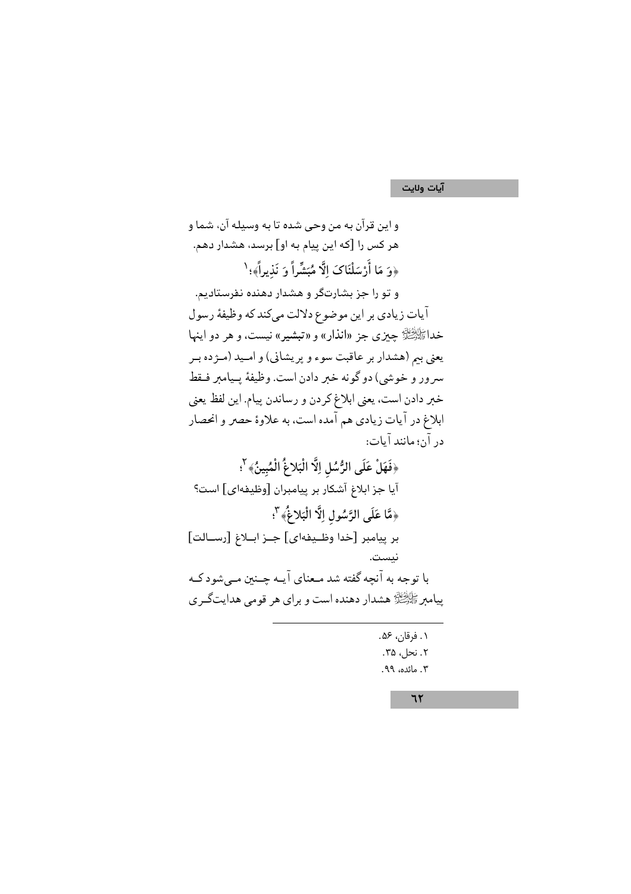و این قرآن به من وحی شده تا به وسیله آن، شما و هر کس را [که این پیام به او] برسد، هشدار دهم.

﴿وَ مَا أَرْسَلْنَاکَ اِلَّا مُبَشِّراً وَ نَذِیراً﴾؛[1]

و تو را جز بشارت‌گر و هشدار دهنده نفرستادیم.

آیات زیادی بر این موضوع دلالت می‌کند که وظیفهٔ رسول خدا ﷺ چیزی جز «انذار» و «تبشیر» نیست، و هر دو اینها یعنی بیم (هشدار بر عاقبت سوء و پریشانی) و امید (مژده بر سرور و خوشی) دوگونه خبر دادن است. وظیفهٔ پیامبر فقط خبر دادن است، یعنی ابلاغ کردن و رساندن پیام. این لفظ یعنی ابلاغ در آیات زیادی هم آمده است، به علاوهٔ حصر و انحصار در آن؛ مانند آیات:

﴿فَهَلْ عَلَى الرُّسُلِ اِلَّا الْبَلاغُ الْمُبِینُ﴾[2]؛

آیا جز ابلاغ آشکار بر پیامبران [وظیفه‌ای] است؟

﴿مَّا عَلَى الرَّسُولِ اِلَّا الْبَلاغُ﴾[3]؛

بر پیامبر [خدا وظیفه‌ای] جز ابلاغ [رسالت] نیست.

با توجه به آنچه گفته شد معنای آیه چنین می‌شود که پیامبر ﷺ هشدار دهنده است و برای هر قومی هدایت‌گری

---

۱. فرقان، ۵۶.

۲. نحل، ۳۵.

۳. مائده، ۹۹.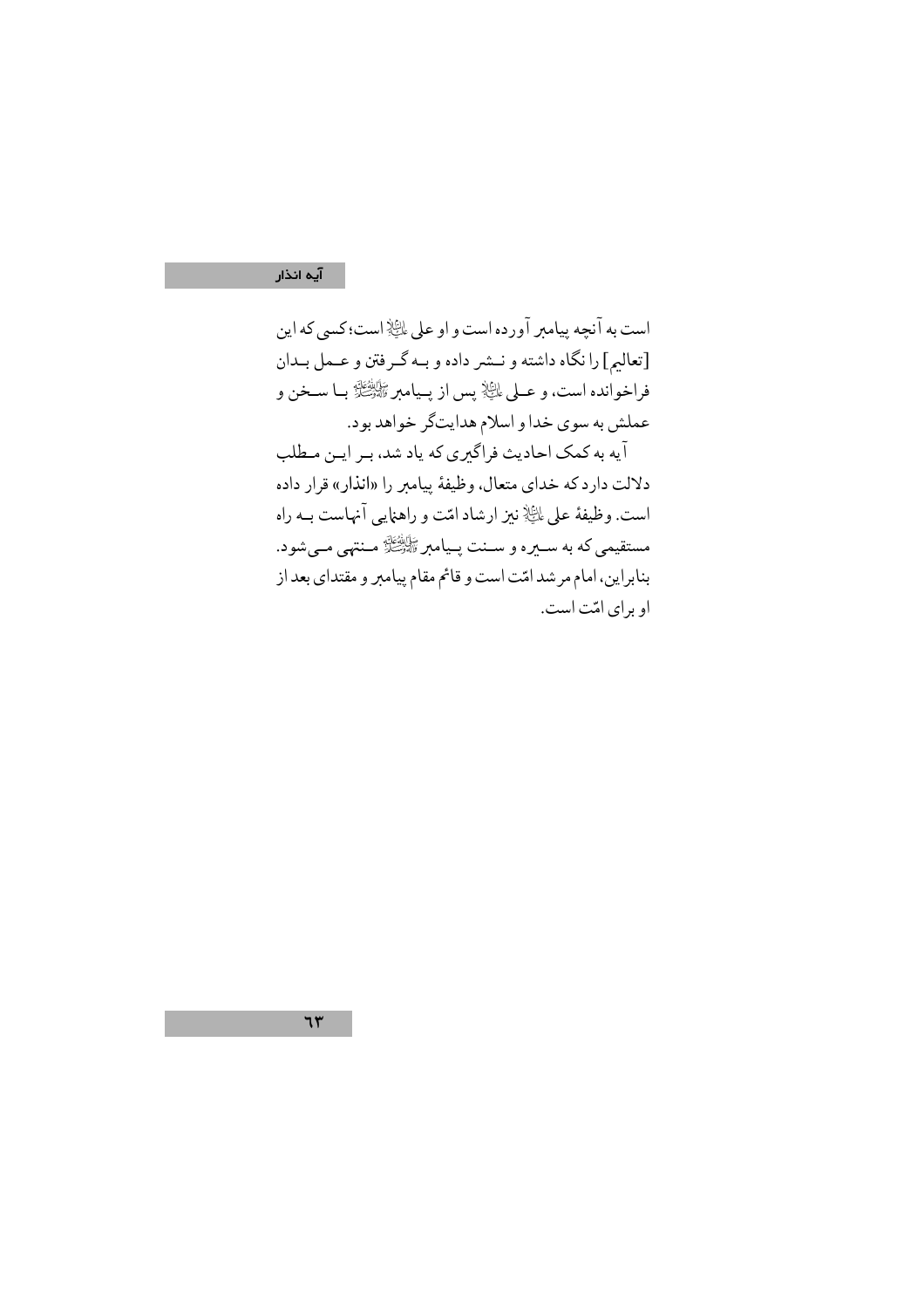است به آنچه پیامبر آورده است و او علی علیه السلام است؛ کسی که این [تعالیم] را نگاه داشته و نشر داده و به گرفتن و عمل بدان فراخوانده است، و علی علیه السلام پس از پیامبر صلی الله علیه و آله با سخن و عملش به سوی خدا و اسلام هدایتگر خواهد بود.

آیه به کمک احادیث فراگیری که یاد شد، بر این مطلب دلالت دارد که خدای متعال، وظیفهٔ پیامبر را «انذار» قرار داده است. وظیفهٔ علی علیه السلام نیز ارشاد امّت و راهنمایی آنهاست به راه مستقیمی که به سیره و سنت پیامبر صلی الله علیه و آله منتهی می‌شود. بنابراین، امام مرشد امّت است و قائم مقام پیامبر و مقتدای بعد از او برای امّت است.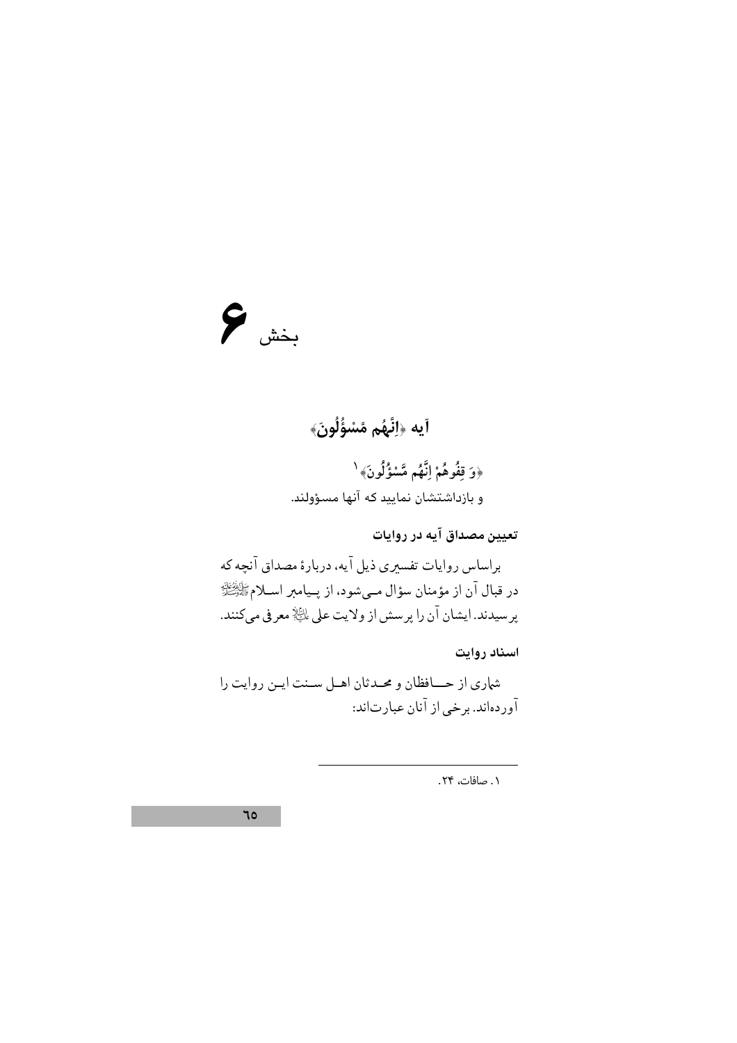# بخش ۶

## آیه ﴿اِنَّهُم مَسْؤُلُونَ﴾

﴿وَ قِفُوهُمْ إِنَّهُم مَّسْؤُلُونَ﴾[۱]

و بازداشتشان نمایید که آنها مسؤولند.

### تعیین مصداق آیه در روایات

براساس روایات تفسیری ذیل آیه، دربارهٔ مصداق آنچه که در قبال آن از مؤمنان سؤال می‌شود، از پیامبر اسلام ﷺ پرسیدند. ایشان آن را پرسش از ولایت علی علیه‌السلام معرفی می‌کنند.

### اسناد روایت

شماری از حافظان و محدثان اهل سنت این روایت را آورده‌اند. برخی از آنان عبارت‌اند:

---

۱. صافات، ۲۴.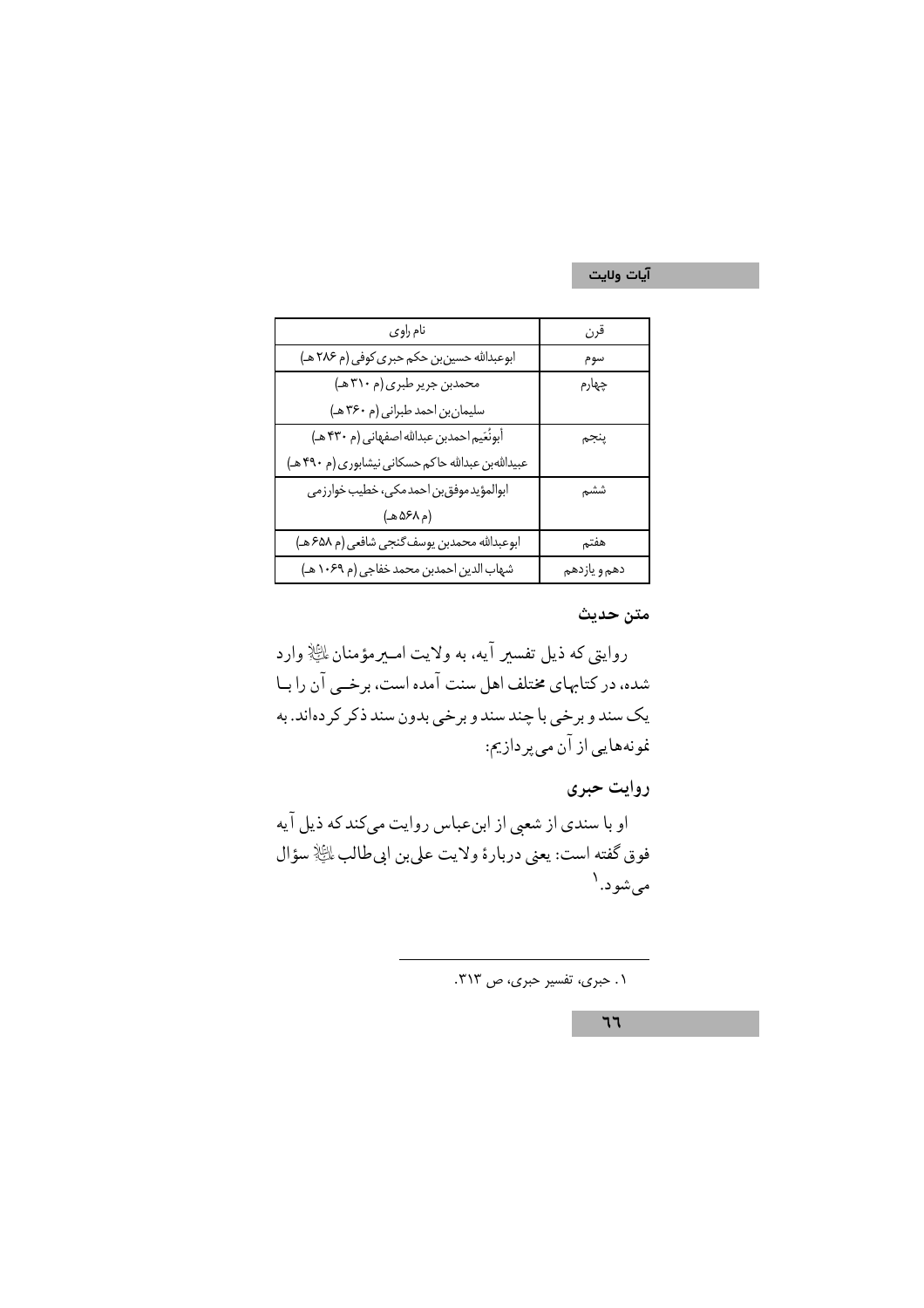| قرن | نام راوی |
|---|---|
| سوم | ابوعبدالله حسین‌بن حکم حبری کوفی (م ۲۸۶ هـ) |
| چهارم | محمدبن جریر طبری (م ۳۱۰ هـ)<br>سلیمان‌بن احمد طبرانی (م ۳۶۰ هـ) |
| پنجم | أبونُعَیم احمدبن عبدالله اصفهانی (م ۴۳۰ هـ)<br>عبیدالله‌بن عبدالله حاکم حسکانی نیشابوری (م ۴۹۰ هـ) |
| ششم | ابوالمؤید موفق‌بن احمد مکی، خطیب خوارزمی (م ۵۶۸ هـ) |
| هفتم | ابوعبدالله محمدبن یوسف گنجی شافعی (م ۶۵۸ هـ) |
| دهم و یازدهم | شهاب الدین احمدبن محمد خفاجی (م ۱۰۶۹ هـ) |

## متن حدیث

روایتی که ذیل تفسیر آیه، به ولایت امیرمؤمنان علیه‌السلام وارد شده، در کتابهای مختلف اهل سنت آمده است، برخی آن را با یک سند و برخی با چند سند و برخی بدون سند ذکر کرده‌اند. به نمونه‌هایی از آن می‌پردازیم:

## روایت حبری

او با سندی از شعبی از ابن‌عباس روایت می‌کند که ذیل آیه فوق گفته است: یعنی دربارهٔ ولایت علی‌بن ابی‌طالب علیه‌السلام سؤال می‌شود.[1]

---

۱. حبری، تفسیر حبری، ص ۳۱۳.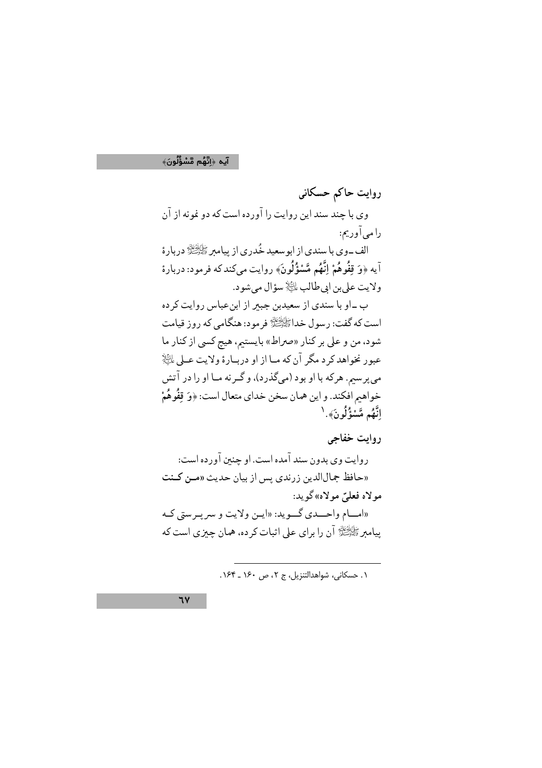## روایت حاکم حسکانی

وی با چند سند این روایت را آورده است که دو نمونه از آن را می‌آوریم:

الف ـ وی با سندی از ابوسعید خُدری از پیامبر ﷺ دربارهٔ آیه ﴿وَ قِفُوهُمْ اِنَّهُم مَّسْؤُلُونَ﴾ روایت می‌کند که فرمود: دربارهٔ ولایت علی‌بن ابی‌طالب علیه‌السلام سؤال می‌شود.

ب ـ او با سندی از سعیدبن جبیر از ابن‌عباس روایت کرده است که گفت: رسول خدا ﷺ فرمود: هنگامی که روز قیامت شود، من و علی بر کنار «صراط» بایستیم، هیچ کسی از کنار ما عبور نخواهد کرد مگر آن که مـا از او دربـارهٔ ولایت عـلی علیه‌السلام می‌پرسیم. هرکه با او بود (می‌گذرد)، وگـرنه مـا او را در آتش خواهیم افکند. و این همان سخن خدای متعال است: ﴿وَ قِفُوهُمْ اِنَّهُم مَّسْؤُلُونَ﴾.[1]

## روایت خفاجی

روایت وی بدون سند آمده است. او چنین آورده است:

«حافظ جمال‌الدین زرندی پس از بیان حدیث «**مـن کـنت مولاه فعلیّ مولاه**» گوید:

«امـــام واحـــدی گـــوید: «ایـن ولایت و سرپـرستی کـه پیامبر ﷺ آن را برای علی اثبات کرده، همان چیزی است که

---

۱. حسکانی، شواهدالتنزیل، ج ۲، ص ۱۶۰ ـ ۱۶۴.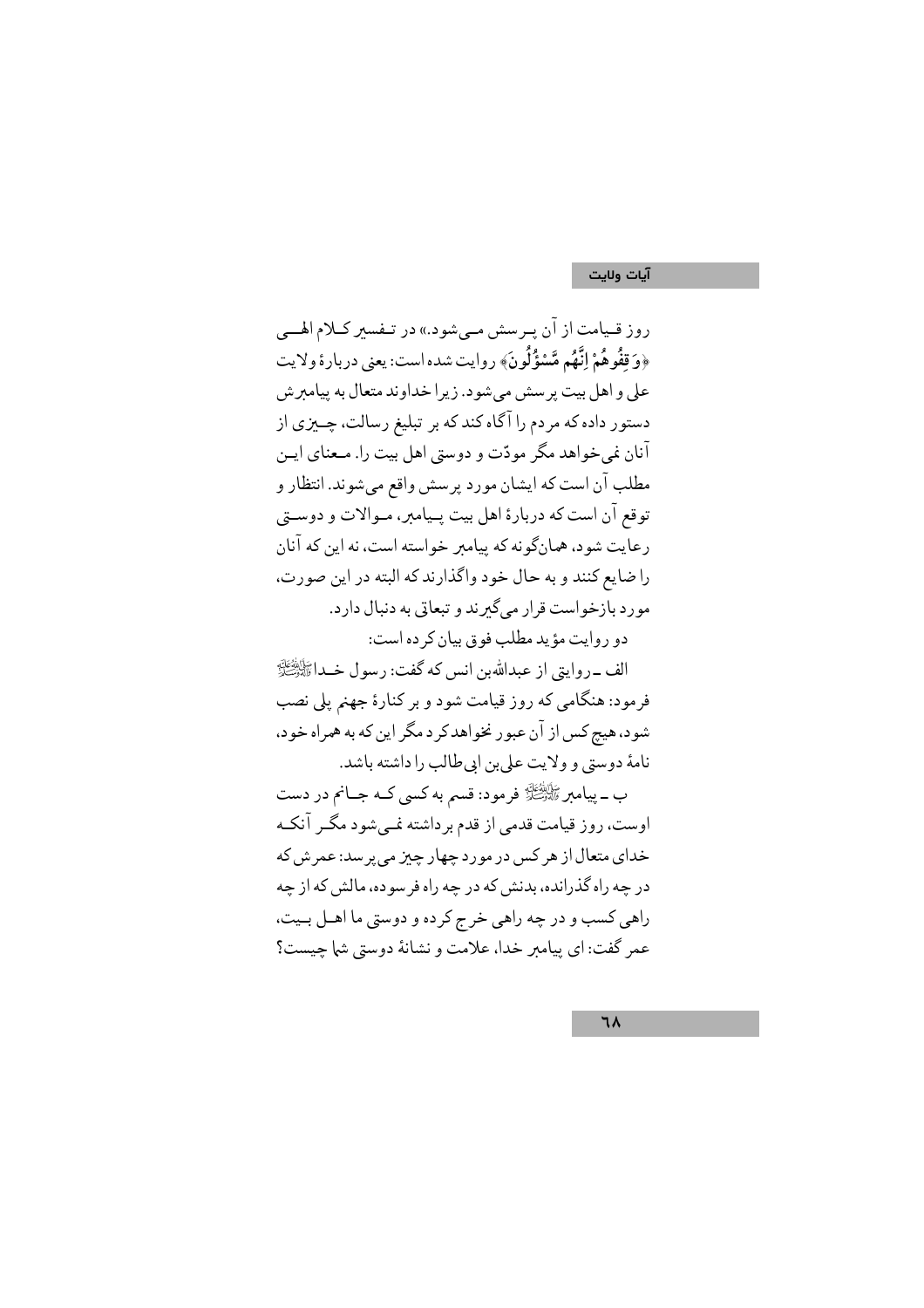روز قیامت از آن پرسش می‌شود.» در تفسیر کلام الهی ﴿وَقِفُوهُمْ إِنَّهُم مَّسْئُولُونَ﴾ روایت شده است: یعنی دربارهٔ ولایت علی و اهل بیت پرسش می‌شود. زیرا خداوند متعال به پیامبرش دستور داده که مردم را آگاه کند که بر تبلیغ رسالت، چیزی از آنان نمی‌خواهد مگر مودّت و دوستی اهل بیت را. معنای این مطلب آن است که ایشان مورد پرسش واقع می‌شوند. انتظار و توقع آن است که دربارهٔ اهل بیت پیامبر، موالات و دوستی رعایت شود، همان‌گونه که پیامبر خواسته است، نه این که آنان را ضایع کنند و به حال خود واگذارند که البته در این صورت، مورد بازخواست قرار می‌گیرند و تبعاتی به دنبال دارد.

دو روایت مؤید مطلب فوق بیان کرده است:

الف ـ روایتی از عبدالله‌بن انس که گفت: رسول خدا ﷺ فرمود: هنگامی که روز قیامت شود و بر کنارهٔ جهنم پلی نصب شود، هیچ کس از آن عبور نخواهد کرد مگر این که به همراه خود، نامهٔ دوستی و ولایت علی‌بن ابی‌طالب را داشته باشد.

ب ـ پیامبر ﷺ فرمود: قسم به کسی که جانم در دست اوست، روز قیامت قدمی از قدم برداشته نمی‌شود مگر آنکه خدای متعال از هر کس در مورد چهار چیز می‌پرسد: عمرش که در چه راه گذرانده، بدنش که در چه راه فرسوده، مالش که از چه راهی کسب و در چه راهی خرج کرده و دوستی ما اهل بیت، عمر گفت: ای پیامبر خدا، علامت و نشانهٔ دوستی شما چیست؟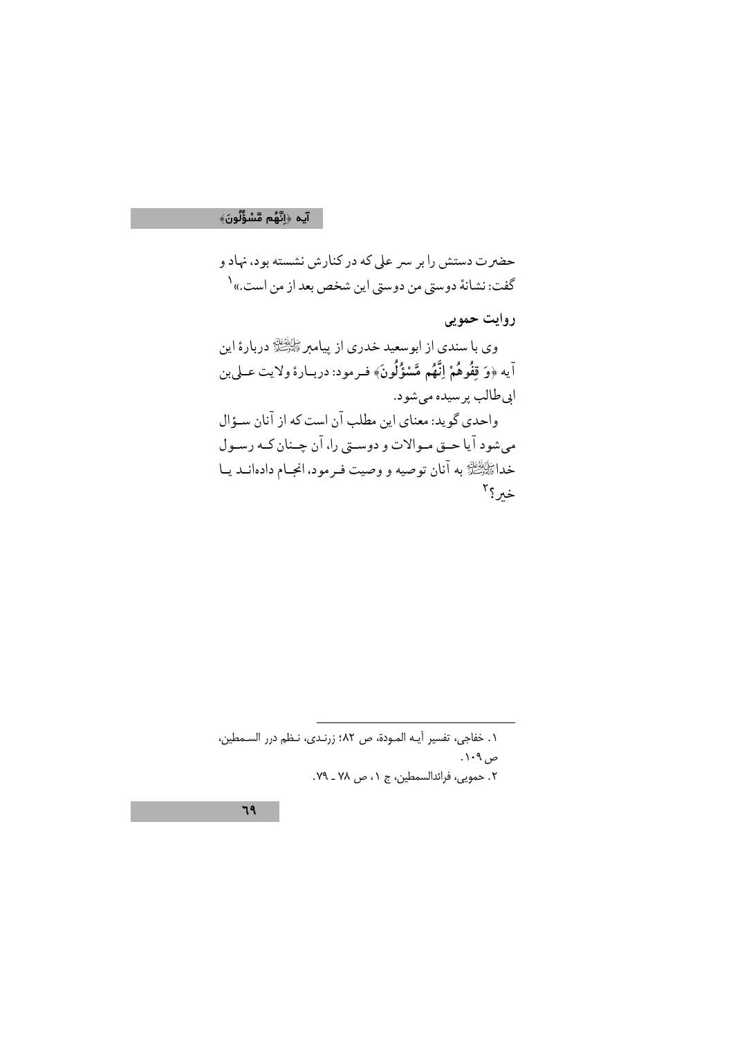حضرت دستش را بر سر علی که در کنارش نشسته بود، نهاد و گفت: نشانهٔ دوستی من دوستی این شخص بعد از من است.»[1]

### روایت حمویی

وی با سندی از ابوسعید خدری از پیامبر ﷺ دربارهٔ این آیه ﴿وَ قِفُوهُمْ اِنَّهُم مَّسْؤُلُونَ﴾ فرمود: دربارهٔ ولایت علی‌بن ابی‌طالب پرسیده می‌شود.

واحدی گوید: معنای این مطلب آن است که از آنان سؤال می‌شود آیا حق موالات و دوستی را، آن چنان که رسول خدا ﷺ به آنان توصیه و وصیت فرمود، انجام داده‌اند یا خیر؟[2]

---

۱. خفاجی، تفسیر آیه المودة، ص ۸۲؛ زرندی، نظم درر السمطین، ص ۱۰۹.

۲. حمویی، فرائدالسمطین، ج ۱، ص ۷۸ ـ ۷۹.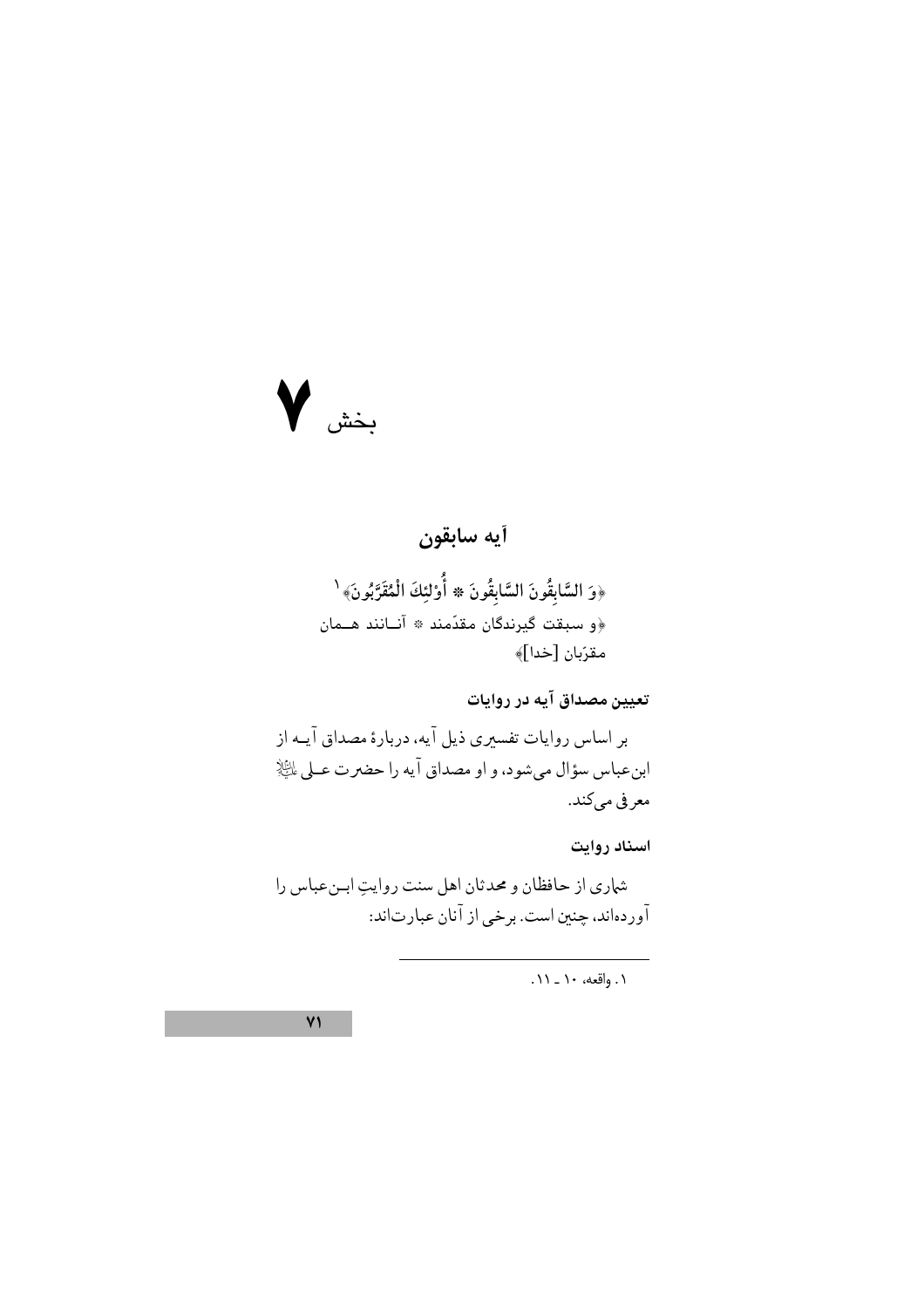# بخش ۷

## آیه سابقون

﴿وَ السَّابِقُونَ السَّابِقُونَ * أُوْلٰئِكَ الْمُقَرَّبُونَ﴾[۱]

﴿و سبقت گیرندگان مقدّمند * آنانند همان مقرّبان [خدا]﴾

### تعیین مصداق آیه در روایات

بر اساس روایات تفسیری ذیل آیه، دربارهٔ مصداق آیه از ابن‌عباس سؤال می‌شود، و او مصداق آیه را حضرت علی علیه‌السلام معرفی می‌کند.

### اسناد روایت

شماری از حافظان و محدثان اهل سنت روایتِ ابن‌عباس را آورده‌اند، چنین است. برخی از آنان عبارت‌اند:

---

۱. واقعه، ۱۰ ـ ۱۱.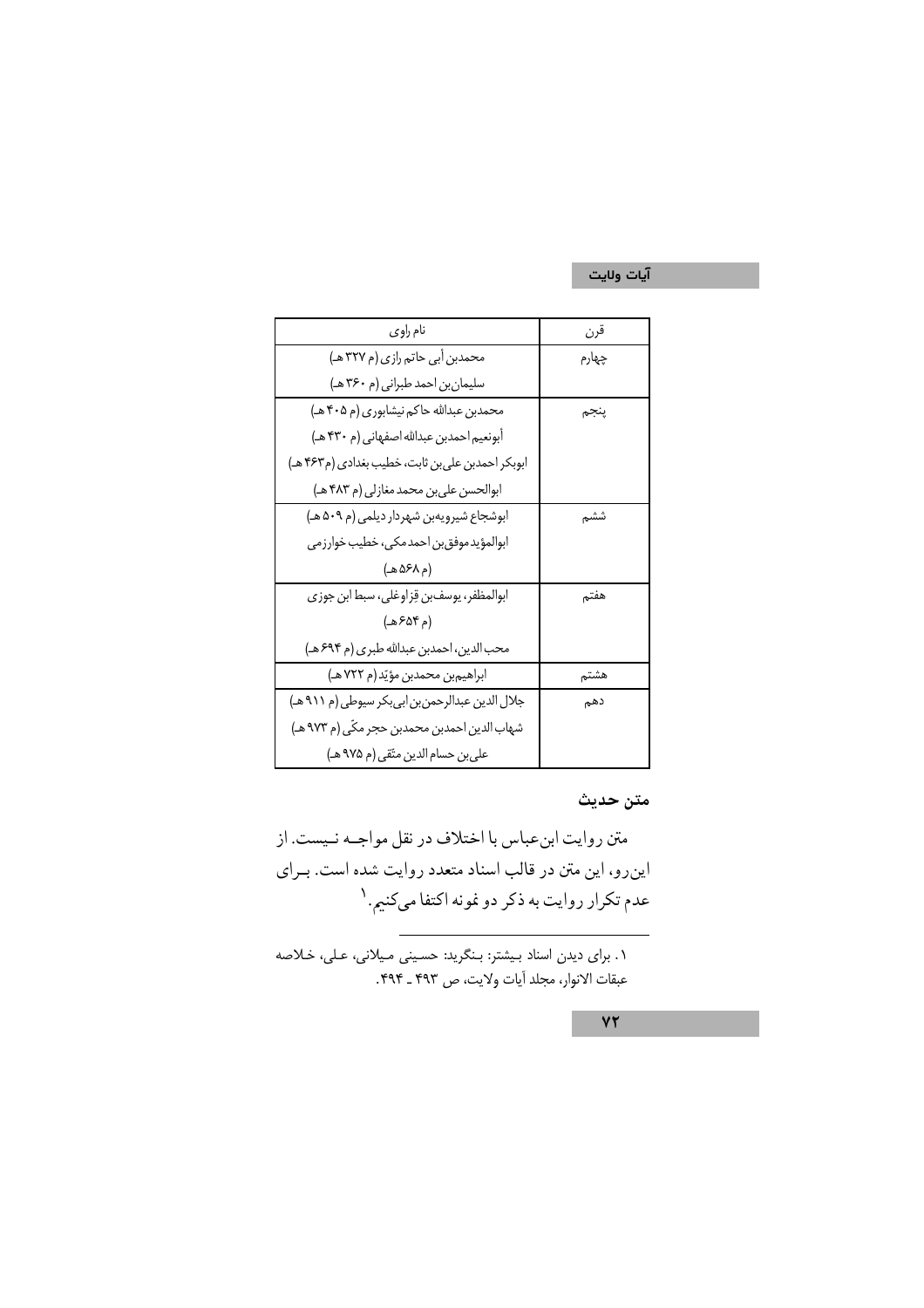| قرن | نام راوی |
|---|---|
| چهارم | محمدبن أبی حاتم رازی (م ۳۲۷ هـ) |
| | سلیمان‌بن احمد طبرانی (م ۳۶۰ هـ) |
| پنجم | محمدبن عبدالله حاکم نیشابوری (م ۴۰۵ هـ) |
| | أبونعیم احمدبن عبدالله اصفهانی (م ۴۳۰ هـ) |
| | ابوبکر احمدبن علی‌بن ثابت، خطیب بغدادی (م۴۶۳ هـ) |
| | ابوالحسن علی‌بن محمد مغازلی (م ۴۸۳ هـ) |
| ششم | ابوشجاع شیرویه‌بن شهردار دیلمی (م ۵۰۹ هـ) |
| | ابوالمؤید موفق‌بن احمد مکی، خطیب خوارزمی (م ۵۶۸ هـ) |
| هفتم | ابوالمظفر، یوسف‌بن قِزاوغلی، سبط ابن جوزی (م ۶۵۴ هـ) |
| | محب الدین، احمدبن عبدالله طبری (م ۶۹۴ هـ) |
| هشتم | ابراهیم‌بن محمدبن مؤیّد (م ۷۲۲ هـ) |
| دهم | جلال الدین عبدالرحمن‌بن ابی‌بکر سیوطی (م ۹۱۱ هـ) |
| | شهاب الدین احمدبن محمدبن حجر مکّی (م ۹۷۳ هـ) |
| | علی‌بن حسام الدین متّقی (م ۹۷۵ هـ) |

### متن حدیث

متن روایت ابن‌عباس با اختلاف در نقل مواجـه نـیست. از این‌رو، این متن در قالب اسناد متعدد روایت شده است. بـرای عدم تکرار روایت به ذکر دو نمونه اکتفا می‌کنیم.[1]

---

۱. برای دیدن اسناد بـیشتر: بـنگرید: حسـینی مـیلانی، عـلی، خـلاصه عبقات الانوار، مجلد آیات ولایت، ص ۴۹۳ ـ ۴۹۴.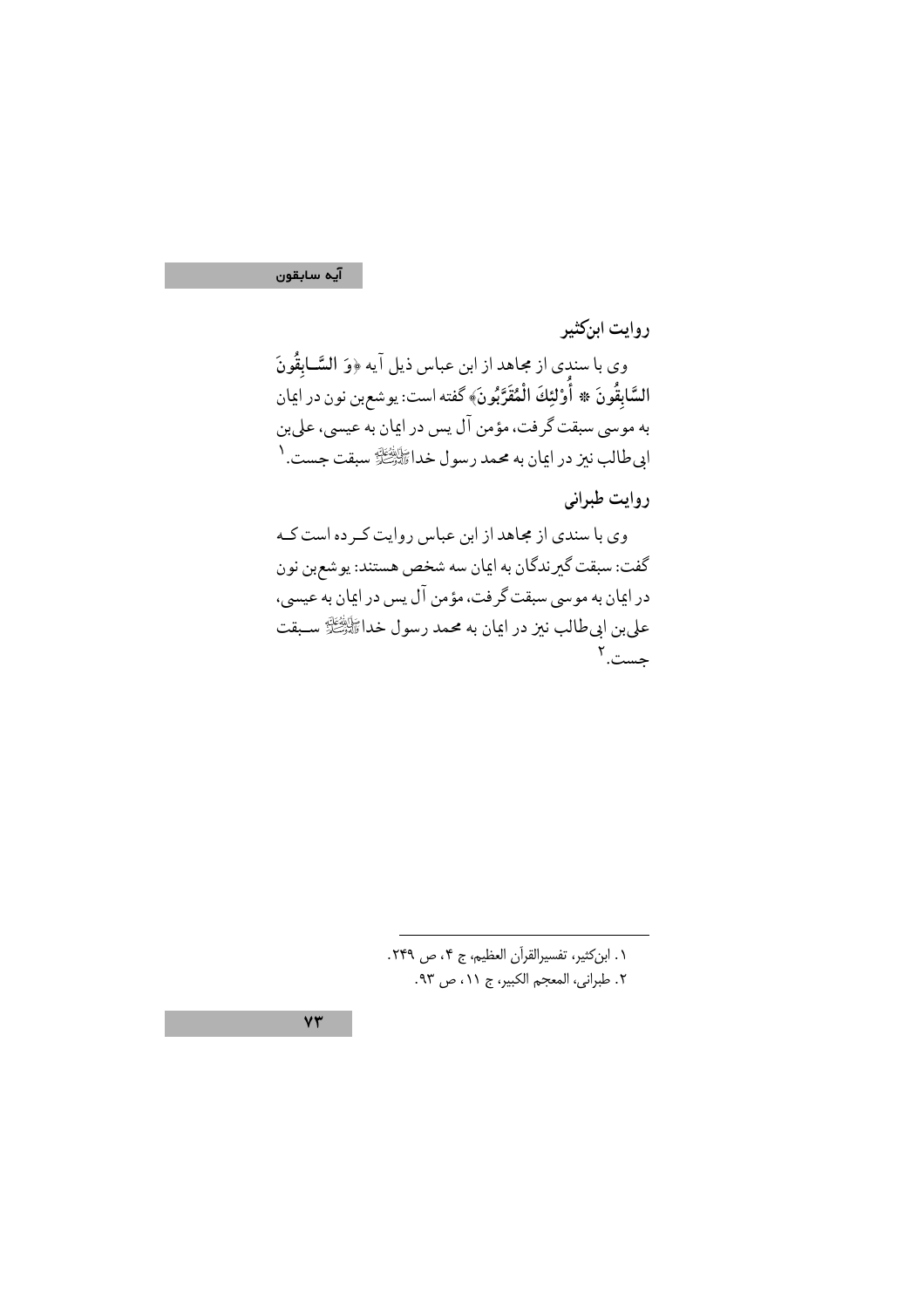### روایت ابن‌کثیر

وی با سندی از مجاهد از ابن عباس ذیل آیه ﴿وَ السَّابِقُونَ السَّابِقُونَ * أُوْلَئِكَ الْمُقَرَّبُونَ﴾ گفته است: یوشع‌بن نون در ایمان به موسی سبقت گرفت، مؤمن آل یس در ایمان به عیسی، علی‌بن ابی‌طالب نیز در ایمان به محمد رسول خدا ﷺ سبقت جست.[1]

### روایت طبرانی

وی با سندی از مجاهد از ابن عباس روایت کرده است که گفت: سبقت گیرندگان به ایمان سه شخص هستند: یوشع‌بن نون در ایمان به موسی سبقت گرفت، مؤمن آل یس در ایمان به عیسی، علی‌بن ابی‌طالب نیز در ایمان به محمد رسول خدا ﷺ سبقت جست.[2]

---

۱. ابن‌کثیر، تفسیرالقرآن العظیم، ج ۴، ص ۲۴۹.
۲. طبرانی، المعجم الکبیر، ج ۱۱، ص ۹۳.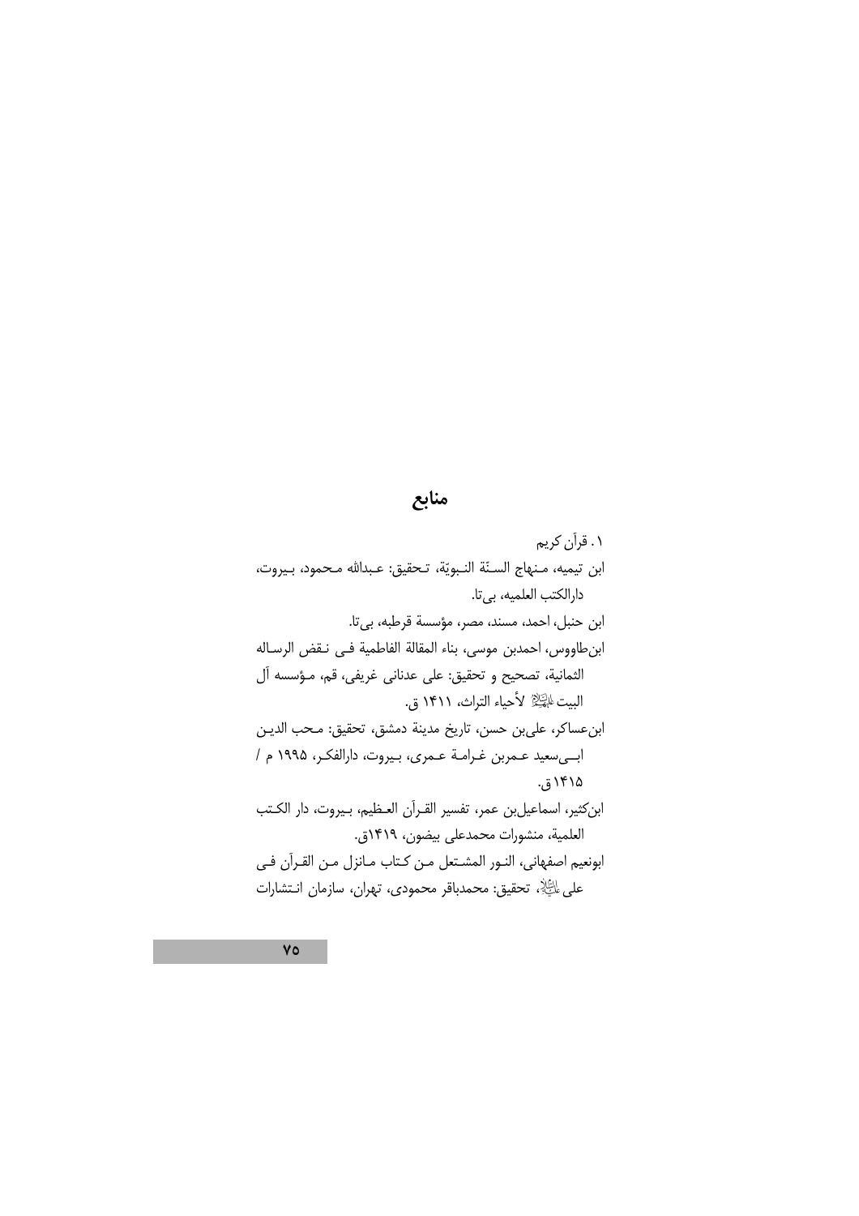## منابع

۱. قرآن کریم

ابن تیمیه، منهاج السنّة النبویّة، تحقیق: عبدالله محمود، بیروت، دارالکتب العلمیه، بی‌تا.

ابن حنبل، احمد، مسند، مصر، مؤسسة قرطبه، بی‌تا.

ابن‌طاووس، احمدبن موسی، بناء المقالة الفاطمیة فی نقض الرساله الثمانیة، تصحیح و تحقیق: علی عدنانی غریفی، قم، مؤسسه آل البیت علیهم‌السلام لأحیاء التراث، ۱۴۱۱ ق.

ابن‌عساکر، علی‌بن حسن، تاریخ مدینة دمشق، تحقیق: محب الدین ابی‌سعید عمربن غرامة عمری، بیروت، دارالفکر، ۱۹۹۵ م / ۱۴۱۵ ق.

ابن‌کثیر، اسماعیل‌بن عمر، تفسیر القرآن العظیم، بیروت، دار الکتب العلمیة، منشورات محمدعلی بیضون، ۱۴۱۹ق.

ابونعیم اصفهانی، النور المشتعل من کتاب ما‌نزل من القرآن فی علی علیه‌السلام، تحقیق: محمدباقر محمودی، تهران، سازمان انتشارات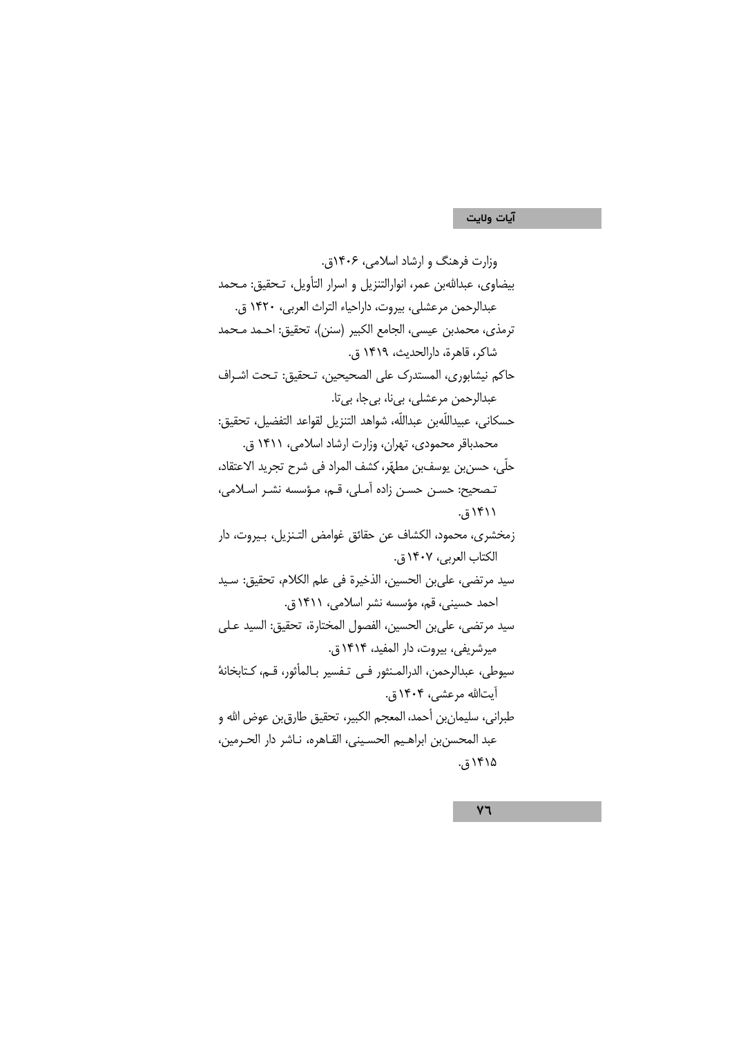وزارت فرهنگ و ارشاد اسلامی، ۱۴۰۶ق.

بیضاوی، عبدالله‌بن عمر، انوارالتنزیل و اسرار التأویل، تحقیق: محمد عبدالرحمن مرعشلی، بیروت، داراحیاء التراث العربی، ۱۴۲۰ ق.

ترمذی، محمدبن عیسی، الجامع الکبیر (سنن)، تحقیق: احمد محمد شاکر، قاهرة، دارالحدیث، ۱۴۱۹ ق.

حاکم نیشابوری، المستدرک علی الصحیحین، تحقیق: تحت اشراف عبدالرحمن مرعشلی، بی‌نا، بی‌جا، بی‌تا.

حسکانی، عبیداللّه‌بن عبداللّه، شواهد التنزیل لقواعد التفضیل، تحقیق: محمدباقر محمودی، تهران، وزارت ارشاد اسلامی، ۱۴۱۱ ق.

حلّی، حسن‌بن یوسف‌بن مطهّر، کشف المراد فی شرح تجرید الاعتقاد، تصحیح: حسن حسن زاده آملی، قم، مؤسسه نشر اسلامی، ۱۴۱۱ق.

زمخشری، محمود، الکشاف عن حقائق غوامض التنزیل، بیروت، دار الکتاب العربی، ۱۴۰۷ق.

سید مرتضی، علی‌بن الحسین، الذخیرة فی علم الکلام، تحقیق: سید احمد حسینی، قم، مؤسسه نشر اسلامی، ۱۴۱۱ق.

سید مرتضی، علی‌بن الحسین، الفصول المختارة، تحقیق: السید علی میرشریفی، بیروت، دار المفید، ۱۴۱۴ق.

سیوطی، عبدالرحمن، الدرالمنثور فی تفسیر بالمأثور، قم، کتابخانهٔ آیت‌الله مرعشی، ۱۴۰۴ق.

طبرانی، سلیمان‌بن أحمد، المعجم الکبیر، تحقیق طارق‌بن عوض الله و عبد المحسن‌بن ابراهیم الحسینی، القاهره، ناشر دار الحرمین، ۱۴۱۵ق.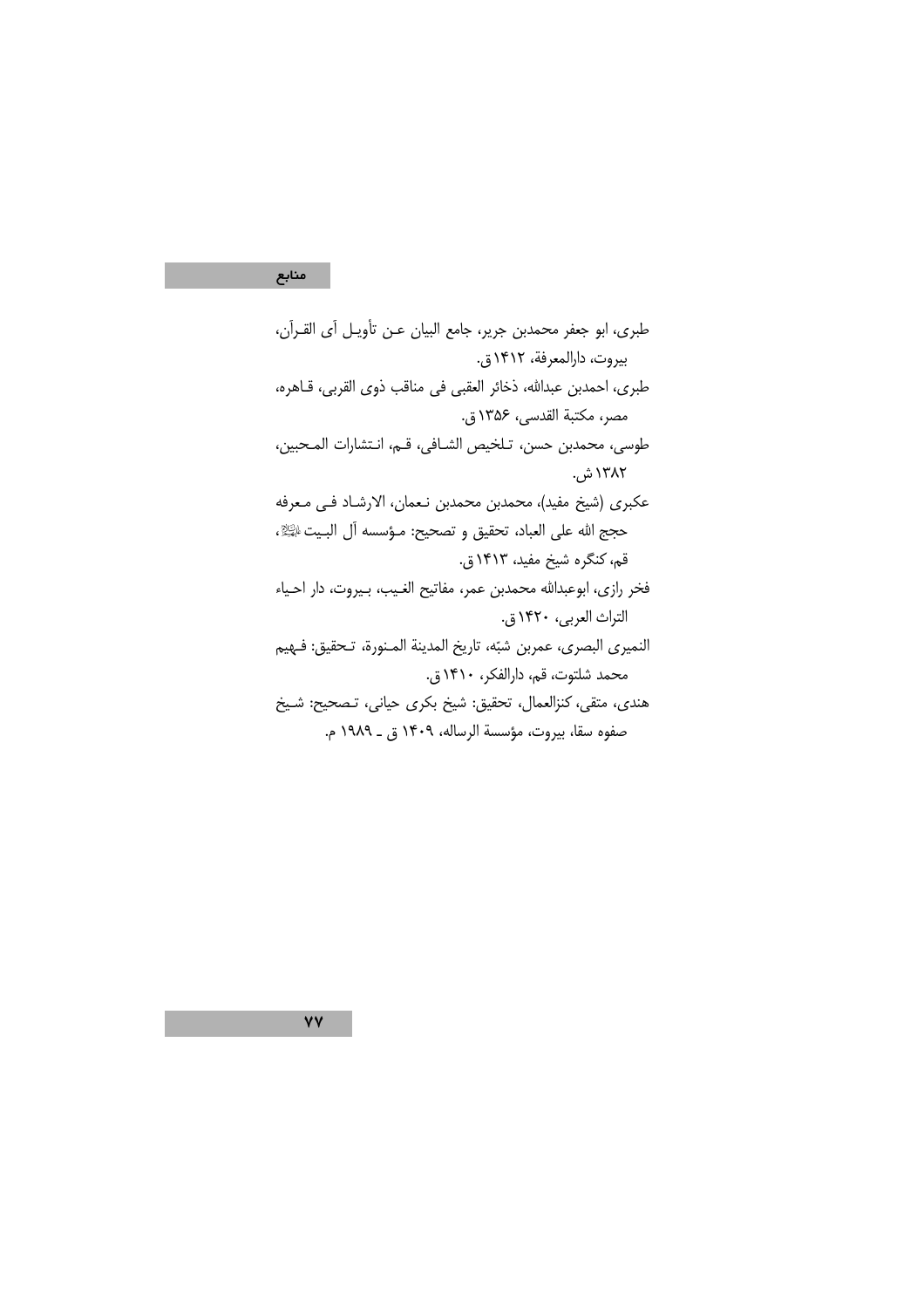## منابع

طبری، ابو جعفر محمدبن جریر، جامع البیان عن تأویل آی القرآن، بیروت، دارالمعرفة، ۱۴۱۲ق.

طبری، احمدبن عبدالله، ذخائر العقبی فی مناقب ذوی القربی، قاهره، مصر، مکتبة القدسی، ۱۳۵۶ق.

طوسی، محمدبن حسن، تلخیص الشافی، قم، انتشارات المحبین، ۱۳۸۲ش.

عکبری (شیخ مفید)، محمدبن محمدبن نعمان، الارشاد فی معرفه حجج الله علی العباد، تحقیق و تصحیح: مؤسسه آل البیت علیهم‌السلام، قم، کنگره شیخ مفید، ۱۴۱۳ق.

فخر رازی، ابوعبدالله محمدبن عمر، مفاتیح الغیب، بیروت، دار احیاء التراث العربی، ۱۴۲۰ق.

النمیری البصری، عمربن شبّه، تاریخ المدینة المنورة، تحقیق: فهیم محمد شلتوت، قم، دارالفکر، ۱۴۱۰ق.

هندی، متقی، کنزالعمال، تحقیق: شیخ بکری حیانی، تصحیح: شیخ صفوه سقا، بیروت، مؤسسة الرساله، ۱۴۰۹ ق ـ ۱۹۸۹ م.